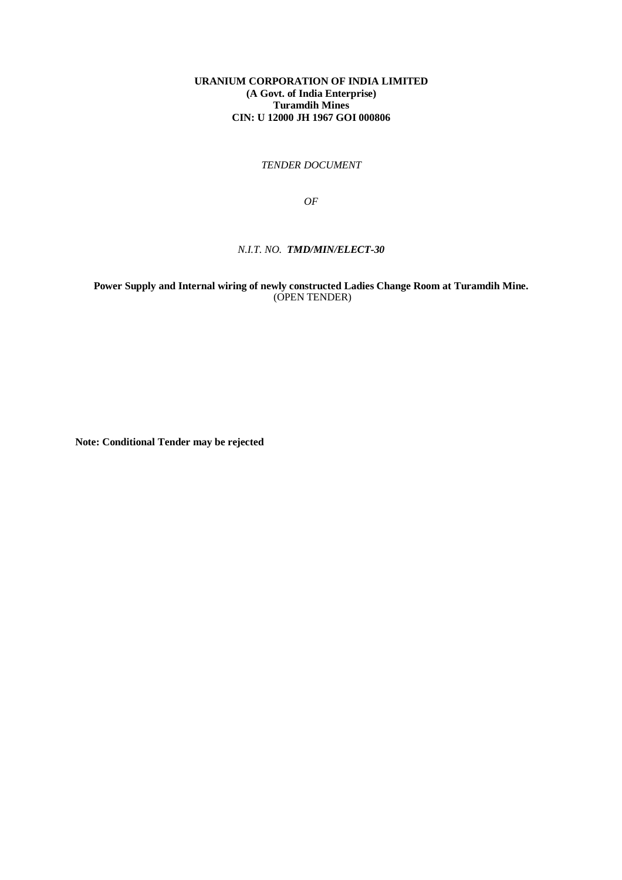**URANIUM CORPORATION OF INDIA LIMITED**
**(A Govt. of India Enterprise)**
**Turamdih Mines**
**CIN: U 12000 JH 1967 GOI 000806**

*TENDER DOCUMENT*

*OF*

*N.I.T. NO.* ***TMD/MIN/ELECT-30***

**Power Supply and Internal wiring of newly constructed Ladies Change Room at Turamdih Mine.**
(OPEN TENDER)

**Note: Conditional Tender may be rejected**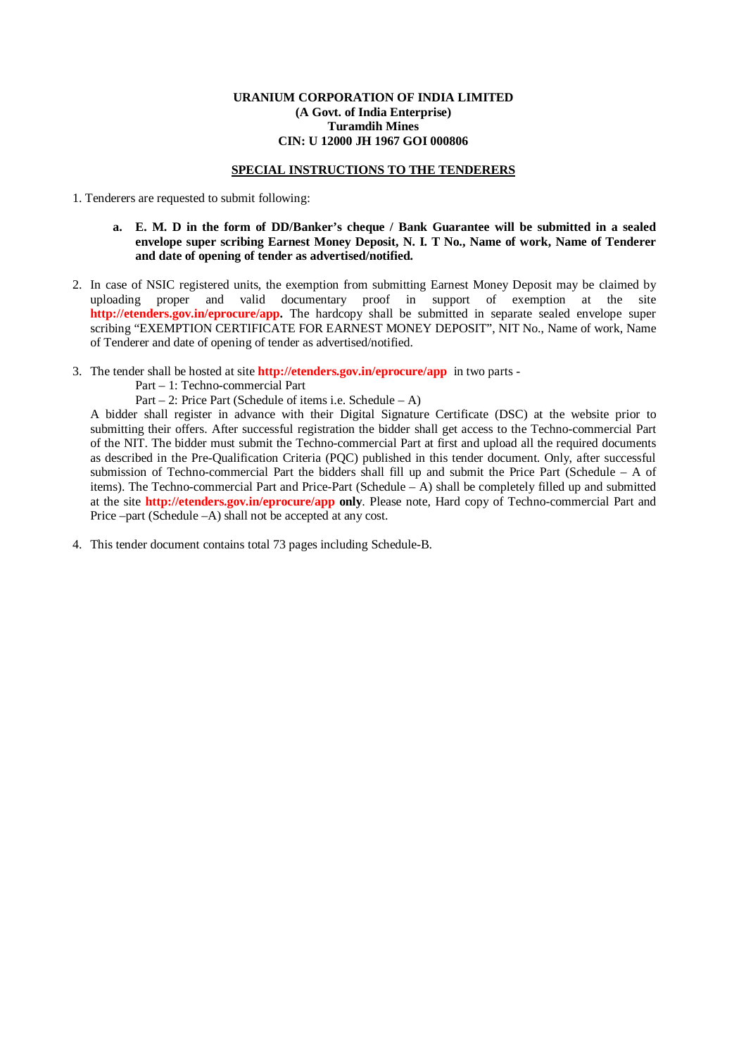**URANIUM CORPORATION OF INDIA LIMITED**
**(A Govt. of India Enterprise)**
**Turamdih Mines**
**CIN: U 12000 JH 1967 GOI 000806**

## SPECIAL INSTRUCTIONS TO THE TENDERERS

1. Tenderers are requested to submit following:

   **a. E. M. D in the form of DD/Banker's cheque / Bank Guarantee will be submitted in a sealed envelope super scribing Earnest Money Deposit, N. I. T No., Name of work, Name of Tenderer and date of opening of tender as advertised/notified.**

2. In case of NSIC registered units, the exemption from submitting Earnest Money Deposit may be claimed by uploading proper and valid documentary proof in support of exemption at the site **http://etenders.gov.in/eprocure/app.** The hardcopy shall be submitted in separate sealed envelope super scribing "EXEMPTION CERTIFICATE FOR EARNEST MONEY DEPOSIT", NIT No., Name of work, Name of Tenderer and date of opening of tender as advertised/notified.

3. The tender shall be hosted at site **http://etenders.gov.in/eprocure/app** in two parts -

   Part – 1: Techno-commercial Part

   Part – 2: Price Part (Schedule of items i.e. Schedule – A)

   A bidder shall register in advance with their Digital Signature Certificate (DSC) at the website prior to submitting their offers. After successful registration the bidder shall get access to the Techno-commercial Part of the NIT. The bidder must submit the Techno-commercial Part at first and upload all the required documents as described in the Pre-Qualification Criteria (PQC) published in this tender document. Only, after successful submission of Techno-commercial Part the bidders shall fill up and submit the Price Part (Schedule – A of items). The Techno-commercial Part and Price-Part (Schedule – A) shall be completely filled up and submitted at the site **http://etenders.gov.in/eprocure/app only**. Please note, Hard copy of Techno-commercial Part and Price –part (Schedule –A) shall not be accepted at any cost.

4. This tender document contains total 73 pages including Schedule-B.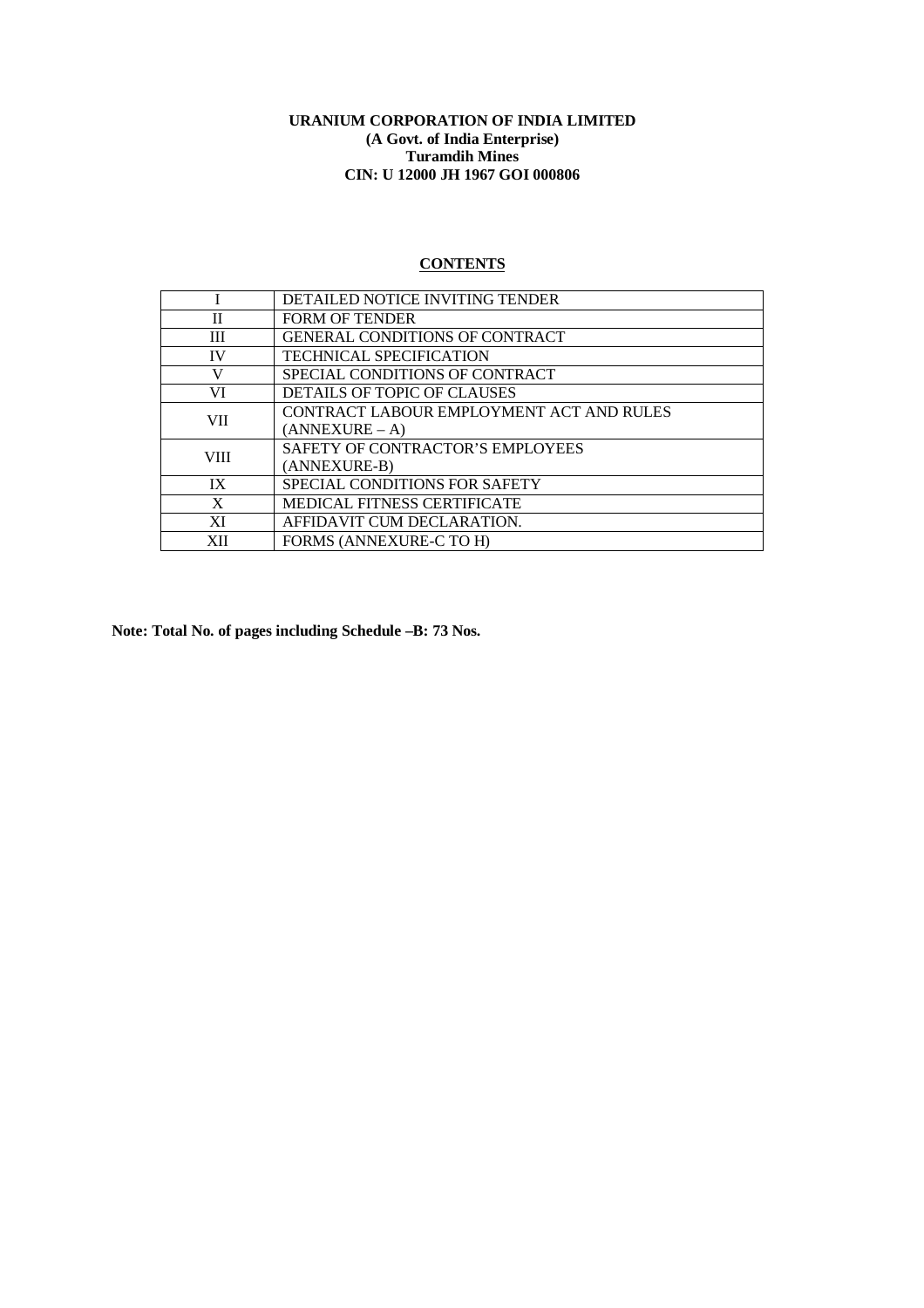**URANIUM CORPORATION OF INDIA LIMITED**
**(A Govt. of India Enterprise)**
**Turamdih Mines**
**CIN: U 12000 JH 1967 GOI 000806**

## CONTENTS

| | |
|---|---|
| I | DETAILED NOTICE INVITING TENDER |
| II | FORM OF TENDER |
| III | GENERAL CONDITIONS OF CONTRACT |
| IV | TECHNICAL SPECIFICATION |
| V | SPECIAL CONDITIONS OF CONTRACT |
| VI | DETAILS OF TOPIC OF CLAUSES |
| VII | CONTRACT LABOUR EMPLOYMENT ACT AND RULES (ANNEXURE – A) |
| VIII | SAFETY OF CONTRACTOR'S EMPLOYEES (ANNEXURE-B) |
| IX | SPECIAL CONDITIONS FOR SAFETY |
| X | MEDICAL FITNESS CERTIFICATE |
| XI | AFFIDAVIT CUM DECLARATION. |
| XII | FORMS (ANNEXURE-C TO H) |

**Note: Total No. of pages including Schedule –B: 73 Nos.**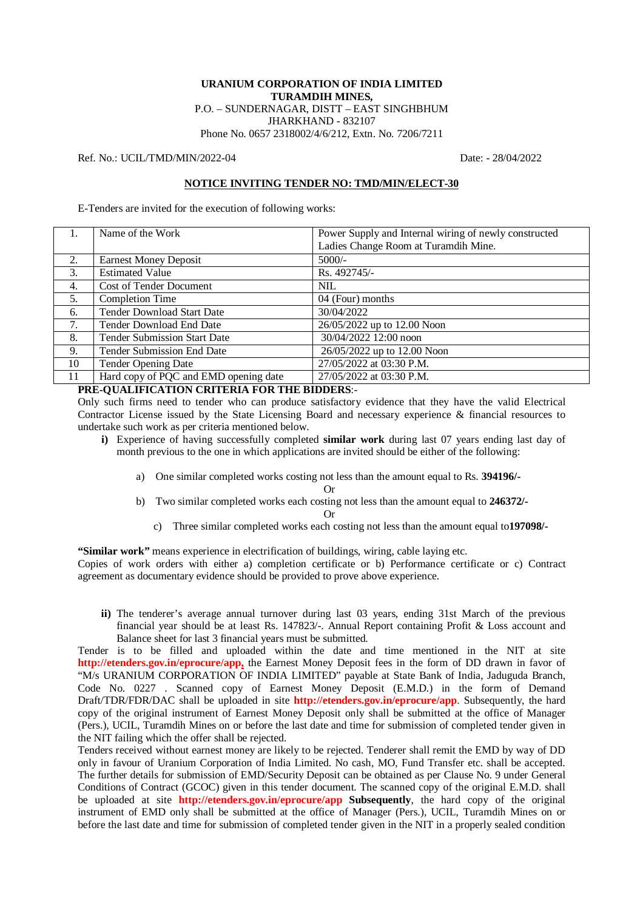**URANIUM CORPORATION OF INDIA LIMITED**
**TURAMDIH MINES,**
P.O. – SUNDERNAGAR, DISTT – EAST SINGHBHUM
JHARKHAND - 832107
Phone No. 0657 2318002/4/6/212, Extn. No. 7206/7211

Ref. No.: UCIL/TMD/MIN/2022-04 Date: - 28/04/2022

**NOTICE INVITING TENDER NO: TMD/MIN/ELECT-30**

E-Tenders are invited for the execution of following works:

| 1. | Name of the Work | Power Supply and Internal wiring of newly constructed Ladies Change Room at Turamdih Mine. |
|---|---|---|
| 2. | Earnest Money Deposit | 5000/- |
| 3. | Estimated Value | Rs. 492745/- |
| 4. | Cost of Tender Document | NIL |
| 5. | Completion Time | 04 (Four) months |
| 6. | Tender Download Start Date | 30/04/2022 |
| 7. | Tender Download End Date | 26/05/2022 up to 12.00 Noon |
| 8. | Tender Submission Start Date | 30/04/2022 12:00 noon |
| 9. | Tender Submission End Date | 26/05/2022 up to 12.00 Noon |
| 10 | Tender Opening Date | 27/05/2022 at 03:30 P.M. |
| 11 | Hard copy of PQC and EMD opening date | 27/05/2022 at 03:30 P.M. |

**PRE-QUALIFICATION CRITERIA FOR THE BIDDERS**:-

Only such firms need to tender who can produce satisfactory evidence that they have the valid Electrical Contractor License issued by the State Licensing Board and necessary experience & financial resources to undertake such work as per criteria mentioned below.

**i)** Experience of having successfully completed **similar work** during last 07 years ending last day of month previous to the one in which applications are invited should be either of the following:

a) One similar completed works costing not less than the amount equal to Rs. **394196/-**

Or

b) Two similar completed works each costing not less than the amount equal to **246372/-**

Or

c) Three similar completed works each costing not less than the amount equal to**197098/-**

**"Similar work"** means experience in electrification of buildings, wiring, cable laying etc.

Copies of work orders with either a) completion certificate or b) Performance certificate or c) Contract agreement as documentary evidence should be provided to prove above experience.

**ii)** The tenderer's average annual turnover during last 03 years, ending 31st March of the previous financial year should be at least Rs. 147823/-. Annual Report containing Profit & Loss account and Balance sheet for last 3 financial years must be submitted.

Tender is to be filled and uploaded within the date and time mentioned in the NIT at site **http://etenders.gov.in/eprocure/app,** the Earnest Money Deposit fees in the form of DD drawn in favor of "M/s URANIUM CORPORATION OF INDIA LIMITED" payable at State Bank of India, Jaduguda Branch, Code No. 0227 . Scanned copy of Earnest Money Deposit (E.M.D.) in the form of Demand Draft/TDR/FDR/DAC shall be uploaded in site **http://etenders.gov.in/eprocure/app**. Subsequently, the hard copy of the original instrument of Earnest Money Deposit only shall be submitted at the office of Manager (Pers.), UCIL, Turamdih Mines on or before the last date and time for submission of completed tender given in the NIT failing which the offer shall be rejected.

Tenders received without earnest money are likely to be rejected. Tenderer shall remit the EMD by way of DD only in favour of Uranium Corporation of India Limited. No cash, MO, Fund Transfer etc. shall be accepted. The further details for submission of EMD/Security Deposit can be obtained as per Clause No. 9 under General Conditions of Contract (GCOC) given in this tender document. The scanned copy of the original E.M.D. shall be uploaded at site **http://etenders.gov.in/eprocure/app Subsequently**, the hard copy of the original instrument of EMD only shall be submitted at the office of Manager (Pers.), UCIL, Turamdih Mines on or before the last date and time for submission of completed tender given in the NIT in a properly sealed condition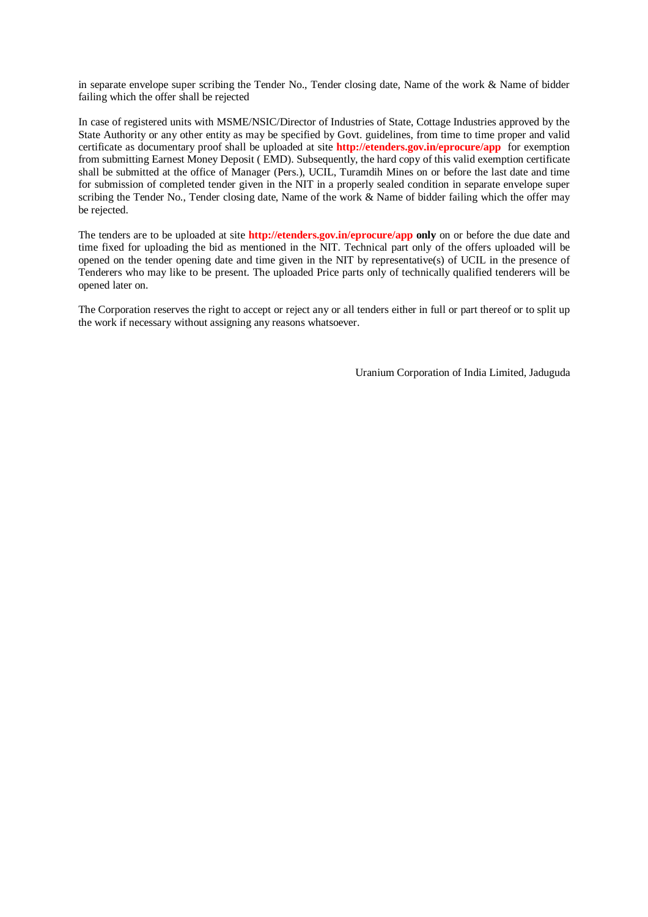in separate envelope super scribing the Tender No., Tender closing date, Name of the work & Name of bidder failing which the offer shall be rejected

In case of registered units with MSME/NSIC/Director of Industries of State, Cottage Industries approved by the State Authority or any other entity as may be specified by Govt. guidelines, from time to time proper and valid certificate as documentary proof shall be uploaded at site **http://etenders.gov.in/eprocure/app** for exemption from submitting Earnest Money Deposit ( EMD). Subsequently, the hard copy of this valid exemption certificate shall be submitted at the office of Manager (Pers.), UCIL, Turamdih Mines on or before the last date and time for submission of completed tender given in the NIT in a properly sealed condition in separate envelope super scribing the Tender No., Tender closing date, Name of the work & Name of bidder failing which the offer may be rejected.

The tenders are to be uploaded at site **http://etenders.gov.in/eprocure/app only** on or before the due date and time fixed for uploading the bid as mentioned in the NIT. Technical part only of the offers uploaded will be opened on the tender opening date and time given in the NIT by representative(s) of UCIL in the presence of Tenderers who may like to be present. The uploaded Price parts only of technically qualified tenderers will be opened later on.

The Corporation reserves the right to accept or reject any or all tenders either in full or part thereof or to split up the work if necessary without assigning any reasons whatsoever.

Uranium Corporation of India Limited, Jaduguda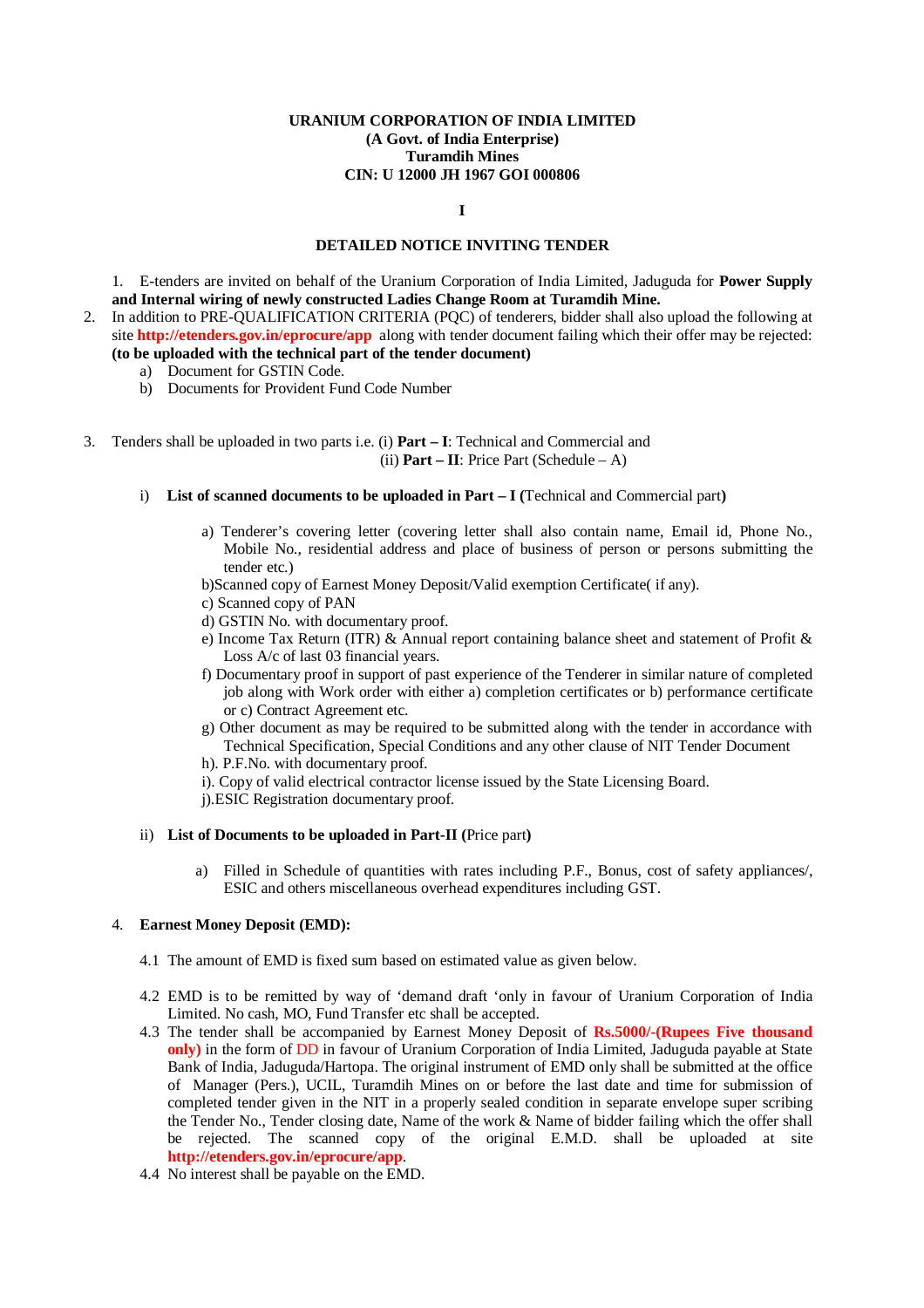**URANIUM CORPORATION OF INDIA LIMITED**
**(A Govt. of India Enterprise)**
**Turamdih Mines**
**CIN: U 12000 JH 1967 GOI 000806**

**I**

## DETAILED NOTICE INVITING TENDER

1. E-tenders are invited on behalf of the Uranium Corporation of India Limited, Jaduguda for **Power Supply and Internal wiring of newly constructed Ladies Change Room at Turamdih Mine.**
2. In addition to PRE-QUALIFICATION CRITERIA (PQC) of tenderers, bidder shall also upload the following at site **http://etenders.gov.in/eprocure/app** along with tender document failing which their offer may be rejected: **(to be uploaded with the technical part of the tender document)**
   a) Document for GSTIN Code.
   b) Documents for Provident Fund Code Number

3. Tenders shall be uploaded in two parts i.e. (i) **Part – I**: Technical and Commercial and (ii) **Part – II**: Price Part (Schedule – A)

   i) **List of scanned documents to be uploaded in Part – I (**Technical and Commercial part**)**

   a) Tenderer's covering letter (covering letter shall also contain name, Email id, Phone No., Mobile No., residential address and place of business of person or persons submitting the tender etc.)
   b)Scanned copy of Earnest Money Deposit/Valid exemption Certificate( if any).
   c) Scanned copy of PAN
   d) GSTIN No. with documentary proof.
   e) Income Tax Return (ITR) & Annual report containing balance sheet and statement of Profit & Loss A/c of last 03 financial years.
   f) Documentary proof in support of past experience of the Tenderer in similar nature of completed job along with Work order with either a) completion certificates or b) performance certificate or c) Contract Agreement etc.
   g) Other document as may be required to be submitted along with the tender in accordance with Technical Specification, Special Conditions and any other clause of NIT Tender Document
   h). P.F.No. with documentary proof.
   i). Copy of valid electrical contractor license issued by the State Licensing Board.
   j).ESIC Registration documentary proof.

   ii) **List of Documents to be uploaded in Part-II (**Price part**)**

   a) Filled in Schedule of quantities with rates including P.F., Bonus, cost of safety appliances/, ESIC and others miscellaneous overhead expenditures including GST.

4. **Earnest Money Deposit (EMD):**

   4.1 The amount of EMD is fixed sum based on estimated value as given below.

   4.2 EMD is to be remitted by way of 'demand draft 'only in favour of Uranium Corporation of India Limited. No cash, MO, Fund Transfer etc shall be accepted.

   4.3 The tender shall be accompanied by Earnest Money Deposit of **Rs.5000/-(Rupees Five thousand only)** in the form of DD in favour of Uranium Corporation of India Limited, Jaduguda payable at State Bank of India, Jaduguda/Hartopa. The original instrument of EMD only shall be submitted at the office of Manager (Pers.), UCIL, Turamdih Mines on or before the last date and time for submission of completed tender given in the NIT in a properly sealed condition in separate envelope super scribing the Tender No., Tender closing date, Name of the work & Name of bidder failing which the offer shall be rejected. The scanned copy of the original E.M.D. shall be uploaded at site **http://etenders.gov.in/eprocure/app**.

   4.4 No interest shall be payable on the EMD.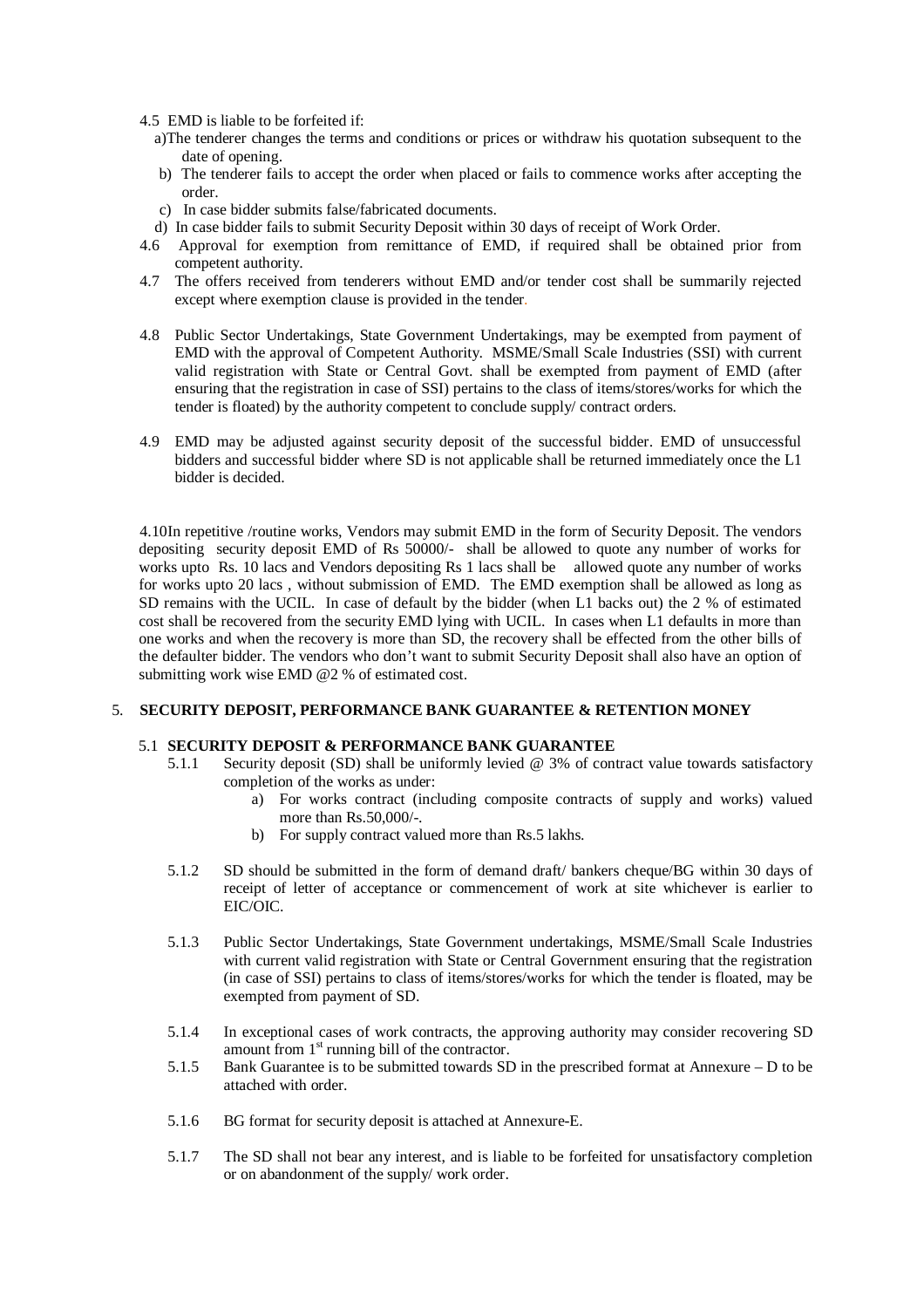4.5 EMD is liable to be forfeited if:

a) The tenderer changes the terms and conditions or prices or withdraw his quotation subsequent to the date of opening.

b) The tenderer fails to accept the order when placed or fails to commence works after accepting the order.

c) In case bidder submits false/fabricated documents.

d) In case bidder fails to submit Security Deposit within 30 days of receipt of Work Order.

4.6 Approval for exemption from remittance of EMD, if required shall be obtained prior from competent authority.

4.7 The offers received from tenderers without EMD and/or tender cost shall be summarily rejected except where exemption clause is provided in the tender.

4.8 Public Sector Undertakings, State Government Undertakings, may be exempted from payment of EMD with the approval of Competent Authority. MSME/Small Scale Industries (SSI) with current valid registration with State or Central Govt. shall be exempted from payment of EMD (after ensuring that the registration in case of SSI) pertains to the class of items/stores/works for which the tender is floated) by the authority competent to conclude supply/ contract orders.

4.9 EMD may be adjusted against security deposit of the successful bidder. EMD of unsuccessful bidders and successful bidder where SD is not applicable shall be returned immediately once the L1 bidder is decided.

4.10 In repetitive /routine works, Vendors may submit EMD in the form of Security Deposit. The vendors depositing security deposit EMD of Rs 50000/- shall be allowed to quote any number of works for works upto Rs. 10 lacs and Vendors depositing Rs 1 lacs shall be allowed quote any number of works for works upto 20 lacs , without submission of EMD. The EMD exemption shall be allowed as long as SD remains with the UCIL. In case of default by the bidder (when L1 backs out) the 2 % of estimated cost shall be recovered from the security EMD lying with UCIL. In cases when L1 defaults in more than one works and when the recovery is more than SD, the recovery shall be effected from the other bills of the defaulter bidder. The vendors who don't want to submit Security Deposit shall also have an option of submitting work wise EMD @2 % of estimated cost.

## 5. SECURITY DEPOSIT, PERFORMANCE BANK GUARANTEE & RETENTION MONEY

### 5.1 SECURITY DEPOSIT & PERFORMANCE BANK GUARANTEE

5.1.1 Security deposit (SD) shall be uniformly levied @ 3% of contract value towards satisfactory completion of the works as under:

a) For works contract (including composite contracts of supply and works) valued more than Rs.50,000/-.

b) For supply contract valued more than Rs.5 lakhs.

5.1.2 SD should be submitted in the form of demand draft/ bankers cheque/BG within 30 days of receipt of letter of acceptance or commencement of work at site whichever is earlier to EIC/OIC.

5.1.3 Public Sector Undertakings, State Government undertakings, MSME/Small Scale Industries with current valid registration with State or Central Government ensuring that the registration (in case of SSI) pertains to class of items/stores/works for which the tender is floated, may be exempted from payment of SD.

5.1.4 In exceptional cases of work contracts, the approving authority may consider recovering SD amount from 1st running bill of the contractor.

5.1.5 Bank Guarantee is to be submitted towards SD in the prescribed format at Annexure – D to be attached with order.

5.1.6 BG format for security deposit is attached at Annexure-E.

5.1.7 The SD shall not bear any interest, and is liable to be forfeited for unsatisfactory completion or on abandonment of the supply/ work order.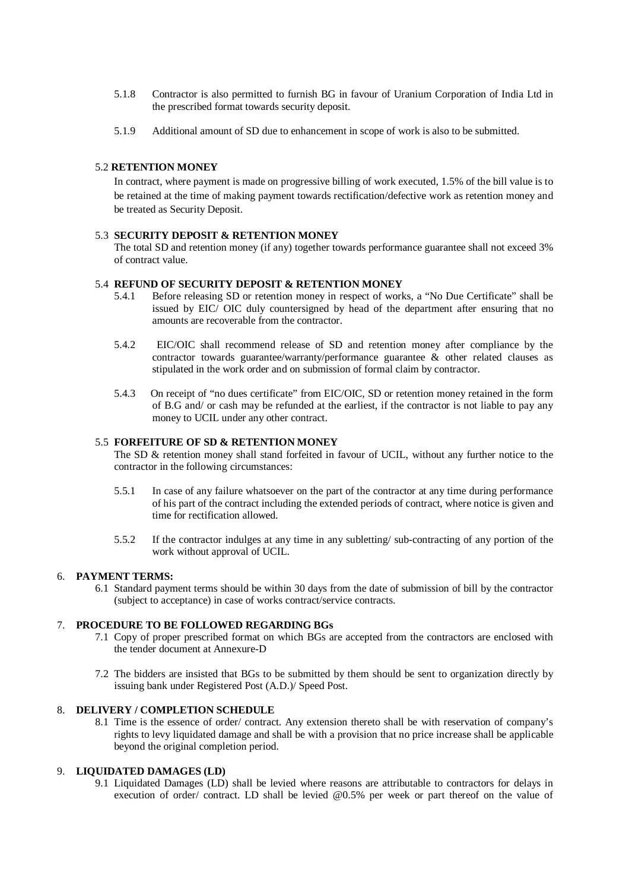5.1.8 Contractor is also permitted to furnish BG in favour of Uranium Corporation of India Ltd in the prescribed format towards security deposit.

5.1.9 Additional amount of SD due to enhancement in scope of work is also to be submitted.

### 5.2 RETENTION MONEY

In contract, where payment is made on progressive billing of work executed, 1.5% of the bill value is to be retained at the time of making payment towards rectification/defective work as retention money and be treated as Security Deposit.

### 5.3 SECURITY DEPOSIT & RETENTION MONEY

The total SD and retention money (if any) together towards performance guarantee shall not exceed 3% of contract value.

### 5.4 REFUND OF SECURITY DEPOSIT & RETENTION MONEY

5.4.1 Before releasing SD or retention money in respect of works, a "No Due Certificate" shall be issued by EIC/ OIC duly countersigned by head of the department after ensuring that no amounts are recoverable from the contractor.

5.4.2 EIC/OIC shall recommend release of SD and retention money after compliance by the contractor towards guarantee/warranty/performance guarantee & other related clauses as stipulated in the work order and on submission of formal claim by contractor.

5.4.3 On receipt of "no dues certificate" from EIC/OIC, SD or retention money retained in the form of B.G and/ or cash may be refunded at the earliest, if the contractor is not liable to pay any money to UCIL under any other contract.

### 5.5 FORFEITURE OF SD & RETENTION MONEY

The SD & retention money shall stand forfeited in favour of UCIL, without any further notice to the contractor in the following circumstances:

5.5.1 In case of any failure whatsoever on the part of the contractor at any time during performance of his part of the contract including the extended periods of contract, where notice is given and time for rectification allowed.

5.5.2 If the contractor indulges at any time in any subletting/ sub-contracting of any portion of the work without approval of UCIL.

## 6. PAYMENT TERMS:

6.1 Standard payment terms should be within 30 days from the date of submission of bill by the contractor (subject to acceptance) in case of works contract/service contracts.

## 7. PROCEDURE TO BE FOLLOWED REGARDING BGs

7.1 Copy of proper prescribed format on which BGs are accepted from the contractors are enclosed with the tender document at Annexure-D

7.2 The bidders are insisted that BGs to be submitted by them should be sent to organization directly by issuing bank under Registered Post (A.D.)/ Speed Post.

## 8. DELIVERY / COMPLETION SCHEDULE

8.1 Time is the essence of order/ contract. Any extension thereto shall be with reservation of company's rights to levy liquidated damage and shall be with a provision that no price increase shall be applicable beyond the original completion period.

## 9. LIQUIDATED DAMAGES (LD)

9.1 Liquidated Damages (LD) shall be levied where reasons are attributable to contractors for delays in execution of order/ contract. LD shall be levied @0.5% per week or part thereof on the value of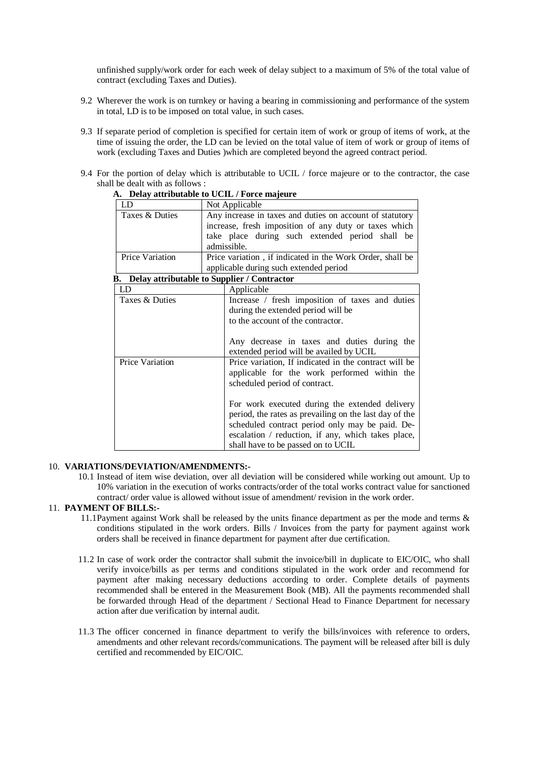unfinished supply/work order for each week of delay subject to a maximum of 5% of the total value of contract (excluding Taxes and Duties).

9.2 Wherever the work is on turnkey or having a bearing in commissioning and performance of the system in total, LD is to be imposed on total value, in such cases.

9.3 If separate period of completion is specified for certain item of work or group of items of work, at the time of issuing the order, the LD can be levied on the total value of item of work or group of items of work (excluding Taxes and Duties )which are completed beyond the agreed contract period.

9.4 For the portion of delay which is attributable to UCIL / force majeure or to the contractor, the case shall be dealt with as follows :

**A. Delay attributable to UCIL / Force majeure**

| LD | Not Applicable |
|---|---|
| Taxes & Duties | Any increase in taxes and duties on account of statutory increase, fresh imposition of any duty or taxes which take place during such extended period shall be admissible. |
| Price Variation | Price variation , if indicated in the Work Order, shall be applicable during such extended period |

**B. Delay attributable to Supplier / Contractor**

| LD | Applicable |
|---|---|
| Taxes & Duties | Increase / fresh imposition of taxes and duties during the extended period will be to the account of the contractor.<br><br>Any decrease in taxes and duties during the extended period will be availed by UCIL |
| Price Variation | Price variation, If indicated in the contract will be applicable for the work performed within the scheduled period of contract.<br><br>For work executed during the extended delivery period, the rates as prevailing on the last day of the scheduled contract period only may be paid. De-escalation / reduction, if any, which takes place, shall have to be passed on to UCIL |

10. **VARIATIONS/DEVIATION/AMENDMENTS:-**

10.1 Instead of item wise deviation, over all deviation will be considered while working out amount. Up to 10% variation in the execution of works contracts/order of the total works contract value for sanctioned contract/ order value is allowed without issue of amendment/ revision in the work order.

11. **PAYMENT OF BILLS:-**

11.1 Payment against Work shall be released by the units finance department as per the mode and terms & conditions stipulated in the work orders. Bills / Invoices from the party for payment against work orders shall be received in finance department for payment after due certification.

11.2 In case of work order the contractor shall submit the invoice/bill in duplicate to EIC/OIC, who shall verify invoice/bills as per terms and conditions stipulated in the work order and recommend for payment after making necessary deductions according to order. Complete details of payments recommended shall be entered in the Measurement Book (MB). All the payments recommended shall be forwarded through Head of the department / Sectional Head to Finance Department for necessary action after due verification by internal audit.

11.3 The officer concerned in finance department to verify the bills/invoices with reference to orders, amendments and other relevant records/communications. The payment will be released after bill is duly certified and recommended by EIC/OIC.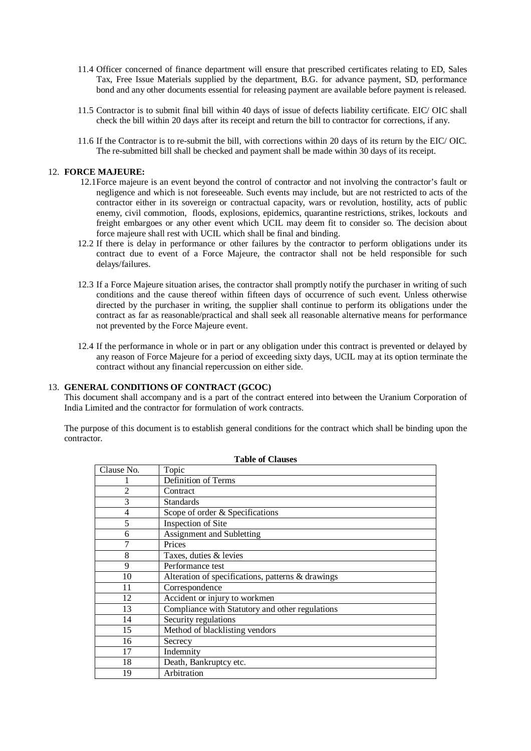11.4 Officer concerned of finance department will ensure that prescribed certificates relating to ED, Sales Tax, Free Issue Materials supplied by the department, B.G. for advance payment, SD, performance bond and any other documents essential for releasing payment are available before payment is released.

11.5 Contractor is to submit final bill within 40 days of issue of defects liability certificate. EIC/ OIC shall check the bill within 20 days after its receipt and return the bill to contractor for corrections, if any.

11.6 If the Contractor is to re-submit the bill, with corrections within 20 days of its return by the EIC/ OIC. The re-submitted bill shall be checked and payment shall be made within 30 days of its receipt.

## 12. FORCE MAJEURE:

12.1 Force majeure is an event beyond the control of contractor and not involving the contractor's fault or negligence and which is not foreseeable. Such events may include, but are not restricted to acts of the contractor either in its sovereign or contractual capacity, wars or revolution, hostility, acts of public enemy, civil commotion, floods, explosions, epidemics, quarantine restrictions, strikes, lockouts and freight embargoes or any other event which UCIL may deem fit to consider so. The decision about force majeure shall rest with UCIL which shall be final and binding.

12.2 If there is delay in performance or other failures by the contractor to perform obligations under its contract due to event of a Force Majeure, the contractor shall not be held responsible for such delays/failures.

12.3 If a Force Majeure situation arises, the contractor shall promptly notify the purchaser in writing of such conditions and the cause thereof within fifteen days of occurrence of such event. Unless otherwise directed by the purchaser in writing, the supplier shall continue to perform its obligations under the contract as far as reasonable/practical and shall seek all reasonable alternative means for performance not prevented by the Force Majeure event.

12.4 If the performance in whole or in part or any obligation under this contract is prevented or delayed by any reason of Force Majeure for a period of exceeding sixty days, UCIL may at its option terminate the contract without any financial repercussion on either side.

## 13. GENERAL CONDITIONS OF CONTRACT (GCOC)

This document shall accompany and is a part of the contract entered into between the Uranium Corporation of India Limited and the contractor for formulation of work contracts.

The purpose of this document is to establish general conditions for the contract which shall be binding upon the contractor.

**Table of Clauses**

| Clause No. | Topic |
|---|---|
| 1 | Definition of Terms |
| 2 | Contract |
| 3 | Standards |
| 4 | Scope of order & Specifications |
| 5 | Inspection of Site |
| 6 | Assignment and Subletting |
| 7 | Prices |
| 8 | Taxes, duties & levies |
| 9 | Performance test |
| 10 | Alteration of specifications, patterns & drawings |
| 11 | Correspondence |
| 12 | Accident or injury to workmen |
| 13 | Compliance with Statutory and other regulations |
| 14 | Security regulations |
| 15 | Method of blacklisting vendors |
| 16 | Secrecy |
| 17 | Indemnity |
| 18 | Death, Bankruptcy etc. |
| 19 | Arbitration |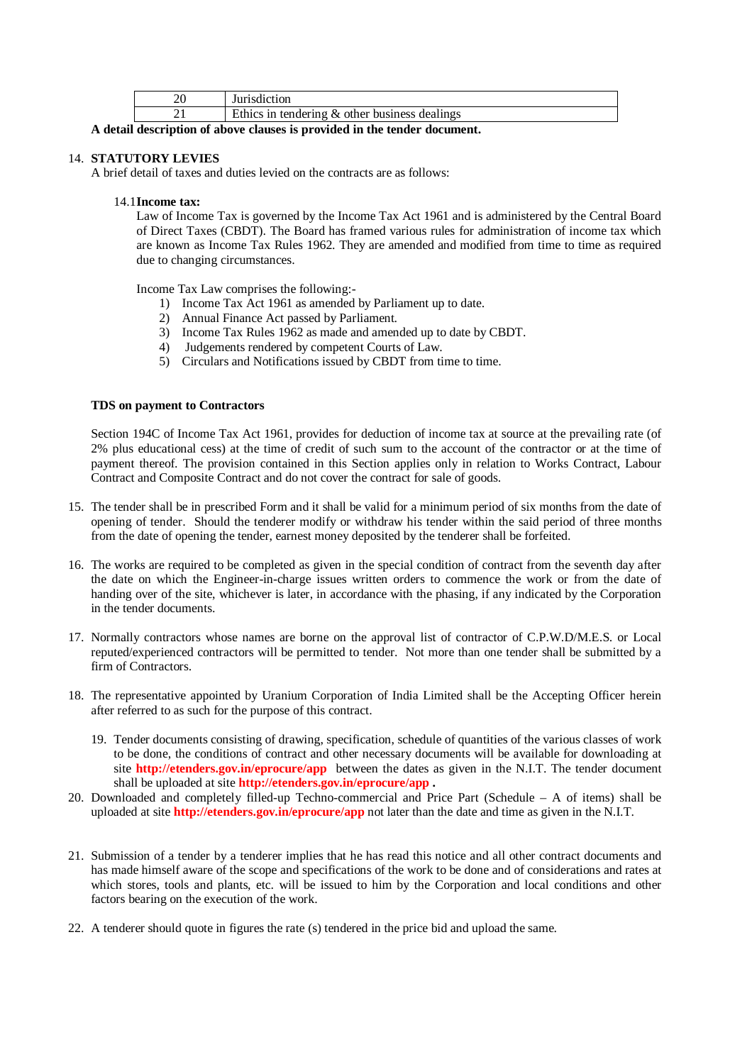| 20 | Jurisdiction |
|---|---|
| 21 | Ethics in tendering & other business dealings |

**A detail description of above clauses is provided in the tender document.**

14. **STATUTORY LEVIES**

A brief detail of taxes and duties levied on the contracts are as follows:

14.1 **Income tax:**

Law of Income Tax is governed by the Income Tax Act 1961 and is administered by the Central Board of Direct Taxes (CBDT). The Board has framed various rules for administration of income tax which are known as Income Tax Rules 1962. They are amended and modified from time to time as required due to changing circumstances.

Income Tax Law comprises the following:-

1) Income Tax Act 1961 as amended by Parliament up to date.
2) Annual Finance Act passed by Parliament.
3) Income Tax Rules 1962 as made and amended up to date by CBDT.
4) Judgements rendered by competent Courts of Law.
5) Circulars and Notifications issued by CBDT from time to time.

**TDS on payment to Contractors**

Section 194C of Income Tax Act 1961, provides for deduction of income tax at source at the prevailing rate (of 2% plus educational cess) at the time of credit of such sum to the account of the contractor or at the time of payment thereof. The provision contained in this Section applies only in relation to Works Contract, Labour Contract and Composite Contract and do not cover the contract for sale of goods.

15. The tender shall be in prescribed Form and it shall be valid for a minimum period of six months from the date of opening of tender. Should the tenderer modify or withdraw his tender within the said period of three months from the date of opening the tender, earnest money deposited by the tenderer shall be forfeited.

16. The works are required to be completed as given in the special condition of contract from the seventh day after the date on which the Engineer-in-charge issues written orders to commence the work or from the date of handing over of the site, whichever is later, in accordance with the phasing, if any indicated by the Corporation in the tender documents.

17. Normally contractors whose names are borne on the approval list of contractor of C.P.W.D/M.E.S. or Local reputed/experienced contractors will be permitted to tender. Not more than one tender shall be submitted by a firm of Contractors.

18. The representative appointed by Uranium Corporation of India Limited shall be the Accepting Officer herein after referred to as such for the purpose of this contract.

19. Tender documents consisting of drawing, specification, schedule of quantities of the various classes of work to be done, the conditions of contract and other necessary documents will be available for downloading at site **http://etenders.gov.in/eprocure/app** between the dates as given in the N.I.T. The tender document shall be uploaded at site **http://etenders.gov.in/eprocure/app .**

20. Downloaded and completely filled-up Techno-commercial and Price Part (Schedule – A of items) shall be uploaded at site **http://etenders.gov.in/eprocure/app** not later than the date and time as given in the N.I.T.

21. Submission of a tender by a tenderer implies that he has read this notice and all other contract documents and has made himself aware of the scope and specifications of the work to be done and of considerations and rates at which stores, tools and plants, etc. will be issued to him by the Corporation and local conditions and other factors bearing on the execution of the work.

22. A tenderer should quote in figures the rate (s) tendered in the price bid and upload the same.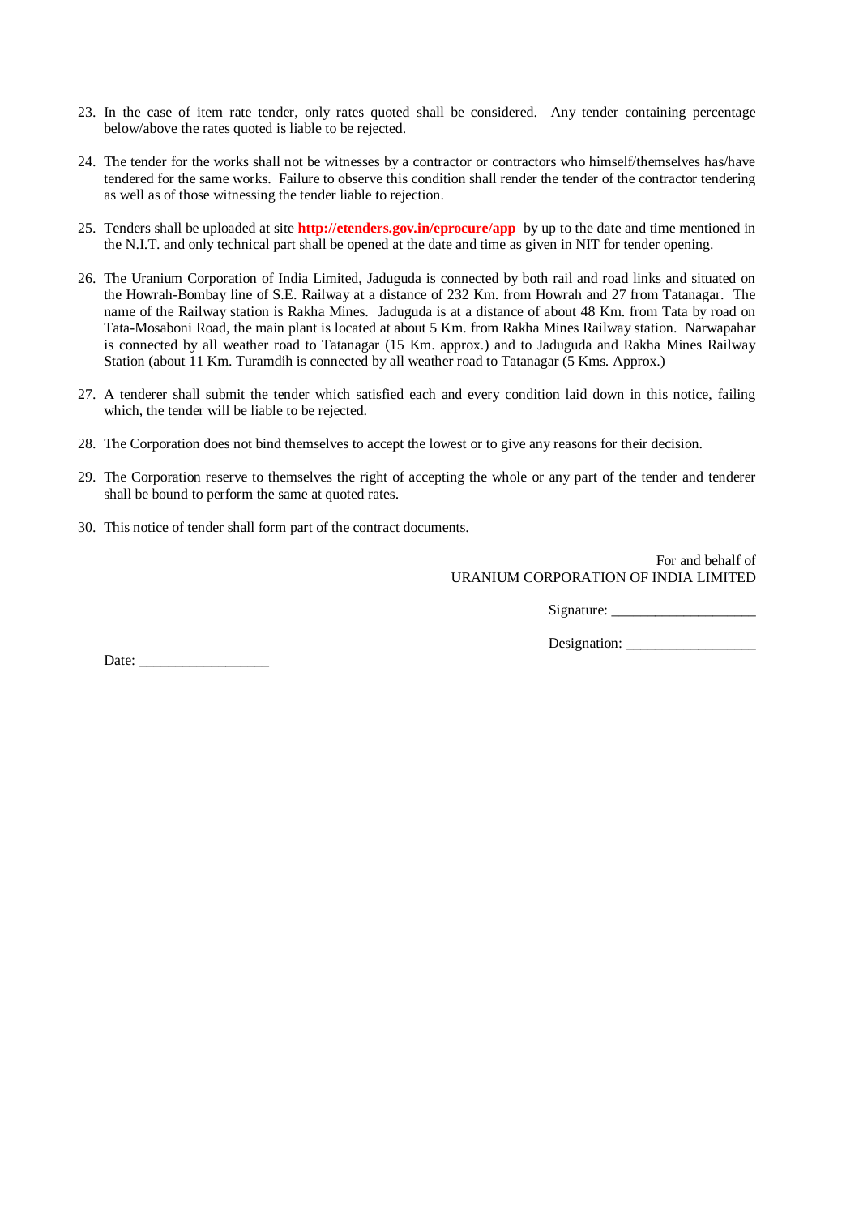23. In the case of item rate tender, only rates quoted shall be considered. Any tender containing percentage below/above the rates quoted is liable to be rejected.

24. The tender for the works shall not be witnesses by a contractor or contractors who himself/themselves has/have tendered for the same works. Failure to observe this condition shall render the tender of the contractor tendering as well as of those witnessing the tender liable to rejection.

25. Tenders shall be uploaded at site **http://etenders.gov.in/eprocure/app** by up to the date and time mentioned in the N.I.T. and only technical part shall be opened at the date and time as given in NIT for tender opening.

26. The Uranium Corporation of India Limited, Jaduguda is connected by both rail and road links and situated on the Howrah-Bombay line of S.E. Railway at a distance of 232 Km. from Howrah and 27 from Tatanagar. The name of the Railway station is Rakha Mines. Jaduguda is at a distance of about 48 Km. from Tata by road on Tata-Mosaboni Road, the main plant is located at about 5 Km. from Rakha Mines Railway station. Narwapahar is connected by all weather road to Tatanagar (15 Km. approx.) and to Jaduguda and Rakha Mines Railway Station (about 11 Km. Turamdih is connected by all weather road to Tatanagar (5 Kms. Approx.)

27. A tenderer shall submit the tender which satisfied each and every condition laid down in this notice, failing which, the tender will be liable to be rejected.

28. The Corporation does not bind themselves to accept the lowest or to give any reasons for their decision.

29. The Corporation reserve to themselves the right of accepting the whole or any part of the tender and tenderer shall be bound to perform the same at quoted rates.

30. This notice of tender shall form part of the contract documents.

For and behalf of
URANIUM CORPORATION OF INDIA LIMITED

Signature: ____________________

Designation: __________________

Date: __________________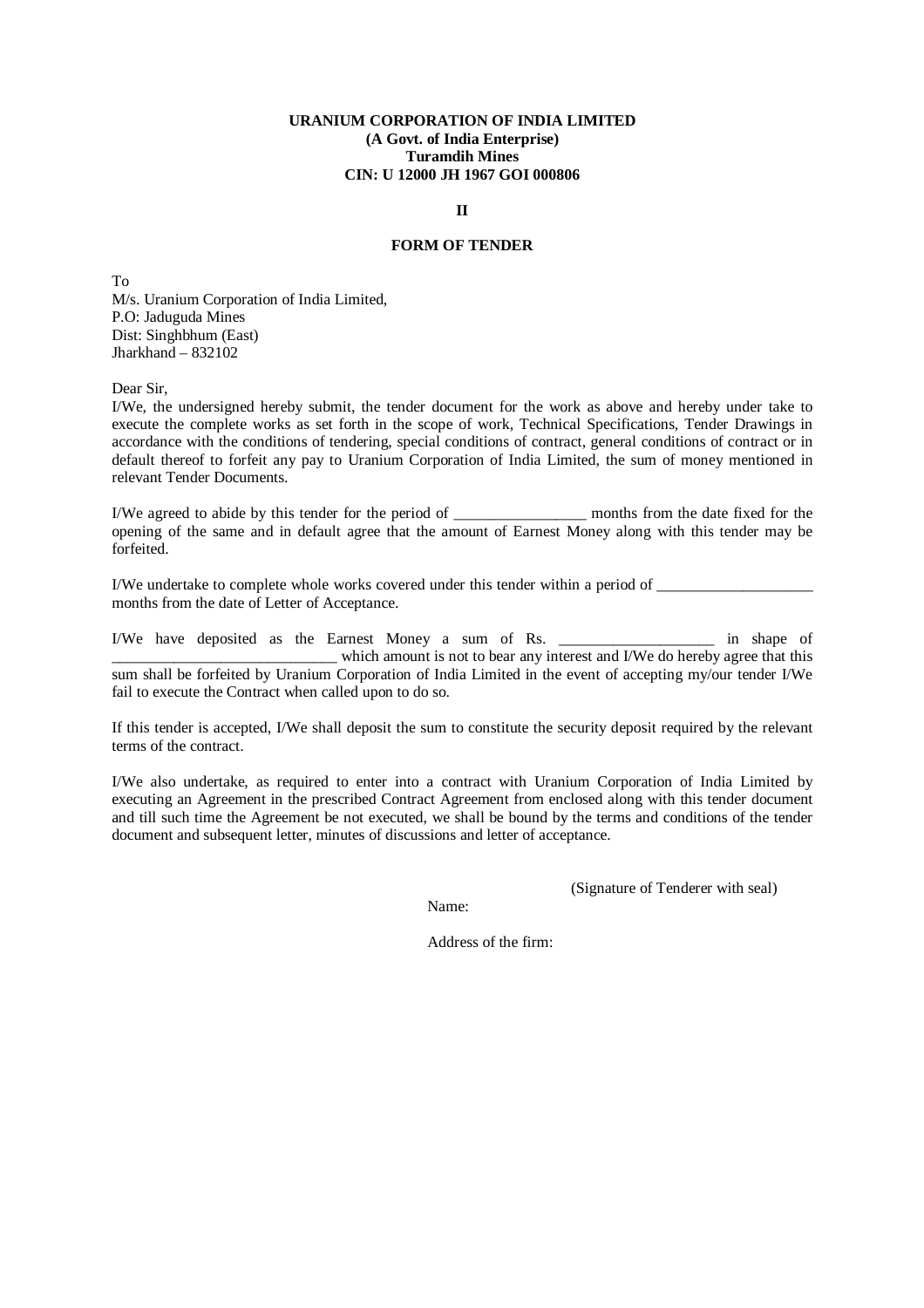**URANIUM CORPORATION OF INDIA LIMITED**
**(A Govt. of India Enterprise)**
**Turamdih Mines**
**CIN: U 12000 JH 1967 GOI 000806**

**II**

## FORM OF TENDER

To
M/s. Uranium Corporation of India Limited,
P.O: Jaduguda Mines
Dist: Singhbhum (East)
Jharkhand – 832102

Dear Sir,
I/We, the undersigned hereby submit, the tender document for the work as above and hereby under take to execute the complete works as set forth in the scope of work, Technical Specifications, Tender Drawings in accordance with the conditions of tendering, special conditions of contract, general conditions of contract or in default thereof to forfeit any pay to Uranium Corporation of India Limited, the sum of money mentioned in relevant Tender Documents.

I/We agreed to abide by this tender for the period of _________________ months from the date fixed for the opening of the same and in default agree that the amount of Earnest Money along with this tender may be forfeited.

I/We undertake to complete whole works covered under this tender within a period of ____________________ months from the date of Letter of Acceptance.

I/We have deposited as the Earnest Money a sum of Rs. ____________________ in shape of _____________________________ which amount is not to bear any interest and I/We do hereby agree that this sum shall be forfeited by Uranium Corporation of India Limited in the event of accepting my/our tender I/We fail to execute the Contract when called upon to do so.

If this tender is accepted, I/We shall deposit the sum to constitute the security deposit required by the relevant terms of the contract.

I/We also undertake, as required to enter into a contract with Uranium Corporation of India Limited by executing an Agreement in the prescribed Contract Agreement from enclosed along with this tender document and till such time the Agreement be not executed, we shall be bound by the terms and conditions of the tender document and subsequent letter, minutes of discussions and letter of acceptance.

(Signature of Tenderer with seal)

Name:

Address of the firm: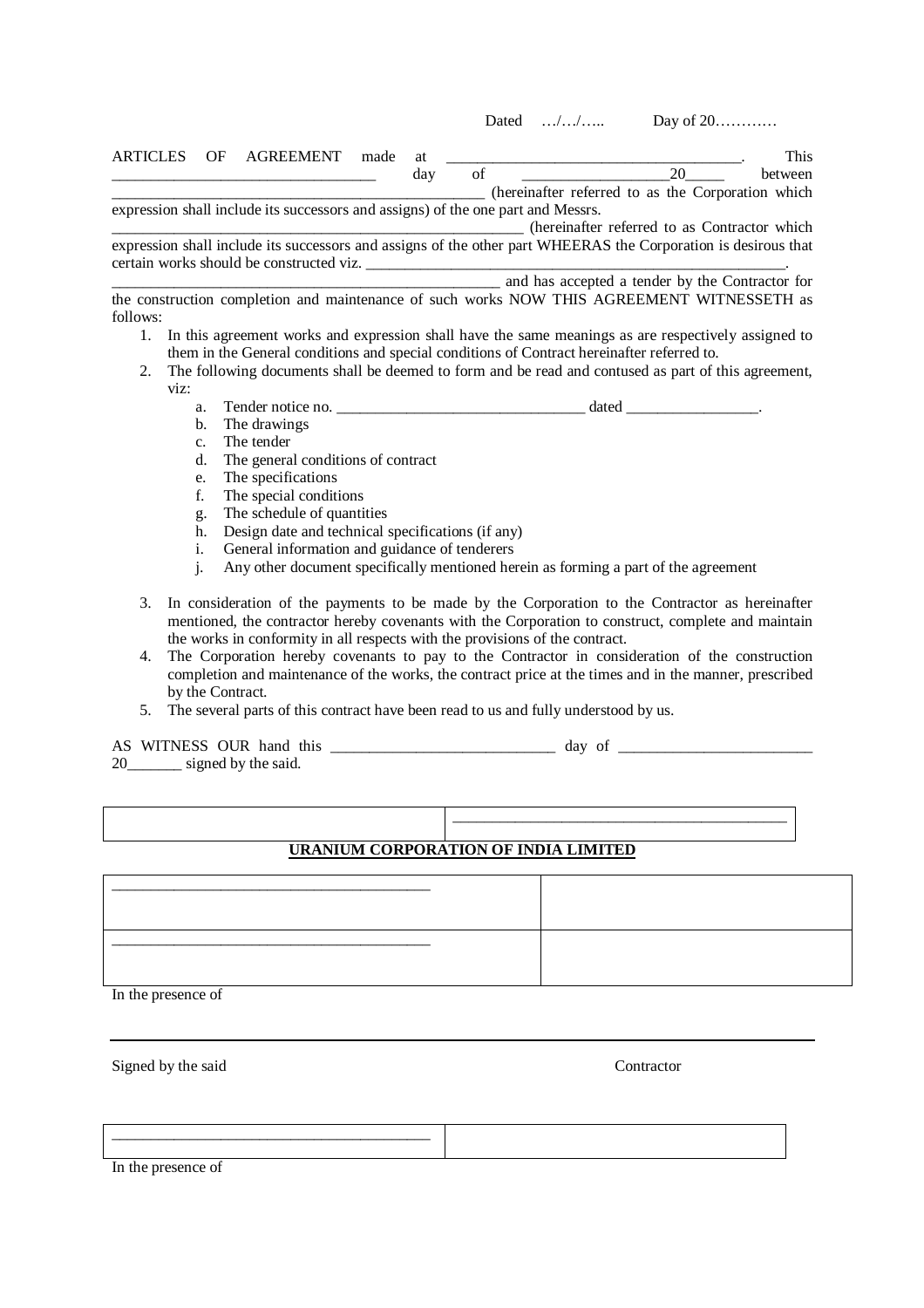Dated …/…/….. Day of 20…………

ARTICLES OF AGREEMENT made at ______________________________________. This ________________________________ day of ___________________20_____ between ________________________________________________ (hereinafter referred to as the Corporation which expression shall include its successors and assigns) of the one part and Messrs. ______________________________________________________ (hereinafter referred to as Contractor which expression shall include its successors and assigns of the other part WHEERAS the Corporation is desirous that certain works should be constructed viz. ________________________________________________________. ____________________________________________________ and has accepted a tender by the Contractor for the construction completion and maintenance of such works NOW THIS AGREEMENT WITNESSETH as follows:

1. In this agreement works and expression shall have the same meanings as are respectively assigned to them in the General conditions and special conditions of Contract hereinafter referred to.
2. The following documents shall be deemed to form and be read and contused as part of this agreement, viz:
   a. Tender notice no. ________________________________ dated _________________.
   b. The drawings
   c. The tender
   d. The general conditions of contract
   e. The specifications
   f. The special conditions
   g. The schedule of quantities
   h. Design date and technical specifications (if any)
   i. General information and guidance of tenderers
   j. Any other document specifically mentioned herein as forming a part of the agreement
3. In consideration of the payments to be made by the Corporation to the Contractor as hereinafter mentioned, the contractor hereby covenants with the Corporation to construct, complete and maintain the works in conformity in all respects with the provisions of the contract.
4. The Corporation hereby covenants to pay to the Contractor in consideration of the construction completion and maintenance of the works, the contract price at the times and in the manner, prescribed by the Contract.
5. The several parts of this contract have been read to us and fully understood by us.

AS WITNESS OUR hand this ____________________________ day of ________________________ 20_______ signed by the said.

| | __________________________________________ |
|---|---|

**URANIUM CORPORATION OF INDIA LIMITED**

| | |
|---|---|
| __________________________________________ | |
| __________________________________________ | |

In the presence of

Signed by the said Contractor

| | |
|---|---|
| __________________________________________ | |

In the presence of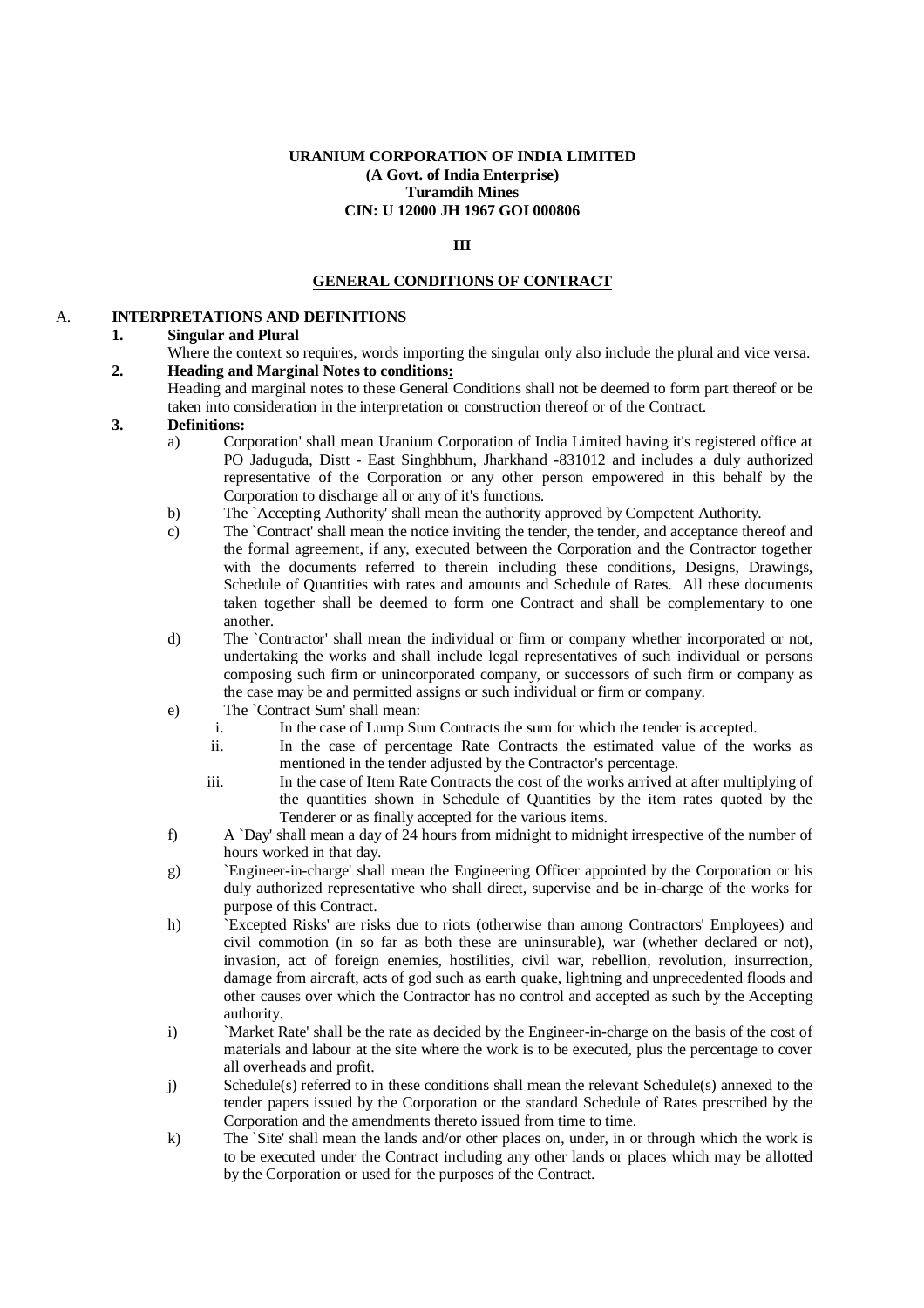**URANIUM CORPORATION OF INDIA LIMITED**
**(A Govt. of India Enterprise)**
**Turamdih Mines**
**CIN: U 12000 JH 1967 GOI 000806**

**III**

## GENERAL CONDITIONS OF CONTRACT

### A. INTERPRETATIONS AND DEFINITIONS

**1. Singular and Plural**

Where the context so requires, words importing the singular only also include the plural and vice versa.

**2. Heading and Marginal Notes to conditions:**

Heading and marginal notes to these General Conditions shall not be deemed to form part thereof or be taken into consideration in the interpretation or construction thereof or of the Contract.

**3. Definitions:**

a) Corporation' shall mean Uranium Corporation of India Limited having it's registered office at PO Jaduguda, Distt - East Singhbhum, Jharkhand -831012 and includes a duly authorized representative of the Corporation or any other person empowered in this behalf by the Corporation to discharge all or any of it's functions.

b) The `Accepting Authority' shall mean the authority approved by Competent Authority.

c) The `Contract' shall mean the notice inviting the tender, the tender, and acceptance thereof and the formal agreement, if any, executed between the Corporation and the Contractor together with the documents referred to therein including these conditions, Designs, Drawings, Schedule of Quantities with rates and amounts and Schedule of Rates. All these documents taken together shall be deemed to form one Contract and shall be complementary to one another.

d) The `Contractor' shall mean the individual or firm or company whether incorporated or not, undertaking the works and shall include legal representatives of such individual or persons composing such firm or unincorporated company, or successors of such firm or company as the case may be and permitted assigns or such individual or firm or company.

e) The `Contract Sum' shall mean:

   i. In the case of Lump Sum Contracts the sum for which the tender is accepted.

   ii. In the case of percentage Rate Contracts the estimated value of the works as mentioned in the tender adjusted by the Contractor's percentage.

   iii. In the case of Item Rate Contracts the cost of the works arrived at after multiplying of the quantities shown in Schedule of Quantities by the item rates quoted by the Tenderer or as finally accepted for the various items.

f) A `Day' shall mean a day of 24 hours from midnight to midnight irrespective of the number of hours worked in that day.

g) `Engineer-in-charge' shall mean the Engineering Officer appointed by the Corporation or his duly authorized representative who shall direct, supervise and be in-charge of the works for purpose of this Contract.

h) `Excepted Risks' are risks due to riots (otherwise than among Contractors' Employees) and civil commotion (in so far as both these are uninsurable), war (whether declared or not), invasion, act of foreign enemies, hostilities, civil war, rebellion, revolution, insurrection, damage from aircraft, acts of god such as earth quake, lightning and unprecedented floods and other causes over which the Contractor has no control and accepted as such by the Accepting authority.

i) `Market Rate' shall be the rate as decided by the Engineer-in-charge on the basis of the cost of materials and labour at the site where the work is to be executed, plus the percentage to cover all overheads and profit.

j) Schedule(s) referred to in these conditions shall mean the relevant Schedule(s) annexed to the tender papers issued by the Corporation or the standard Schedule of Rates prescribed by the Corporation and the amendments thereto issued from time to time.

k) The `Site' shall mean the lands and/or other places on, under, in or through which the work is to be executed under the Contract including any other lands or places which may be allotted by the Corporation or used for the purposes of the Contract.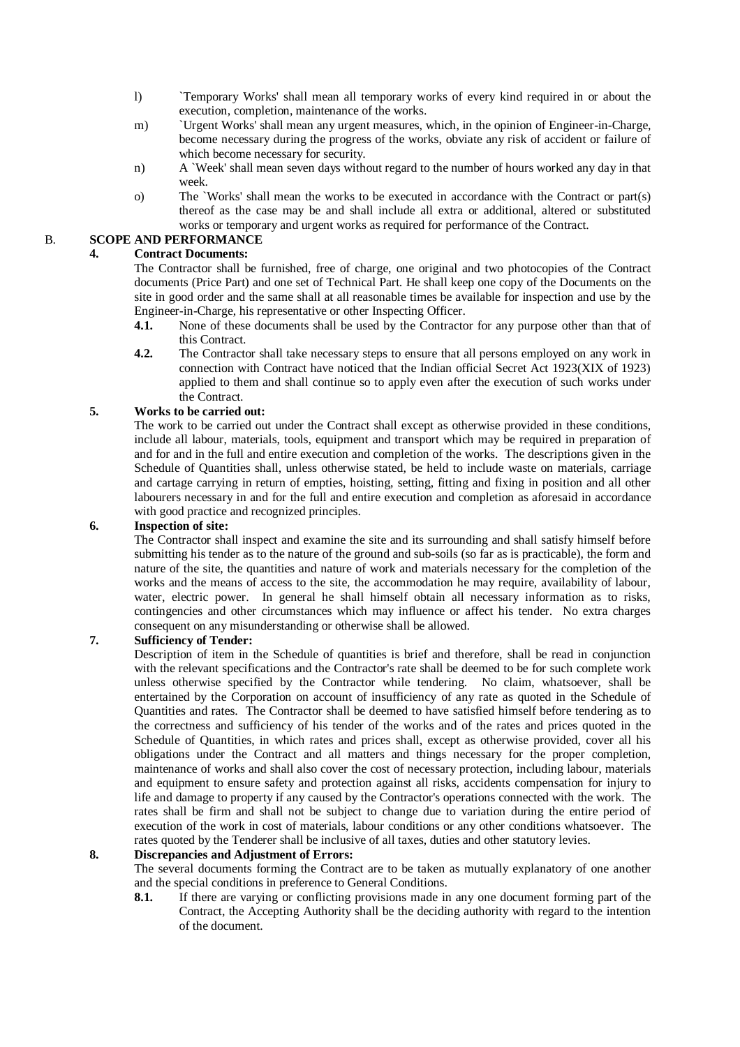l) `Temporary Works' shall mean all temporary works of every kind required in or about the execution, completion, maintenance of the works.

m) `Urgent Works' shall mean any urgent measures, which, in the opinion of Engineer-in-Charge, become necessary during the progress of the works, obviate any risk of accident or failure of which become necessary for security.

n) A `Week' shall mean seven days without regard to the number of hours worked any day in that week.

o) The `Works' shall mean the works to be executed in accordance with the Contract or part(s) thereof as the case may be and shall include all extra or additional, altered or substituted works or temporary and urgent works as required for performance of the Contract.

## B. SCOPE AND PERFORMANCE

### 4. Contract Documents:

The Contractor shall be furnished, free of charge, one original and two photocopies of the Contract documents (Price Part) and one set of Technical Part. He shall keep one copy of the Documents on the site in good order and the same shall at all reasonable times be available for inspection and use by the Engineer-in-Charge, his representative or other Inspecting Officer.

**4.1.** None of these documents shall be used by the Contractor for any purpose other than that of this Contract.

**4.2.** The Contractor shall take necessary steps to ensure that all persons employed on any work in connection with Contract have noticed that the Indian official Secret Act 1923(XIX of 1923) applied to them and shall continue so to apply even after the execution of such works under the Contract.

### 5. Works to be carried out:

The work to be carried out under the Contract shall except as otherwise provided in these conditions, include all labour, materials, tools, equipment and transport which may be required in preparation of and for and in the full and entire execution and completion of the works. The descriptions given in the Schedule of Quantities shall, unless otherwise stated, be held to include waste on materials, carriage and cartage carrying in return of empties, hoisting, setting, fitting and fixing in position and all other labourers necessary in and for the full and entire execution and completion as aforesaid in accordance with good practice and recognized principles.

### 6. Inspection of site:

The Contractor shall inspect and examine the site and its surrounding and shall satisfy himself before submitting his tender as to the nature of the ground and sub-soils (so far as is practicable), the form and nature of the site, the quantities and nature of work and materials necessary for the completion of the works and the means of access to the site, the accommodation he may require, availability of labour, water, electric power. In general he shall himself obtain all necessary information as to risks, contingencies and other circumstances which may influence or affect his tender. No extra charges consequent on any misunderstanding or otherwise shall be allowed.

### 7. Sufficiency of Tender:

Description of item in the Schedule of quantities is brief and therefore, shall be read in conjunction with the relevant specifications and the Contractor's rate shall be deemed to be for such complete work unless otherwise specified by the Contractor while tendering. No claim, whatsoever, shall be entertained by the Corporation on account of insufficiency of any rate as quoted in the Schedule of Quantities and rates. The Contractor shall be deemed to have satisfied himself before tendering as to the correctness and sufficiency of his tender of the works and of the rates and prices quoted in the Schedule of Quantities, in which rates and prices shall, except as otherwise provided, cover all his obligations under the Contract and all matters and things necessary for the proper completion, maintenance of works and shall also cover the cost of necessary protection, including labour, materials and equipment to ensure safety and protection against all risks, accidents compensation for injury to life and damage to property if any caused by the Contractor's operations connected with the work. The rates shall be firm and shall not be subject to change due to variation during the entire period of execution of the work in cost of materials, labour conditions or any other conditions whatsoever. The rates quoted by the Tenderer shall be inclusive of all taxes, duties and other statutory levies.

### 8. Discrepancies and Adjustment of Errors:

The several documents forming the Contract are to be taken as mutually explanatory of one another and the special conditions in preference to General Conditions.

**8.1.** If there are varying or conflicting provisions made in any one document forming part of the Contract, the Accepting Authority shall be the deciding authority with regard to the intention of the document.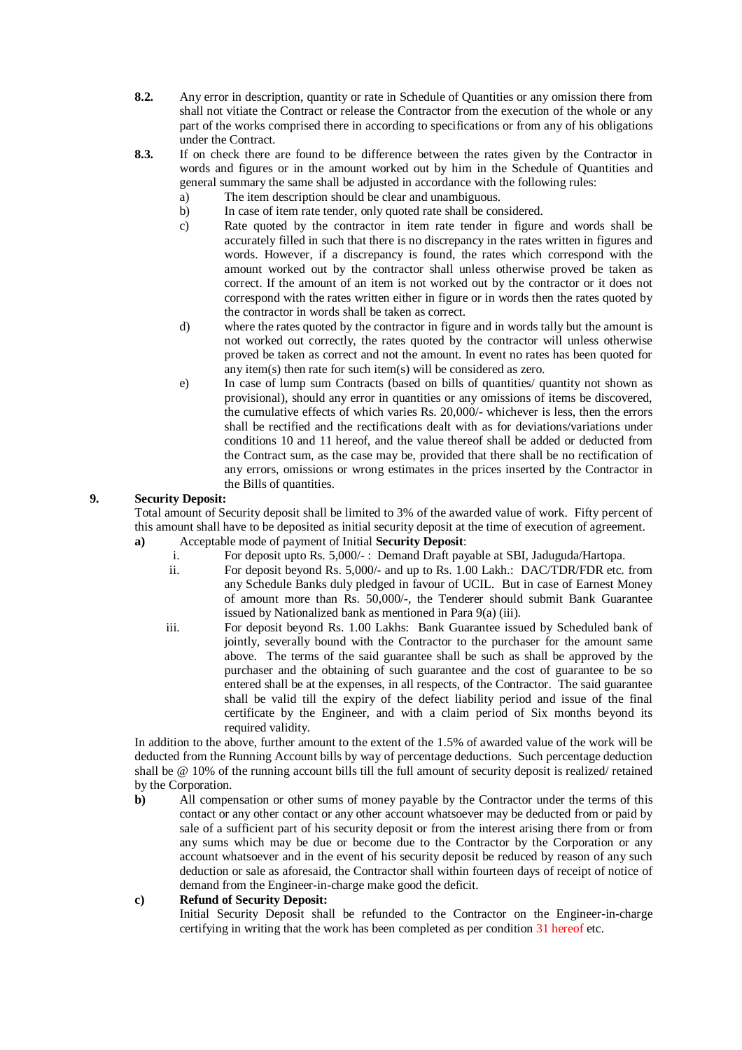**8.2.** Any error in description, quantity or rate in Schedule of Quantities or any omission there from shall not vitiate the Contract or release the Contractor from the execution of the whole or any part of the works comprised there in according to specifications or from any of his obligations under the Contract.

**8.3.** If on check there are found to be difference between the rates given by the Contractor in words and figures or in the amount worked out by him in the Schedule of Quantities and general summary the same shall be adjusted in accordance with the following rules:

a) The item description should be clear and unambiguous.

b) In case of item rate tender, only quoted rate shall be considered.

c) Rate quoted by the contractor in item rate tender in figure and words shall be accurately filled in such that there is no discrepancy in the rates written in figures and words. However, if a discrepancy is found, the rates which correspond with the amount worked out by the contractor shall unless otherwise proved be taken as correct. If the amount of an item is not worked out by the contractor or it does not correspond with the rates written either in figure or in words then the rates quoted by the contractor in words shall be taken as correct.

d) where the rates quoted by the contractor in figure and in words tally but the amount is not worked out correctly, the rates quoted by the contractor will unless otherwise proved be taken as correct and not the amount. In event no rates has been quoted for any item(s) then rate for such item(s) will be considered as zero.

e) In case of lump sum Contracts (based on bills of quantities/ quantity not shown as provisional), should any error in quantities or any omissions of items be discovered, the cumulative effects of which varies Rs. 20,000/- whichever is less, then the errors shall be rectified and the rectifications dealt with as for deviations/variations under conditions 10 and 11 hereof, and the value thereof shall be added or deducted from the Contract sum, as the case may be, provided that there shall be no rectification of any errors, omissions or wrong estimates in the prices inserted by the Contractor in the Bills of quantities.

**9. Security Deposit:**

Total amount of Security deposit shall be limited to 3% of the awarded value of work. Fifty percent of this amount shall have to be deposited as initial security deposit at the time of execution of agreement.

**a)** Acceptable mode of payment of Initial **Security Deposit**:

i. For deposit upto Rs. 5,000/- : Demand Draft payable at SBI, Jaduguda/Hartopa.

ii. For deposit beyond Rs. 5,000/- and up to Rs. 1.00 Lakh.: DAC/TDR/FDR etc. from any Schedule Banks duly pledged in favour of UCIL. But in case of Earnest Money of amount more than Rs. 50,000/-, the Tenderer should submit Bank Guarantee issued by Nationalized bank as mentioned in Para 9(a) (iii).

iii. For deposit beyond Rs. 1.00 Lakhs: Bank Guarantee issued by Scheduled bank of jointly, severally bound with the Contractor to the purchaser for the amount same above. The terms of the said guarantee shall be such as shall be approved by the purchaser and the obtaining of such guarantee and the cost of guarantee to be so entered shall be at the expenses, in all respects, of the Contractor. The said guarantee shall be valid till the expiry of the defect liability period and issue of the final certificate by the Engineer, and with a claim period of Six months beyond its required validity.

In addition to the above, further amount to the extent of the 1.5% of awarded value of the work will be deducted from the Running Account bills by way of percentage deductions. Such percentage deduction shall be @ 10% of the running account bills till the full amount of security deposit is realized/ retained by the Corporation.

**b)** All compensation or other sums of money payable by the Contractor under the terms of this contact or any other contact or any other account whatsoever may be deducted from or paid by sale of a sufficient part of his security deposit or from the interest arising there from or from any sums which may be due or become due to the Contractor by the Corporation or any account whatsoever and in the event of his security deposit be reduced by reason of any such deduction or sale as aforesaid, the Contractor shall within fourteen days of receipt of notice of demand from the Engineer-in-charge make good the deficit.

**c) Refund of Security Deposit:**

Initial Security Deposit shall be refunded to the Contractor on the Engineer-in-charge certifying in writing that the work has been completed as per condition 31 hereof etc.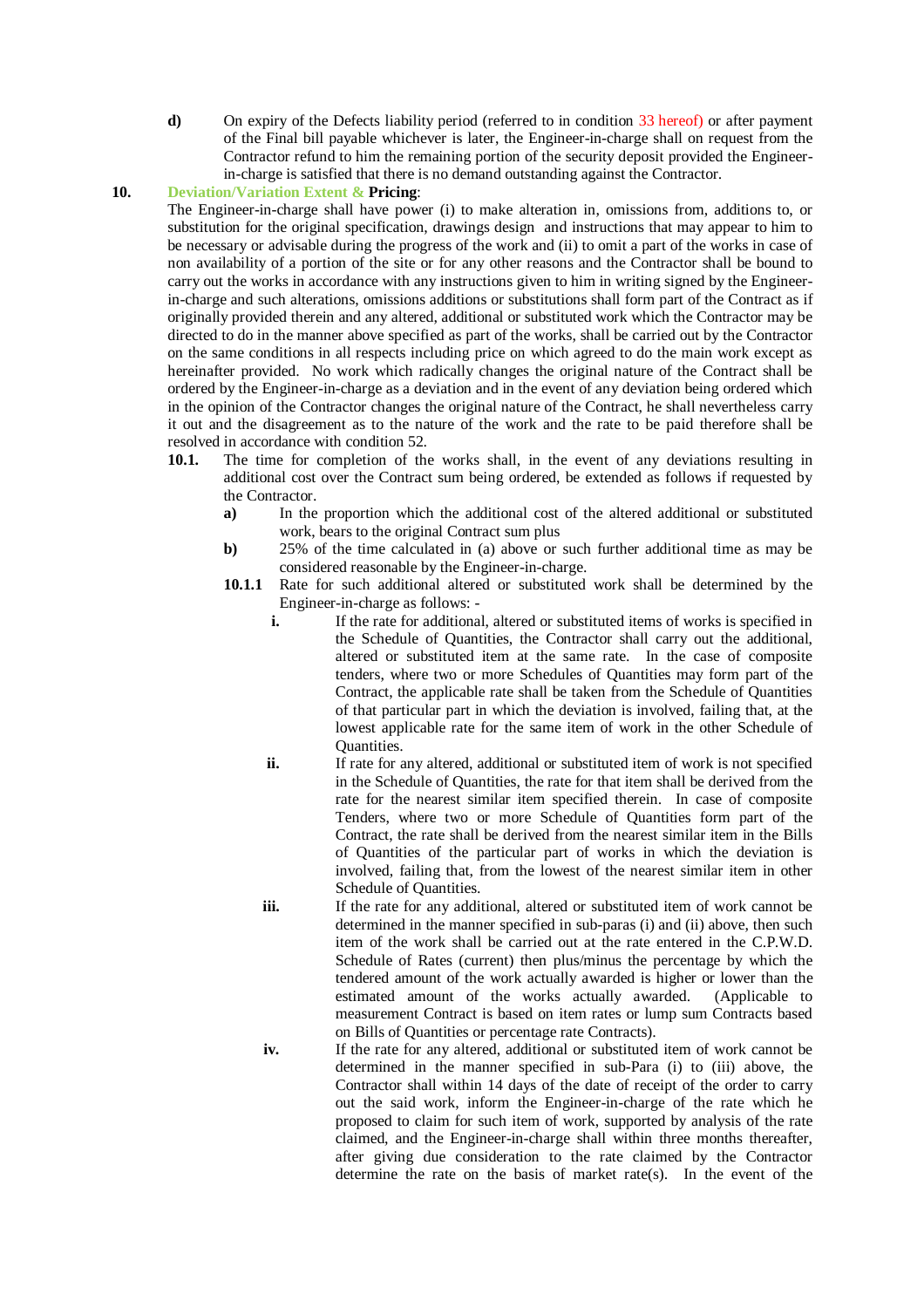**d)** On expiry of the Defects liability period (referred to in condition 33 hereof) or after payment of the Final bill payable whichever is later, the Engineer-in-charge shall on request from the Contractor refund to him the remaining portion of the security deposit provided the Engineer-in-charge is satisfied that there is no demand outstanding against the Contractor.

**10. Deviation/Variation Extent & Pricing**:

The Engineer-in-charge shall have power (i) to make alteration in, omissions from, additions to, or substitution for the original specification, drawings design and instructions that may appear to him to be necessary or advisable during the progress of the work and (ii) to omit a part of the works in case of non availability of a portion of the site or for any other reasons and the Contractor shall be bound to carry out the works in accordance with any instructions given to him in writing signed by the Engineer-in-charge and such alterations, omissions additions or substitutions shall form part of the Contract as if originally provided therein and any altered, additional or substituted work which the Contractor may be directed to do in the manner above specified as part of the works, shall be carried out by the Contractor on the same conditions in all respects including price on which agreed to do the main work except as hereinafter provided. No work which radically changes the original nature of the Contract shall be ordered by the Engineer-in-charge as a deviation and in the event of any deviation being ordered which in the opinion of the Contractor changes the original nature of the Contract, he shall nevertheless carry it out and the disagreement as to the nature of the work and the rate to be paid therefore shall be resolved in accordance with condition 52.

**10.1.** The time for completion of the works shall, in the event of any deviations resulting in additional cost over the Contract sum being ordered, be extended as follows if requested by the Contractor.

- **a)** In the proportion which the additional cost of the altered additional or substituted work, bears to the original Contract sum plus
- **b)** 25% of the time calculated in (a) above or such further additional time as may be considered reasonable by the Engineer-in-charge.

**10.1.1** Rate for such additional altered or substituted work shall be determined by the Engineer-in-charge as follows: -

- **i.** If the rate for additional, altered or substituted items of works is specified in the Schedule of Quantities, the Contractor shall carry out the additional, altered or substituted item at the same rate. In the case of composite tenders, where two or more Schedules of Quantities may form part of the Contract, the applicable rate shall be taken from the Schedule of Quantities of that particular part in which the deviation is involved, failing that, at the lowest applicable rate for the same item of work in the other Schedule of Quantities.
- **ii.** If rate for any altered, additional or substituted item of work is not specified in the Schedule of Quantities, the rate for that item shall be derived from the rate for the nearest similar item specified therein. In case of composite Tenders, where two or more Schedule of Quantities form part of the Contract, the rate shall be derived from the nearest similar item in the Bills of Quantities of the particular part of works in which the deviation is involved, failing that, from the lowest of the nearest similar item in other Schedule of Quantities.
- **iii.** If the rate for any additional, altered or substituted item of work cannot be determined in the manner specified in sub-paras (i) and (ii) above, then such item of the work shall be carried out at the rate entered in the C.P.W.D. Schedule of Rates (current) then plus/minus the percentage by which the tendered amount of the work actually awarded is higher or lower than the estimated amount of the works actually awarded. (Applicable to measurement Contract is based on item rates or lump sum Contracts based on Bills of Quantities or percentage rate Contracts).
- **iv.** If the rate for any altered, additional or substituted item of work cannot be determined in the manner specified in sub-Para (i) to (iii) above, the Contractor shall within 14 days of the date of receipt of the order to carry out the said work, inform the Engineer-in-charge of the rate which he proposed to claim for such item of work, supported by analysis of the rate claimed, and the Engineer-in-charge shall within three months thereafter, after giving due consideration to the rate claimed by the Contractor determine the rate on the basis of market rate(s). In the event of the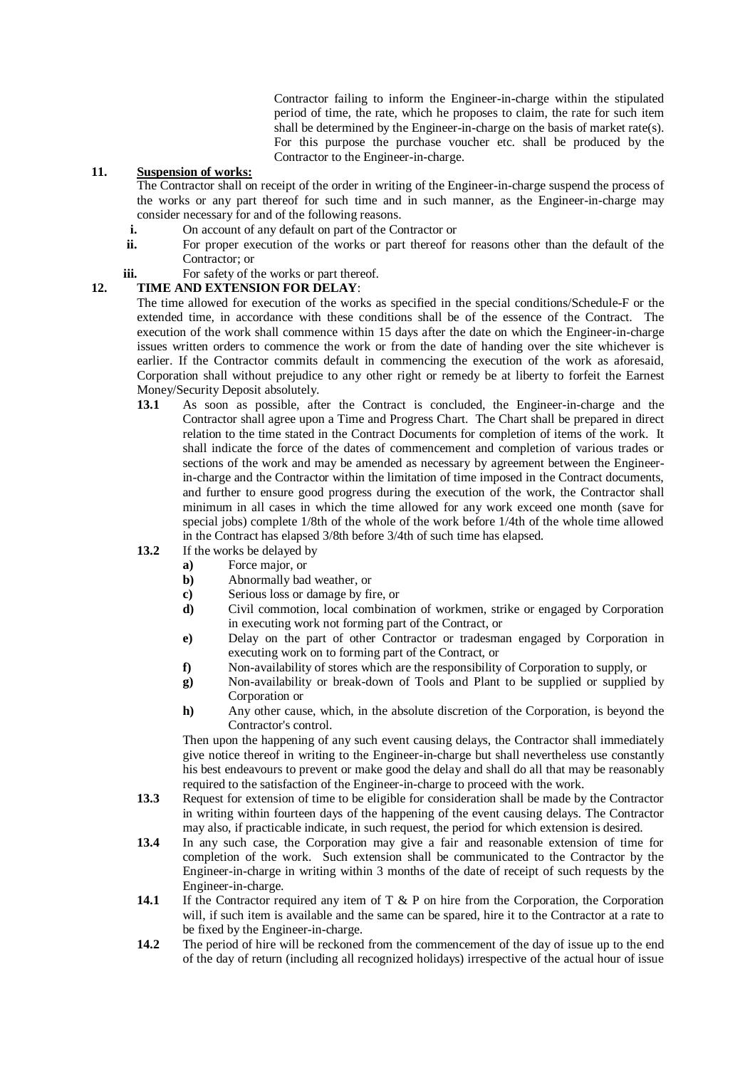Contractor failing to inform the Engineer-in-charge within the stipulated period of time, the rate, which he proposes to claim, the rate for such item shall be determined by the Engineer-in-charge on the basis of market rate(s). For this purpose the purchase voucher etc. shall be produced by the Contractor to the Engineer-in-charge.

**11. Suspension of works:**

The Contractor shall on receipt of the order in writing of the Engineer-in-charge suspend the process of the works or any part thereof for such time and in such manner, as the Engineer-in-charge may consider necessary for and of the following reasons.

- **i.** On account of any default on part of the Contractor or
- **ii.** For proper execution of the works or part thereof for reasons other than the default of the Contractor; or
- **iii.** For safety of the works or part thereof.

**12. TIME AND EXTENSION FOR DELAY**:

The time allowed for execution of the works as specified in the special conditions/Schedule-F or the extended time, in accordance with these conditions shall be of the essence of the Contract. The execution of the work shall commence within 15 days after the date on which the Engineer-in-charge issues written orders to commence the work or from the date of handing over the site whichever is earlier. If the Contractor commits default in commencing the execution of the work as aforesaid, Corporation shall without prejudice to any other right or remedy be at liberty to forfeit the Earnest Money/Security Deposit absolutely.

**13.1** As soon as possible, after the Contract is concluded, the Engineer-in-charge and the Contractor shall agree upon a Time and Progress Chart. The Chart shall be prepared in direct relation to the time stated in the Contract Documents for completion of items of the work. It shall indicate the force of the dates of commencement and completion of various trades or sections of the work and may be amended as necessary by agreement between the Engineer-in-charge and the Contractor within the limitation of time imposed in the Contract documents, and further to ensure good progress during the execution of the work, the Contractor shall minimum in all cases in which the time allowed for any work exceed one month (save for special jobs) complete 1/8th of the whole of the work before 1/4th of the whole time allowed in the Contract has elapsed 3/8th before 3/4th of such time has elapsed.

**13.2** If the works be delayed by

- **a)** Force major, or
- **b)** Abnormally bad weather, or
- **c)** Serious loss or damage by fire, or
- **d)** Civil commotion, local combination of workmen, strike or engaged by Corporation in executing work not forming part of the Contract, or
- **e)** Delay on the part of other Contractor or tradesman engaged by Corporation in executing work on to forming part of the Contract, or
- **f)** Non-availability of stores which are the responsibility of Corporation to supply, or
- **g)** Non-availability or break-down of Tools and Plant to be supplied or supplied by Corporation or
- **h)** Any other cause, which, in the absolute discretion of the Corporation, is beyond the Contractor's control.

Then upon the happening of any such event causing delays, the Contractor shall immediately give notice thereof in writing to the Engineer-in-charge but shall nevertheless use constantly his best endeavours to prevent or make good the delay and shall do all that may be reasonably required to the satisfaction of the Engineer-in-charge to proceed with the work.

**13.3** Request for extension of time to be eligible for consideration shall be made by the Contractor in writing within fourteen days of the happening of the event causing delays. The Contractor may also, if practicable indicate, in such request, the period for which extension is desired.

**13.4** In any such case, the Corporation may give a fair and reasonable extension of time for completion of the work. Such extension shall be communicated to the Contractor by the Engineer-in-charge in writing within 3 months of the date of receipt of such requests by the Engineer-in-charge.

**14.1** If the Contractor required any item of T & P on hire from the Corporation, the Corporation will, if such item is available and the same can be spared, hire it to the Contractor at a rate to be fixed by the Engineer-in-charge.

**14.2** The period of hire will be reckoned from the commencement of the day of issue up to the end of the day of return (including all recognized holidays) irrespective of the actual hour of issue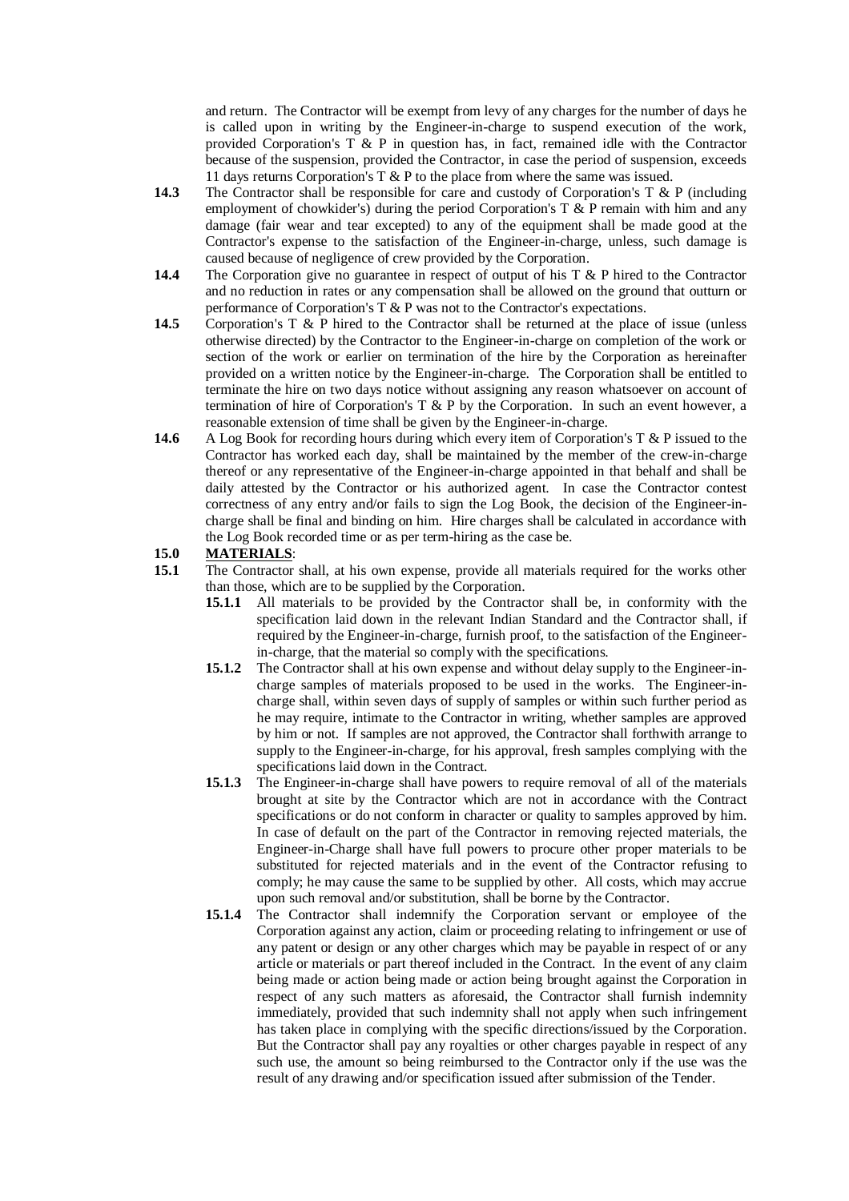and return. The Contractor will be exempt from levy of any charges for the number of days he is called upon in writing by the Engineer-in-charge to suspend execution of the work, provided Corporation's T & P in question has, in fact, remained idle with the Contractor because of the suspension, provided the Contractor, in case the period of suspension, exceeds 11 days returns Corporation's T & P to the place from where the same was issued.

**14.3** The Contractor shall be responsible for care and custody of Corporation's T & P (including employment of chowkider's) during the period Corporation's T & P remain with him and any damage (fair wear and tear excepted) to any of the equipment shall be made good at the Contractor's expense to the satisfaction of the Engineer-in-charge, unless, such damage is caused because of negligence of crew provided by the Corporation.

**14.4** The Corporation give no guarantee in respect of output of his T & P hired to the Contractor and no reduction in rates or any compensation shall be allowed on the ground that outturn or performance of Corporation's T & P was not to the Contractor's expectations.

**14.5** Corporation's T & P hired to the Contractor shall be returned at the place of issue (unless otherwise directed) by the Contractor to the Engineer-in-charge on completion of the work or section of the work or earlier on termination of the hire by the Corporation as hereinafter provided on a written notice by the Engineer-in-charge. The Corporation shall be entitled to terminate the hire on two days notice without assigning any reason whatsoever on account of termination of hire of Corporation's T & P by the Corporation. In such an event however, a reasonable extension of time shall be given by the Engineer-in-charge.

**14.6** A Log Book for recording hours during which every item of Corporation's T & P issued to the Contractor has worked each day, shall be maintained by the member of the crew-in-charge thereof or any representative of the Engineer-in-charge appointed in that behalf and shall be daily attested by the Contractor or his authorized agent. In case the Contractor contest correctness of any entry and/or fails to sign the Log Book, the decision of the Engineer-in-charge shall be final and binding on him. Hire charges shall be calculated in accordance with the Log Book recorded time or as per term-hiring as the case be.

**15.0** **<u>MATERIALS</u>**:

**15.1** The Contractor shall, at his own expense, provide all materials required for the works other than those, which are to be supplied by the Corporation.

- **15.1.1** All materials to be provided by the Contractor shall be, in conformity with the specification laid down in the relevant Indian Standard and the Contractor shall, if required by the Engineer-in-charge, furnish proof, to the satisfaction of the Engineer-in-charge, that the material so comply with the specifications.

- **15.1.2** The Contractor shall at his own expense and without delay supply to the Engineer-in-charge samples of materials proposed to be used in the works. The Engineer-in-charge shall, within seven days of supply of samples or within such further period as he may require, intimate to the Contractor in writing, whether samples are approved by him or not. If samples are not approved, the Contractor shall forthwith arrange to supply to the Engineer-in-charge, for his approval, fresh samples complying with the specifications laid down in the Contract.

- **15.1.3** The Engineer-in-charge shall have powers to require removal of all of the materials brought at site by the Contractor which are not in accordance with the Contract specifications or do not conform in character or quality to samples approved by him. In case of default on the part of the Contractor in removing rejected materials, the Engineer-in-Charge shall have full powers to procure other proper materials to be substituted for rejected materials and in the event of the Contractor refusing to comply; he may cause the same to be supplied by other. All costs, which may accrue upon such removal and/or substitution, shall be borne by the Contractor.

- **15.1.4** The Contractor shall indemnify the Corporation servant or employee of the Corporation against any action, claim or proceeding relating to infringement or use of any patent or design or any other charges which may be payable in respect of or any article or materials or part thereof included in the Contract. In the event of any claim being made or action being made or action being brought against the Corporation in respect of any such matters as aforesaid, the Contractor shall furnish indemnity immediately, provided that such indemnity shall not apply when such infringement has taken place in complying with the specific directions/issued by the Corporation. But the Contractor shall pay any royalties or other charges payable in respect of any such use, the amount so being reimbursed to the Contractor only if the use was the result of any drawing and/or specification issued after submission of the Tender.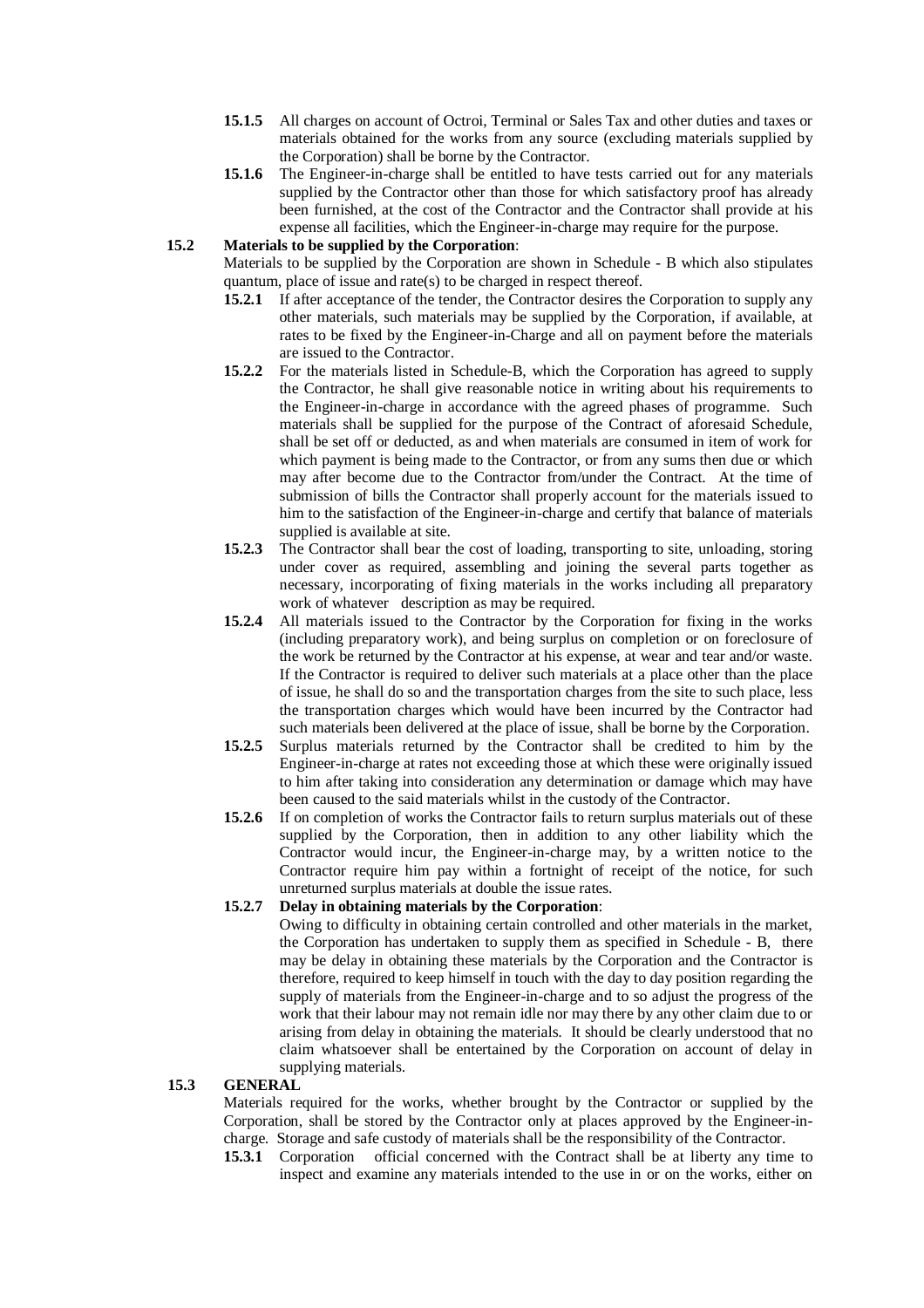**15.1.5** All charges on account of Octroi, Terminal or Sales Tax and other duties and taxes or materials obtained for the works from any source (excluding materials supplied by the Corporation) shall be borne by the Contractor.

**15.1.6** The Engineer-in-charge shall be entitled to have tests carried out for any materials supplied by the Contractor other than those for which satisfactory proof has already been furnished, at the cost of the Contractor and the Contractor shall provide at his expense all facilities, which the Engineer-in-charge may require for the purpose.

**15.2 Materials to be supplied by the Corporation**:

Materials to be supplied by the Corporation are shown in Schedule - B which also stipulates quantum, place of issue and rate(s) to be charged in respect thereof.

**15.2.1** If after acceptance of the tender, the Contractor desires the Corporation to supply any other materials, such materials may be supplied by the Corporation, if available, at rates to be fixed by the Engineer-in-Charge and all on payment before the materials are issued to the Contractor.

**15.2.2** For the materials listed in Schedule-B, which the Corporation has agreed to supply the Contractor, he shall give reasonable notice in writing about his requirements to the Engineer-in-charge in accordance with the agreed phases of programme. Such materials shall be supplied for the purpose of the Contract of aforesaid Schedule, shall be set off or deducted, as and when materials are consumed in item of work for which payment is being made to the Contractor, or from any sums then due or which may after become due to the Contractor from/under the Contract. At the time of submission of bills the Contractor shall properly account for the materials issued to him to the satisfaction of the Engineer-in-charge and certify that balance of materials supplied is available at site.

**15.2.3** The Contractor shall bear the cost of loading, transporting to site, unloading, storing under cover as required, assembling and joining the several parts together as necessary, incorporating of fixing materials in the works including all preparatory work of whatever description as may be required.

**15.2.4** All materials issued to the Contractor by the Corporation for fixing in the works (including preparatory work), and being surplus on completion or on foreclosure of the work be returned by the Contractor at his expense, at wear and tear and/or waste. If the Contractor is required to deliver such materials at a place other than the place of issue, he shall do so and the transportation charges from the site to such place, less the transportation charges which would have been incurred by the Contractor had such materials been delivered at the place of issue, shall be borne by the Corporation.

**15.2.5** Surplus materials returned by the Contractor shall be credited to him by the Engineer-in-charge at rates not exceeding those at which these were originally issued to him after taking into consideration any determination or damage which may have been caused to the said materials whilst in the custody of the Contractor.

**15.2.6** If on completion of works the Contractor fails to return surplus materials out of these supplied by the Corporation, then in addition to any other liability which the Contractor would incur, the Engineer-in-charge may, by a written notice to the Contractor require him pay within a fortnight of receipt of the notice, for such unreturned surplus materials at double the issue rates.

**15.2.7 Delay in obtaining materials by the Corporation**:

Owing to difficulty in obtaining certain controlled and other materials in the market, the Corporation has undertaken to supply them as specified in Schedule - B, there may be delay in obtaining these materials by the Corporation and the Contractor is therefore, required to keep himself in touch with the day to day position regarding the supply of materials from the Engineer-in-charge and to so adjust the progress of the work that their labour may not remain idle nor may there by any other claim due to or arising from delay in obtaining the materials. It should be clearly understood that no claim whatsoever shall be entertained by the Corporation on account of delay in supplying materials.

**15.3 GENERAL**

Materials required for the works, whether brought by the Contractor or supplied by the Corporation, shall be stored by the Contractor only at places approved by the Engineer-in-charge. Storage and safe custody of materials shall be the responsibility of the Contractor.

**15.3.1** Corporation official concerned with the Contract shall be at liberty any time to inspect and examine any materials intended to the use in or on the works, either on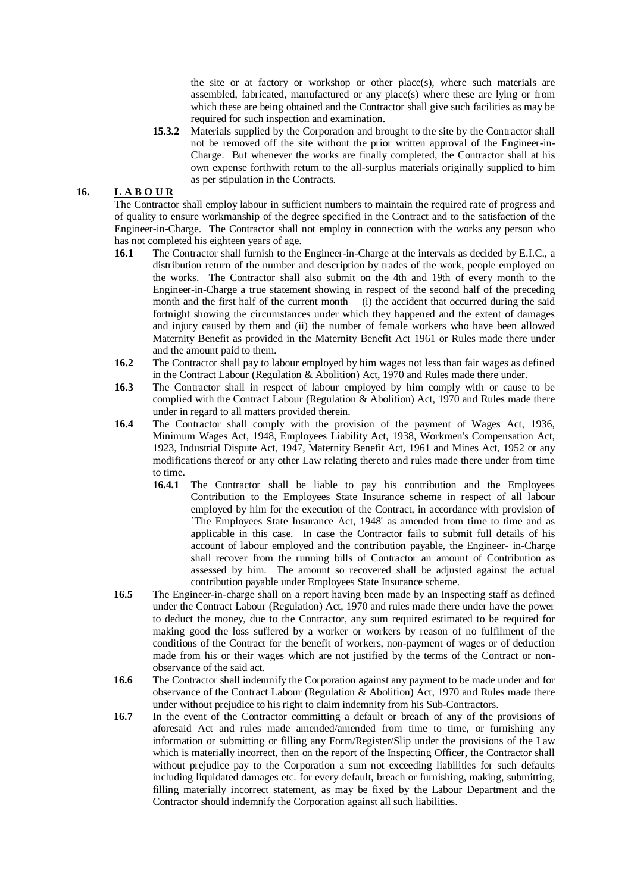the site or at factory or workshop or other place(s), where such materials are assembled, fabricated, manufactured or any place(s) where these are lying or from which these are being obtained and the Contractor shall give such facilities as may be required for such inspection and examination.

**15.3.2** Materials supplied by the Corporation and brought to the site by the Contractor shall not be removed off the site without the prior written approval of the Engineer-in-Charge. But whenever the works are finally completed, the Contractor shall at his own expense forthwith return to the all-surplus materials originally supplied to him as per stipulation in the Contracts.

## 16. L A B O U R

The Contractor shall employ labour in sufficient numbers to maintain the required rate of progress and of quality to ensure workmanship of the degree specified in the Contract and to the satisfaction of the Engineer-in-Charge. The Contractor shall not employ in connection with the works any person who has not completed his eighteen years of age.

**16.1** The Contractor shall furnish to the Engineer-in-Charge at the intervals as decided by E.I.C., a distribution return of the number and description by trades of the work, people employed on the works. The Contractor shall also submit on the 4th and 19th of every month to the Engineer-in-Charge a true statement showing in respect of the second half of the preceding month and the first half of the current month (i) the accident that occurred during the said fortnight showing the circumstances under which they happened and the extent of damages and injury caused by them and (ii) the number of female workers who have been allowed Maternity Benefit as provided in the Maternity Benefit Act 1961 or Rules made there under and the amount paid to them.

**16.2** The Contractor shall pay to labour employed by him wages not less than fair wages as defined in the Contract Labour (Regulation & Abolition) Act, 1970 and Rules made there under.

**16.3** The Contractor shall in respect of labour employed by him comply with or cause to be complied with the Contract Labour (Regulation & Abolition) Act, 1970 and Rules made there under in regard to all matters provided therein.

**16.4** The Contractor shall comply with the provision of the payment of Wages Act, 1936, Minimum Wages Act, 1948, Employees Liability Act, 1938, Workmen's Compensation Act, 1923, Industrial Dispute Act, 1947, Maternity Benefit Act, 1961 and Mines Act, 1952 or any modifications thereof or any other Law relating thereto and rules made there under from time to time.

**16.4.1** The Contractor shall be liable to pay his contribution and the Employees Contribution to the Employees State Insurance scheme in respect of all labour employed by him for the execution of the Contract, in accordance with provision of `The Employees State Insurance Act, 1948' as amended from time to time and as applicable in this case. In case the Contractor fails to submit full details of his account of labour employed and the contribution payable, the Engineer- in-Charge shall recover from the running bills of Contractor an amount of Contribution as assessed by him. The amount so recovered shall be adjusted against the actual contribution payable under Employees State Insurance scheme.

**16.5** The Engineer-in-charge shall on a report having been made by an Inspecting staff as defined under the Contract Labour (Regulation) Act, 1970 and rules made there under have the power to deduct the money, due to the Contractor, any sum required estimated to be required for making good the loss suffered by a worker or workers by reason of no fulfilment of the conditions of the Contract for the benefit of workers, non-payment of wages or of deduction made from his or their wages which are not justified by the terms of the Contract or non-observance of the said act.

**16.6** The Contractor shall indemnify the Corporation against any payment to be made under and for observance of the Contract Labour (Regulation & Abolition) Act, 1970 and Rules made there under without prejudice to his right to claim indemnity from his Sub-Contractors.

**16.7** In the event of the Contractor committing a default or breach of any of the provisions of aforesaid Act and rules made amended/amended from time to time, or furnishing any information or submitting or filling any Form/Register/Slip under the provisions of the Law which is materially incorrect, then on the report of the Inspecting Officer, the Contractor shall without prejudice pay to the Corporation a sum not exceeding liabilities for such defaults including liquidated damages etc. for every default, breach or furnishing, making, submitting, filling materially incorrect statement, as may be fixed by the Labour Department and the Contractor should indemnify the Corporation against all such liabilities.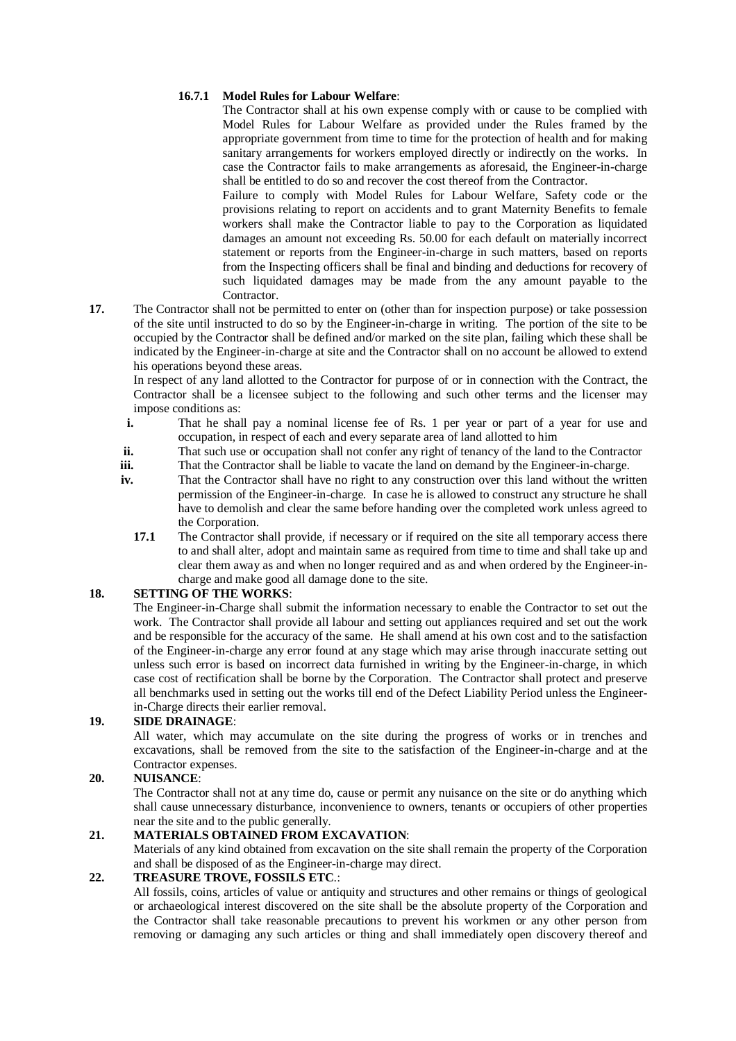**16.7.1 Model Rules for Labour Welfare**:

The Contractor shall at his own expense comply with or cause to be complied with Model Rules for Labour Welfare as provided under the Rules framed by the appropriate government from time to time for the protection of health and for making sanitary arrangements for workers employed directly or indirectly on the works. In case the Contractor fails to make arrangements as aforesaid, the Engineer-in-charge shall be entitled to do so and recover the cost thereof from the Contractor.

Failure to comply with Model Rules for Labour Welfare, Safety code or the provisions relating to report on accidents and to grant Maternity Benefits to female workers shall make the Contractor liable to pay to the Corporation as liquidated damages an amount not exceeding Rs. 50.00 for each default on materially incorrect statement or reports from the Engineer-in-charge in such matters, based on reports from the Inspecting officers shall be final and binding and deductions for recovery of such liquidated damages may be made from the any amount payable to the Contractor.

**17.** The Contractor shall not be permitted to enter on (other than for inspection purpose) or take possession of the site until instructed to do so by the Engineer-in-charge in writing. The portion of the site to be occupied by the Contractor shall be defined and/or marked on the site plan, failing which these shall be indicated by the Engineer-in-charge at site and the Contractor shall on no account be allowed to extend his operations beyond these areas.

In respect of any land allotted to the Contractor for purpose of or in connection with the Contract, the Contractor shall be a licensee subject to the following and such other terms and the licenser may impose conditions as:

- **i.** That he shall pay a nominal license fee of Rs. 1 per year or part of a year for use and occupation, in respect of each and every separate area of land allotted to him
- **ii.** That such use or occupation shall not confer any right of tenancy of the land to the Contractor
- **iii.** That the Contractor shall be liable to vacate the land on demand by the Engineer-in-charge.
- **iv.** That the Contractor shall have no right to any construction over this land without the written permission of the Engineer-in-charge. In case he is allowed to construct any structure he shall have to demolish and clear the same before handing over the completed work unless agreed to the Corporation.

**17.1** The Contractor shall provide, if necessary or if required on the site all temporary access there to and shall alter, adopt and maintain same as required from time to time and shall take up and clear them away as and when no longer required and as and when ordered by the Engineer-in-charge and make good all damage done to the site.

**18. SETTING OF THE WORKS**:

The Engineer-in-Charge shall submit the information necessary to enable the Contractor to set out the work. The Contractor shall provide all labour and setting out appliances required and set out the work and be responsible for the accuracy of the same. He shall amend at his own cost and to the satisfaction of the Engineer-in-charge any error found at any stage which may arise through inaccurate setting out unless such error is based on incorrect data furnished in writing by the Engineer-in-charge, in which case cost of rectification shall be borne by the Corporation. The Contractor shall protect and preserve all benchmarks used in setting out the works till end of the Defect Liability Period unless the Engineer-in-Charge directs their earlier removal.

**19. SIDE DRAINAGE**:

All water, which may accumulate on the site during the progress of works or in trenches and excavations, shall be removed from the site to the satisfaction of the Engineer-in-charge and at the Contractor expenses.

**20. NUISANCE**:

The Contractor shall not at any time do, cause or permit any nuisance on the site or do anything which shall cause unnecessary disturbance, inconvenience to owners, tenants or occupiers of other properties near the site and to the public generally.

**21. MATERIALS OBTAINED FROM EXCAVATION**:

Materials of any kind obtained from excavation on the site shall remain the property of the Corporation and shall be disposed of as the Engineer-in-charge may direct.

**22. TREASURE TROVE, FOSSILS ETC.**:

All fossils, coins, articles of value or antiquity and structures and other remains or things of geological or archaeological interest discovered on the site shall be the absolute property of the Corporation and the Contractor shall take reasonable precautions to prevent his workmen or any other person from removing or damaging any such articles or thing and shall immediately open discovery thereof and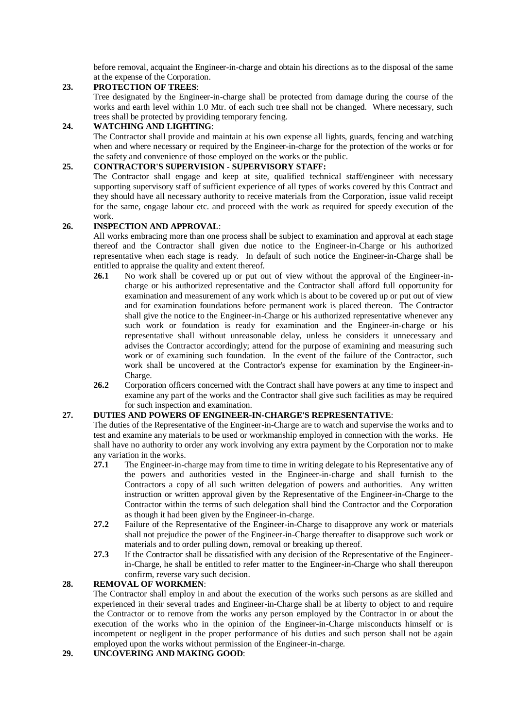before removal, acquaint the Engineer-in-charge and obtain his directions as to the disposal of the same at the expense of the Corporation.

**23. PROTECTION OF TREES**:

Tree designated by the Engineer-in-charge shall be protected from damage during the course of the works and earth level within 1.0 Mtr. of each such tree shall not be changed. Where necessary, such trees shall be protected by providing temporary fencing.

**24. WATCHING AND LIGHTING**:

The Contractor shall provide and maintain at his own expense all lights, guards, fencing and watching when and where necessary or required by the Engineer-in-charge for the protection of the works or for the safety and convenience of those employed on the works or the public.

**25. CONTRACTOR'S SUPERVISION - SUPERVISORY STAFF:**

The Contractor shall engage and keep at site, qualified technical staff/engineer with necessary supporting supervisory staff of sufficient experience of all types of works covered by this Contract and they should have all necessary authority to receive materials from the Corporation, issue valid receipt for the same, engage labour etc. and proceed with the work as required for speedy execution of the work.

**26. INSPECTION AND APPROVAL**:

All works embracing more than one process shall be subject to examination and approval at each stage thereof and the Contractor shall given due notice to the Engineer-in-Charge or his authorized representative when each stage is ready. In default of such notice the Engineer-in-Charge shall be entitled to appraise the quality and extent thereof.

**26.1** No work shall be covered up or put out of view without the approval of the Engineer-in-charge or his authorized representative and the Contractor shall afford full opportunity for examination and measurement of any work which is about to be covered up or put out of view and for examination foundations before permanent work is placed thereon. The Contractor shall give the notice to the Engineer-in-Charge or his authorized representative whenever any such work or foundation is ready for examination and the Engineer-in-charge or his representative shall without unreasonable delay, unless he considers it unnecessary and advises the Contractor accordingly; attend for the purpose of examining and measuring such work or of examining such foundation. In the event of the failure of the Contractor, such work shall be uncovered at the Contractor's expense for examination by the Engineer-in-Charge.

**26.2** Corporation officers concerned with the Contract shall have powers at any time to inspect and examine any part of the works and the Contractor shall give such facilities as may be required for such inspection and examination.

**27. DUTIES AND POWERS OF ENGINEER-IN-CHARGE'S REPRESENTATIVE**:

The duties of the Representative of the Engineer-in-Charge are to watch and supervise the works and to test and examine any materials to be used or workmanship employed in connection with the works. He shall have no authority to order any work involving any extra payment by the Corporation nor to make any variation in the works.

**27.1** The Engineer-in-charge may from time to time in writing delegate to his Representative any of the powers and authorities vested in the Engineer-in-charge and shall furnish to the Contractors a copy of all such written delegation of powers and authorities. Any written instruction or written approval given by the Representative of the Engineer-in-Charge to the Contractor within the terms of such delegation shall bind the Contractor and the Corporation as though it had been given by the Engineer-in-charge.

**27.2** Failure of the Representative of the Engineer-in-Charge to disapprove any work or materials shall not prejudice the power of the Engineer-in-Charge thereafter to disapprove such work or materials and to order pulling down, removal or breaking up thereof.

**27.3** If the Contractor shall be dissatisfied with any decision of the Representative of the Engineer-in-Charge, he shall be entitled to refer matter to the Engineer-in-Charge who shall thereupon confirm, reverse vary such decision.

**28. REMOVAL OF WORKMEN**:

The Contractor shall employ in and about the execution of the works such persons as are skilled and experienced in their several trades and Engineer-in-Charge shall be at liberty to object to and require the Contractor or to remove from the works any person employed by the Contractor in or about the execution of the works who in the opinion of the Engineer-in-Charge misconducts himself or is incompetent or negligent in the proper performance of his duties and such person shall not be again employed upon the works without permission of the Engineer-in-charge.

**29. UNCOVERING AND MAKING GOOD**: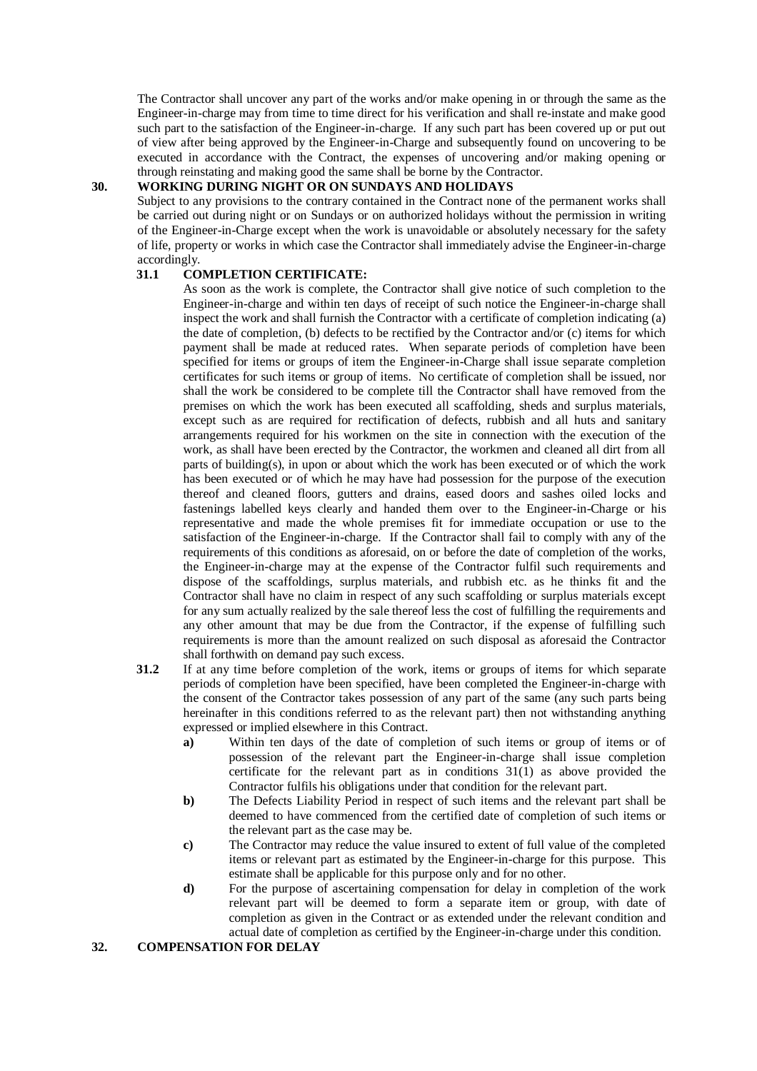The Contractor shall uncover any part of the works and/or make opening in or through the same as the Engineer-in-charge may from time to time direct for his verification and shall re-instate and make good such part to the satisfaction of the Engineer-in-charge. If any such part has been covered up or put out of view after being approved by the Engineer-in-Charge and subsequently found on uncovering to be executed in accordance with the Contract, the expenses of uncovering and/or making opening or through reinstating and making good the same shall be borne by the Contractor.

## 30. WORKING DURING NIGHT OR ON SUNDAYS AND HOLIDAYS

Subject to any provisions to the contrary contained in the Contract none of the permanent works shall be carried out during night or on Sundays or on authorized holidays without the permission in writing of the Engineer-in-Charge except when the work is unavoidable or absolutely necessary for the safety of life, property or works in which case the Contractor shall immediately advise the Engineer-in-charge accordingly.

### 31.1 COMPLETION CERTIFICATE:

As soon as the work is complete, the Contractor shall give notice of such completion to the Engineer-in-charge and within ten days of receipt of such notice the Engineer-in-charge shall inspect the work and shall furnish the Contractor with a certificate of completion indicating (a) the date of completion, (b) defects to be rectified by the Contractor and/or (c) items for which payment shall be made at reduced rates. When separate periods of completion have been specified for items or groups of item the Engineer-in-Charge shall issue separate completion certificates for such items or group of items. No certificate of completion shall be issued, nor shall the work be considered to be complete till the Contractor shall have removed from the premises on which the work has been executed all scaffolding, sheds and surplus materials, except such as are required for rectification of defects, rubbish and all huts and sanitary arrangements required for his workmen on the site in connection with the execution of the work, as shall have been erected by the Contractor, the workmen and cleaned all dirt from all parts of building(s), in upon or about which the work has been executed or of which the work has been executed or of which he may have had possession for the purpose of the execution thereof and cleaned floors, gutters and drains, eased doors and sashes oiled locks and fastenings labelled keys clearly and handed them over to the Engineer-in-Charge or his representative and made the whole premises fit for immediate occupation or use to the satisfaction of the Engineer-in-charge. If the Contractor shall fail to comply with any of the requirements of this conditions as aforesaid, on or before the date of completion of the works, the Engineer-in-charge may at the expense of the Contractor fulfil such requirements and dispose of the scaffoldings, surplus materials, and rubbish etc. as he thinks fit and the Contractor shall have no claim in respect of any such scaffolding or surplus materials except for any sum actually realized by the sale thereof less the cost of fulfilling the requirements and any other amount that may be due from the Contractor, if the expense of fulfilling such requirements is more than the amount realized on such disposal as aforesaid the Contractor shall forthwith on demand pay such excess.

**31.2** If at any time before completion of the work, items or groups of items for which separate periods of completion have been specified, have been completed the Engineer-in-charge with the consent of the Contractor takes possession of any part of the same (any such parts being hereinafter in this conditions referred to as the relevant part) then not withstanding anything expressed or implied elsewhere in this Contract.

- **a)** Within ten days of the date of completion of such items or group of items or of possession of the relevant part the Engineer-in-charge shall issue completion certificate for the relevant part as in conditions 31(1) as above provided the Contractor fulfils his obligations under that condition for the relevant part.
- **b)** The Defects Liability Period in respect of such items and the relevant part shall be deemed to have commenced from the certified date of completion of such items or the relevant part as the case may be.
- **c)** The Contractor may reduce the value insured to extent of full value of the completed items or relevant part as estimated by the Engineer-in-charge for this purpose. This estimate shall be applicable for this purpose only and for no other.
- **d)** For the purpose of ascertaining compensation for delay in completion of the work relevant part will be deemed to form a separate item or group, with date of completion as given in the Contract or as extended under the relevant condition and actual date of completion as certified by the Engineer-in-charge under this condition.

## 32. COMPENSATION FOR DELAY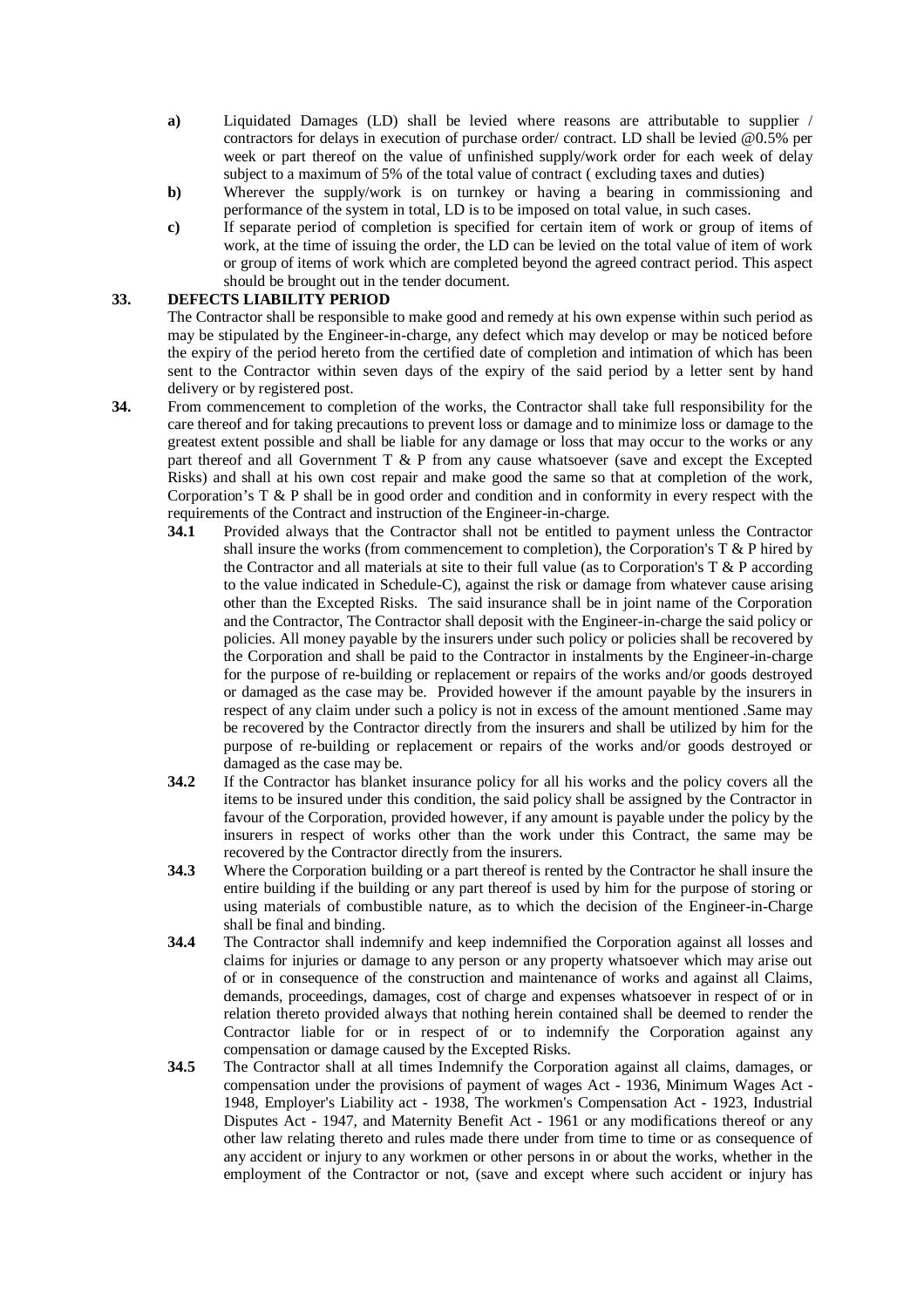**a)** Liquidated Damages (LD) shall be levied where reasons are attributable to supplier / contractors for delays in execution of purchase order/ contract. LD shall be levied @0.5% per week or part thereof on the value of unfinished supply/work order for each week of delay subject to a maximum of 5% of the total value of contract ( excluding taxes and duties)

**b)** Wherever the supply/work is on turnkey or having a bearing in commissioning and performance of the system in total, LD is to be imposed on total value, in such cases.

**c)** If separate period of completion is specified for certain item of work or group of items of work, at the time of issuing the order, the LD can be levied on the total value of item of work or group of items of work which are completed beyond the agreed contract period. This aspect should be brought out in the tender document.

**33. DEFECTS LIABILITY PERIOD**

The Contractor shall be responsible to make good and remedy at his own expense within such period as may be stipulated by the Engineer-in-charge, any defect which may develop or may be noticed before the expiry of the period hereto from the certified date of completion and intimation of which has been sent to the Contractor within seven days of the expiry of the said period by a letter sent by hand delivery or by registered post.

**34.** From commencement to completion of the works, the Contractor shall take full responsibility for the care thereof and for taking precautions to prevent loss or damage and to minimize loss or damage to the greatest extent possible and shall be liable for any damage or loss that may occur to the works or any part thereof and all Government T & P from any cause whatsoever (save and except the Excepted Risks) and shall at his own cost repair and make good the same so that at completion of the work, Corporation's T & P shall be in good order and condition and in conformity in every respect with the requirements of the Contract and instruction of the Engineer-in-charge.

**34.1** Provided always that the Contractor shall not be entitled to payment unless the Contractor shall insure the works (from commencement to completion), the Corporation's T & P hired by the Contractor and all materials at site to their full value (as to Corporation's T & P according to the value indicated in Schedule-C), against the risk or damage from whatever cause arising other than the Excepted Risks. The said insurance shall be in joint name of the Corporation and the Contractor, The Contractor shall deposit with the Engineer-in-charge the said policy or policies. All money payable by the insurers under such policy or policies shall be recovered by the Corporation and shall be paid to the Contractor in instalments by the Engineer-in-charge for the purpose of re-building or replacement or repairs of the works and/or goods destroyed or damaged as the case may be. Provided however if the amount payable by the insurers in respect of any claim under such a policy is not in excess of the amount mentioned .Same may be recovered by the Contractor directly from the insurers and shall be utilized by him for the purpose of re-building or replacement or repairs of the works and/or goods destroyed or damaged as the case may be.

**34.2** If the Contractor has blanket insurance policy for all his works and the policy covers all the items to be insured under this condition, the said policy shall be assigned by the Contractor in favour of the Corporation, provided however, if any amount is payable under the policy by the insurers in respect of works other than the work under this Contract, the same may be recovered by the Contractor directly from the insurers.

**34.3** Where the Corporation building or a part thereof is rented by the Contractor he shall insure the entire building if the building or any part thereof is used by him for the purpose of storing or using materials of combustible nature, as to which the decision of the Engineer-in-Charge shall be final and binding.

**34.4** The Contractor shall indemnify and keep indemnified the Corporation against all losses and claims for injuries or damage to any person or any property whatsoever which may arise out of or in consequence of the construction and maintenance of works and against all Claims, demands, proceedings, damages, cost of charge and expenses whatsoever in respect of or in relation thereto provided always that nothing herein contained shall be deemed to render the Contractor liable for or in respect of or to indemnify the Corporation against any compensation or damage caused by the Excepted Risks.

**34.5** The Contractor shall at all times Indemnify the Corporation against all claims, damages, or compensation under the provisions of payment of wages Act - 1936, Minimum Wages Act - 1948, Employer's Liability act - 1938, The workmen's Compensation Act - 1923, Industrial Disputes Act - 1947, and Maternity Benefit Act - 1961 or any modifications thereof or any other law relating thereto and rules made there under from time to time or as consequence of any accident or injury to any workmen or other persons in or about the works, whether in the employment of the Contractor or not, (save and except where such accident or injury has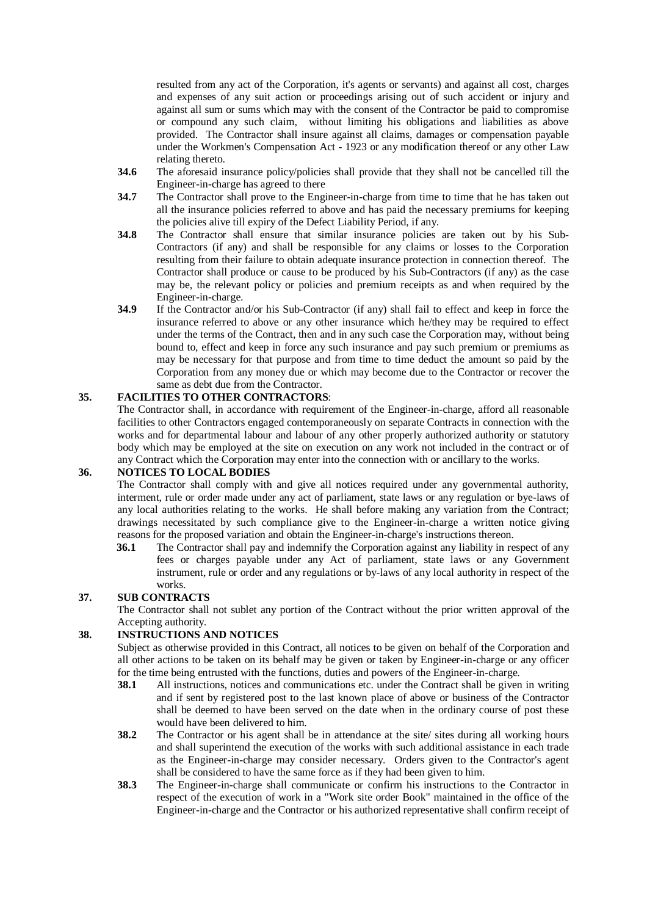resulted from any act of the Corporation, it's agents or servants) and against all cost, charges and expenses of any suit action or proceedings arising out of such accident or injury and against all sum or sums which may with the consent of the Contractor be paid to compromise or compound any such claim, without limiting his obligations and liabilities as above provided. The Contractor shall insure against all claims, damages or compensation payable under the Workmen's Compensation Act - 1923 or any modification thereof or any other Law relating thereto.

**34.6** The aforesaid insurance policy/policies shall provide that they shall not be cancelled till the Engineer-in-charge has agreed to there

**34.7** The Contractor shall prove to the Engineer-in-charge from time to time that he has taken out all the insurance policies referred to above and has paid the necessary premiums for keeping the policies alive till expiry of the Defect Liability Period, if any.

**34.8** The Contractor shall ensure that similar insurance policies are taken out by his Sub-Contractors (if any) and shall be responsible for any claims or losses to the Corporation resulting from their failure to obtain adequate insurance protection in connection thereof. The Contractor shall produce or cause to be produced by his Sub-Contractors (if any) as the case may be, the relevant policy or policies and premium receipts as and when required by the Engineer-in-charge.

**34.9** If the Contractor and/or his Sub-Contractor (if any) shall fail to effect and keep in force the insurance referred to above or any other insurance which he/they may be required to effect under the terms of the Contract, then and in any such case the Corporation may, without being bound to, effect and keep in force any such insurance and pay such premium or premiums as may be necessary for that purpose and from time to time deduct the amount so paid by the Corporation from any money due or which may become due to the Contractor or recover the same as debt due from the Contractor.

## 35. FACILITIES TO OTHER CONTRACTORS:

The Contractor shall, in accordance with requirement of the Engineer-in-charge, afford all reasonable facilities to other Contractors engaged contemporaneously on separate Contracts in connection with the works and for departmental labour and labour of any other properly authorized authority or statutory body which may be employed at the site on execution on any work not included in the contract or of any Contract which the Corporation may enter into the connection with or ancillary to the works.

## 36. NOTICES TO LOCAL BODIES

The Contractor shall comply with and give all notices required under any governmental authority, interment, rule or order made under any act of parliament, state laws or any regulation or bye-laws of any local authorities relating to the works. He shall before making any variation from the Contract; drawings necessitated by such compliance give to the Engineer-in-charge a written notice giving reasons for the proposed variation and obtain the Engineer-in-charge's instructions thereon.

**36.1** The Contractor shall pay and indemnify the Corporation against any liability in respect of any fees or charges payable under any Act of parliament, state laws or any Government instrument, rule or order and any regulations or by-laws of any local authority in respect of the works.

## 37. SUB CONTRACTS

The Contractor shall not sublet any portion of the Contract without the prior written approval of the Accepting authority.

## 38. INSTRUCTIONS AND NOTICES

Subject as otherwise provided in this Contract, all notices to be given on behalf of the Corporation and all other actions to be taken on its behalf may be given or taken by Engineer-in-charge or any officer for the time being entrusted with the functions, duties and powers of the Engineer-in-charge.

**38.1** All instructions, notices and communications etc. under the Contract shall be given in writing and if sent by registered post to the last known place of above or business of the Contractor shall be deemed to have been served on the date when in the ordinary course of post these would have been delivered to him.

**38.2** The Contractor or his agent shall be in attendance at the site/ sites during all working hours and shall superintend the execution of the works with such additional assistance in each trade as the Engineer-in-charge may consider necessary. Orders given to the Contractor's agent shall be considered to have the same force as if they had been given to him.

**38.3** The Engineer-in-charge shall communicate or confirm his instructions to the Contractor in respect of the execution of work in a "Work site order Book" maintained in the office of the Engineer-in-charge and the Contractor or his authorized representative shall confirm receipt of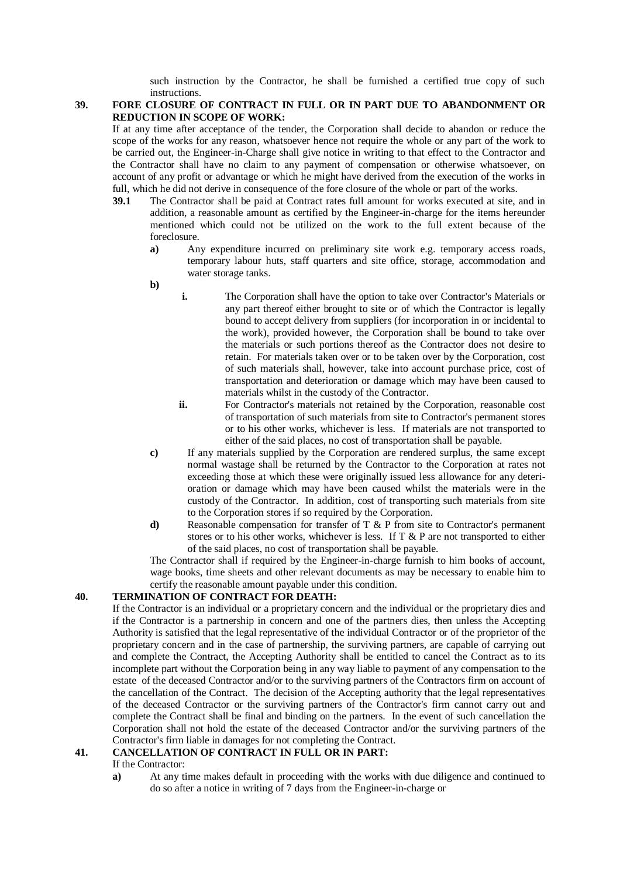such instruction by the Contractor, he shall be furnished a certified true copy of such instructions.

## 39. FORE CLOSURE OF CONTRACT IN FULL OR IN PART DUE TO ABANDONMENT OR REDUCTION IN SCOPE OF WORK:

If at any time after acceptance of the tender, the Corporation shall decide to abandon or reduce the scope of the works for any reason, whatsoever hence not require the whole or any part of the work to be carried out, the Engineer-in-Charge shall give notice in writing to that effect to the Contractor and the Contractor shall have no claim to any payment of compensation or otherwise whatsoever, on account of any profit or advantage or which he might have derived from the execution of the works in full, which he did not derive in consequence of the fore closure of the whole or part of the works.

**39.1** The Contractor shall be paid at Contract rates full amount for works executed at site, and in addition, a reasonable amount as certified by the Engineer-in-charge for the items hereunder mentioned which could not be utilized on the work to the full extent because of the foreclosure.

**a)** Any expenditure incurred on preliminary site work e.g. temporary access roads, temporary labour huts, staff quarters and site office, storage, accommodation and water storage tanks.

**b)**

**i.** The Corporation shall have the option to take over Contractor's Materials or any part thereof either brought to site or of which the Contractor is legally bound to accept delivery from suppliers (for incorporation in or incidental to the work), provided however, the Corporation shall be bound to take over the materials or such portions thereof as the Contractor does not desire to retain. For materials taken over or to be taken over by the Corporation, cost of such materials shall, however, take into account purchase price, cost of transportation and deterioration or damage which may have been caused to materials whilst in the custody of the Contractor.

**ii.** For Contractor's materials not retained by the Corporation, reasonable cost of transportation of such materials from site to Contractor's permanent stores or to his other works, whichever is less. If materials are not transported to either of the said places, no cost of transportation shall be payable.

**c)** If any materials supplied by the Corporation are rendered surplus, the same except normal wastage shall be returned by the Contractor to the Corporation at rates not exceeding those at which these were originally issued less allowance for any deterioration or damage which may have been caused whilst the materials were in the custody of the Contractor. In addition, cost of transporting such materials from site to the Corporation stores if so required by the Corporation.

**d)** Reasonable compensation for transfer of T & P from site to Contractor's permanent stores or to his other works, whichever is less. If T & P are not transported to either of the said places, no cost of transportation shall be payable.

The Contractor shall if required by the Engineer-in-charge furnish to him books of account, wage books, time sheets and other relevant documents as may be necessary to enable him to certify the reasonable amount payable under this condition.

## 40. TERMINATION OF CONTRACT FOR DEATH:

If the Contractor is an individual or a proprietary concern and the individual or the proprietary dies and if the Contractor is a partnership in concern and one of the partners dies, then unless the Accepting Authority is satisfied that the legal representative of the individual Contractor or of the proprietor of the proprietary concern and in the case of partnership, the surviving partners, are capable of carrying out and complete the Contract, the Accepting Authority shall be entitled to cancel the Contract as to its incomplete part without the Corporation being in any way liable to payment of any compensation to the estate of the deceased Contractor and/or to the surviving partners of the Contractors firm on account of the cancellation of the Contract. The decision of the Accepting authority that the legal representatives of the deceased Contractor or the surviving partners of the Contractor's firm cannot carry out and complete the Contract shall be final and binding on the partners. In the event of such cancellation the Corporation shall not hold the estate of the deceased Contractor and/or the surviving partners of the Contractor's firm liable in damages for not completing the Contract.

## 41. CANCELLATION OF CONTRACT IN FULL OR IN PART:

If the Contractor:

**a)** At any time makes default in proceeding with the works with due diligence and continued to do so after a notice in writing of 7 days from the Engineer-in-charge or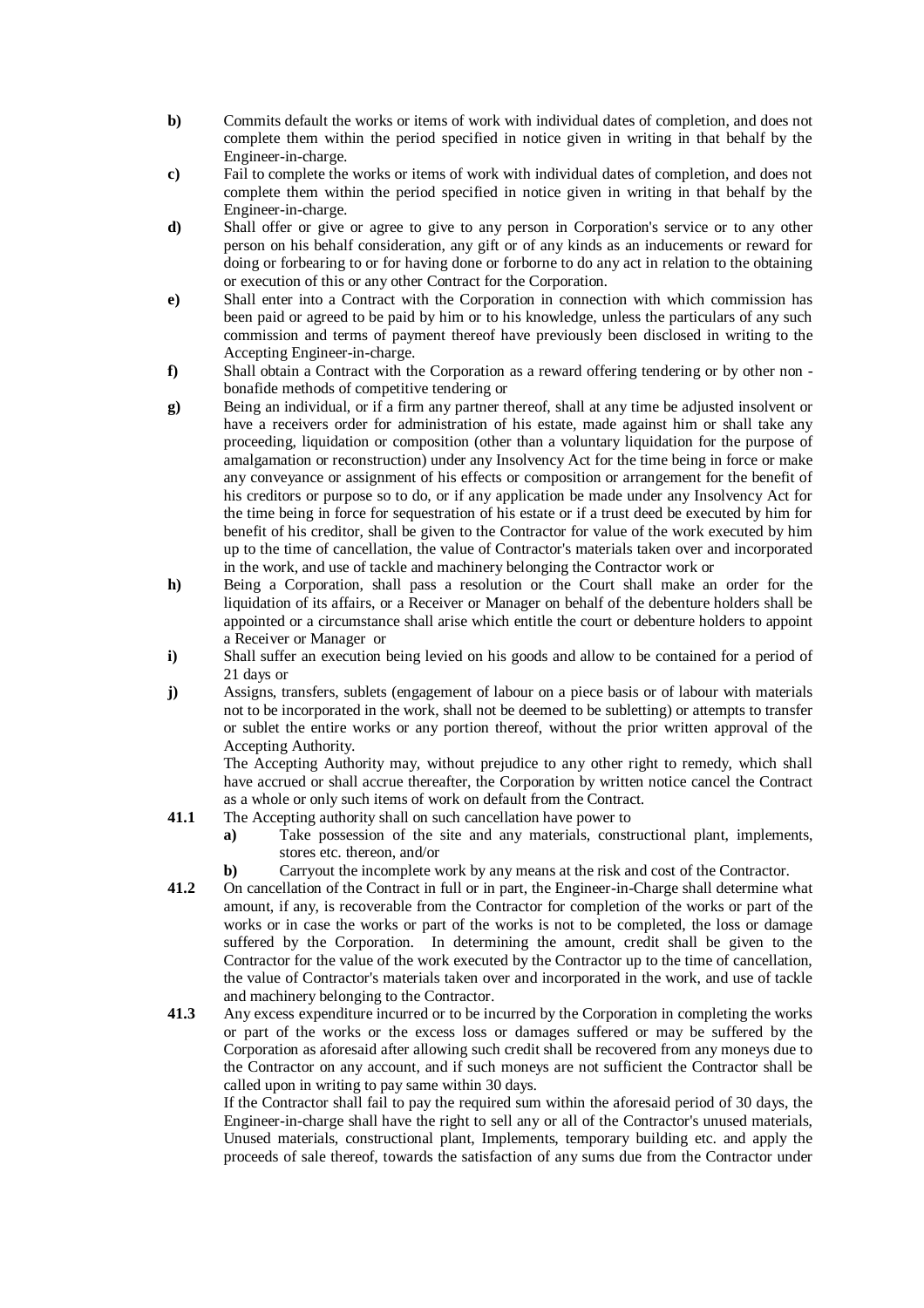**b)** Commits default the works or items of work with individual dates of completion, and does not complete them within the period specified in notice given in writing in that behalf by the Engineer-in-charge.

**c)** Fail to complete the works or items of work with individual dates of completion, and does not complete them within the period specified in notice given in writing in that behalf by the Engineer-in-charge.

**d)** Shall offer or give or agree to give to any person in Corporation's service or to any other person on his behalf consideration, any gift or of any kinds as an inducements or reward for doing or forbearing to or for having done or forborne to do any act in relation to the obtaining or execution of this or any other Contract for the Corporation.

**e)** Shall enter into a Contract with the Corporation in connection with which commission has been paid or agreed to be paid by him or to his knowledge, unless the particulars of any such commission and terms of payment thereof have previously been disclosed in writing to the Accepting Engineer-in-charge.

**f)** Shall obtain a Contract with the Corporation as a reward offering tendering or by other non - bonafide methods of competitive tendering or

**g)** Being an individual, or if a firm any partner thereof, shall at any time be adjusted insolvent or have a receivers order for administration of his estate, made against him or shall take any proceeding, liquidation or composition (other than a voluntary liquidation for the purpose of amalgamation or reconstruction) under any Insolvency Act for the time being in force or make any conveyance or assignment of his effects or composition or arrangement for the benefit of his creditors or purpose so to do, or if any application be made under any Insolvency Act for the time being in force for sequestration of his estate or if a trust deed be executed by him for benefit of his creditor, shall be given to the Contractor for value of the work executed by him up to the time of cancellation, the value of Contractor's materials taken over and incorporated in the work, and use of tackle and machinery belonging the Contractor work or

**h)** Being a Corporation, shall pass a resolution or the Court shall make an order for the liquidation of its affairs, or a Receiver or Manager on behalf of the debenture holders shall be appointed or a circumstance shall arise which entitle the court or debenture holders to appoint a Receiver or Manager or

**i)** Shall suffer an execution being levied on his goods and allow to be contained for a period of 21 days or

**j)** Assigns, transfers, sublets (engagement of labour on a piece basis or of labour with materials not to be incorporated in the work, shall not be deemed to be subletting) or attempts to transfer or sublet the entire works or any portion thereof, without the prior written approval of the Accepting Authority.

The Accepting Authority may, without prejudice to any other right to remedy, which shall have accrued or shall accrue thereafter, the Corporation by written notice cancel the Contract as a whole or only such items of work on default from the Contract.

**41.1** The Accepting authority shall on such cancellation have power to

- **a)** Take possession of the site and any materials, constructional plant, implements, stores etc. thereon, and/or
- **b)** Carryout the incomplete work by any means at the risk and cost of the Contractor.

**41.2** On cancellation of the Contract in full or in part, the Engineer-in-Charge shall determine what amount, if any, is recoverable from the Contractor for completion of the works or part of the works or in case the works or part of the works is not to be completed, the loss or damage suffered by the Corporation. In determining the amount, credit shall be given to the Contractor for the value of the work executed by the Contractor up to the time of cancellation, the value of Contractor's materials taken over and incorporated in the work, and use of tackle and machinery belonging to the Contractor.

**41.3** Any excess expenditure incurred or to be incurred by the Corporation in completing the works or part of the works or the excess loss or damages suffered or may be suffered by the Corporation as aforesaid after allowing such credit shall be recovered from any moneys due to the Contractor on any account, and if such moneys are not sufficient the Contractor shall be called upon in writing to pay same within 30 days.

If the Contractor shall fail to pay the required sum within the aforesaid period of 30 days, the Engineer-in-charge shall have the right to sell any or all of the Contractor's unused materials, Unused materials, constructional plant, Implements, temporary building etc. and apply the proceeds of sale thereof, towards the satisfaction of any sums due from the Contractor under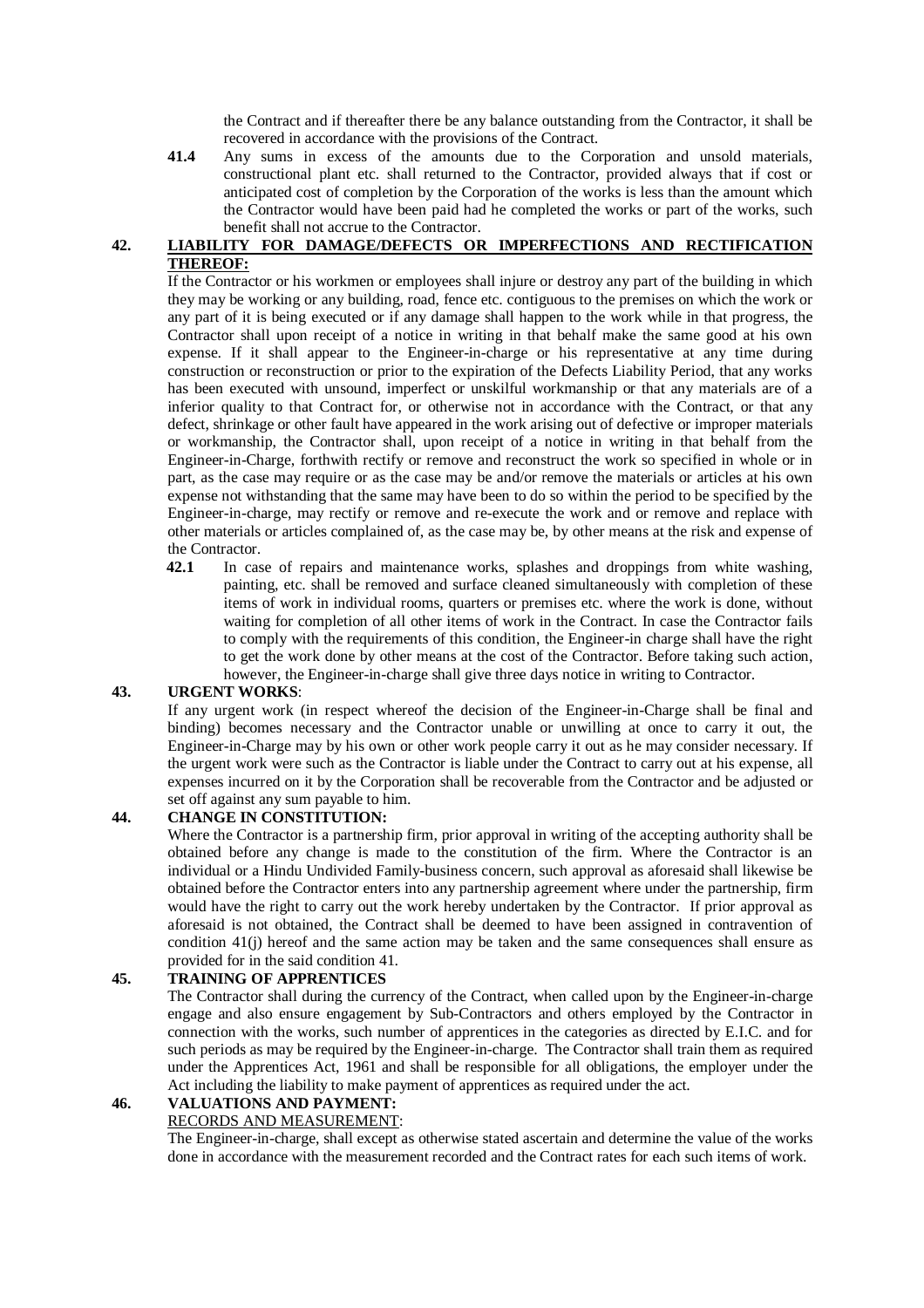the Contract and if thereafter there be any balance outstanding from the Contractor, it shall be recovered in accordance with the provisions of the Contract.

**41.4** Any sums in excess of the amounts due to the Corporation and unsold materials, constructional plant etc. shall returned to the Contractor, provided always that if cost or anticipated cost of completion by the Corporation of the works is less than the amount which the Contractor would have been paid had he completed the works or part of the works, such benefit shall not accrue to the Contractor.

## 42. LIABILITY FOR DAMAGE/DEFECTS OR IMPERFECTIONS AND RECTIFICATION THEREOF:

If the Contractor or his workmen or employees shall injure or destroy any part of the building in which they may be working or any building, road, fence etc. contiguous to the premises on which the work or any part of it is being executed or if any damage shall happen to the work while in that progress, the Contractor shall upon receipt of a notice in writing in that behalf make the same good at his own expense. If it shall appear to the Engineer-in-charge or his representative at any time during construction or reconstruction or prior to the expiration of the Defects Liability Period, that any works has been executed with unsound, imperfect or unskilful workmanship or that any materials are of a inferior quality to that Contract for, or otherwise not in accordance with the Contract, or that any defect, shrinkage or other fault have appeared in the work arising out of defective or improper materials or workmanship, the Contractor shall, upon receipt of a notice in writing in that behalf from the Engineer-in-Charge, forthwith rectify or remove and reconstruct the work so specified in whole or in part, as the case may require or as the case may be and/or remove the materials or articles at his own expense not withstanding that the same may have been to do so within the period to be specified by the Engineer-in-charge, may rectify or remove and re-execute the work and or remove and replace with other materials or articles complained of, as the case may be, by other means at the risk and expense of the Contractor.

**42.1** In case of repairs and maintenance works, splashes and droppings from white washing, painting, etc. shall be removed and surface cleaned simultaneously with completion of these items of work in individual rooms, quarters or premises etc. where the work is done, without waiting for completion of all other items of work in the Contract. In case the Contractor fails to comply with the requirements of this condition, the Engineer-in charge shall have the right to get the work done by other means at the cost of the Contractor. Before taking such action, however, the Engineer-in-charge shall give three days notice in writing to Contractor.

## 43. URGENT WORKS:

If any urgent work (in respect whereof the decision of the Engineer-in-Charge shall be final and binding) becomes necessary and the Contractor unable or unwilling at once to carry it out, the Engineer-in-Charge may by his own or other work people carry it out as he may consider necessary. If the urgent work were such as the Contractor is liable under the Contract to carry out at his expense, all expenses incurred on it by the Corporation shall be recoverable from the Contractor and be adjusted or set off against any sum payable to him.

## 44. CHANGE IN CONSTITUTION:

Where the Contractor is a partnership firm, prior approval in writing of the accepting authority shall be obtained before any change is made to the constitution of the firm. Where the Contractor is an individual or a Hindu Undivided Family-business concern, such approval as aforesaid shall likewise be obtained before the Contractor enters into any partnership agreement where under the partnership, firm would have the right to carry out the work hereby undertaken by the Contractor. If prior approval as aforesaid is not obtained, the Contract shall be deemed to have been assigned in contravention of condition 41(j) hereof and the same action may be taken and the same consequences shall ensure as provided for in the said condition 41.

## 45. TRAINING OF APPRENTICES

The Contractor shall during the currency of the Contract, when called upon by the Engineer-in-charge engage and also ensure engagement by Sub-Contractors and others employed by the Contractor in connection with the works, such number of apprentices in the categories as directed by E.I.C. and for such periods as may be required by the Engineer-in-charge. The Contractor shall train them as required under the Apprentices Act, 1961 and shall be responsible for all obligations, the employer under the Act including the liability to make payment of apprentices as required under the act.

## 46. VALUATIONS AND PAYMENT:

RECORDS AND MEASUREMENT:

The Engineer-in-charge, shall except as otherwise stated ascertain and determine the value of the works done in accordance with the measurement recorded and the Contract rates for each such items of work.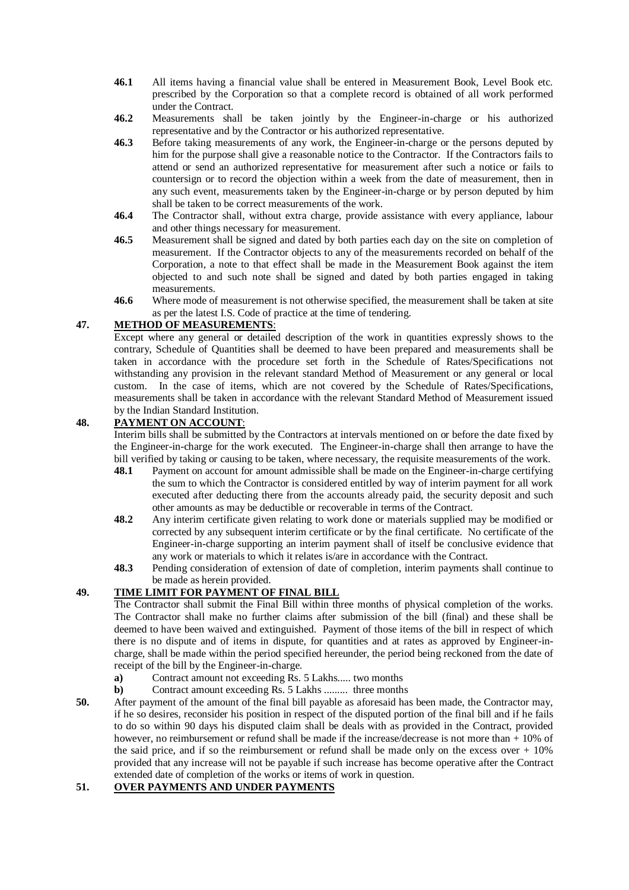**46.1** All items having a financial value shall be entered in Measurement Book, Level Book etc. prescribed by the Corporation so that a complete record is obtained of all work performed under the Contract.

**46.2** Measurements shall be taken jointly by the Engineer-in-charge or his authorized representative and by the Contractor or his authorized representative.

**46.3** Before taking measurements of any work, the Engineer-in-charge or the persons deputed by him for the purpose shall give a reasonable notice to the Contractor. If the Contractors fails to attend or send an authorized representative for measurement after such a notice or fails to countersign or to record the objection within a week from the date of measurement, then in any such event, measurements taken by the Engineer-in-charge or by person deputed by him shall be taken to be correct measurements of the work.

**46.4** The Contractor shall, without extra charge, provide assistance with every appliance, labour and other things necessary for measurement.

**46.5** Measurement shall be signed and dated by both parties each day on the site on completion of measurement. If the Contractor objects to any of the measurements recorded on behalf of the Corporation, a note to that effect shall be made in the Measurement Book against the item objected to and such note shall be signed and dated by both parties engaged in taking measurements.

**46.6** Where mode of measurement is not otherwise specified, the measurement shall be taken at site as per the latest I.S. Code of practice at the time of tendering.

## 47. METHOD OF MEASUREMENTS:

Except where any general or detailed description of the work in quantities expressly shows to the contrary, Schedule of Quantities shall be deemed to have been prepared and measurements shall be taken in accordance with the procedure set forth in the Schedule of Rates/Specifications not withstanding any provision in the relevant standard Method of Measurement or any general or local custom. In the case of items, which are not covered by the Schedule of Rates/Specifications, measurements shall be taken in accordance with the relevant Standard Method of Measurement issued by the Indian Standard Institution.

## 48. PAYMENT ON ACCOUNT:

Interim bills shall be submitted by the Contractors at intervals mentioned on or before the date fixed by the Engineer-in-charge for the work executed. The Engineer-in-charge shall then arrange to have the bill verified by taking or causing to be taken, where necessary, the requisite measurements of the work.

**48.1** Payment on account for amount admissible shall be made on the Engineer-in-charge certifying the sum to which the Contractor is considered entitled by way of interim payment for all work executed after deducting there from the accounts already paid, the security deposit and such other amounts as may be deductible or recoverable in terms of the Contract.

**48.2** Any interim certificate given relating to work done or materials supplied may be modified or corrected by any subsequent interim certificate or by the final certificate. No certificate of the Engineer-in-charge supporting an interim payment shall of itself be conclusive evidence that any work or materials to which it relates is/are in accordance with the Contract.

**48.3** Pending consideration of extension of date of completion, interim payments shall continue to be made as herein provided.

## 49. TIME LIMIT FOR PAYMENT OF FINAL BILL

The Contractor shall submit the Final Bill within three months of physical completion of the works. The Contractor shall make no further claims after submission of the bill (final) and these shall be deemed to have been waived and extinguished. Payment of those items of the bill in respect of which there is no dispute and of items in dispute, for quantities and at rates as approved by Engineer-in-charge, shall be made within the period specified hereunder, the period being reckoned from the date of receipt of the bill by the Engineer-in-charge.

**a)** Contract amount not exceeding Rs. 5 Lakhs..... two months

**b)** Contract amount exceeding Rs. 5 Lakhs ......... three months

**50.** After payment of the amount of the final bill payable as aforesaid has been made, the Contractor may, if he so desires, reconsider his position in respect of the disputed portion of the final bill and if he fails to do so within 90 days his disputed claim shall be deals with as provided in the Contract, provided however, no reimbursement or refund shall be made if the increase/decrease is not more than + 10% of the said price, and if so the reimbursement or refund shall be made only on the excess over + 10% provided that any increase will not be payable if such increase has become operative after the Contract extended date of completion of the works or items of work in question.

## 51. OVER PAYMENTS AND UNDER PAYMENTS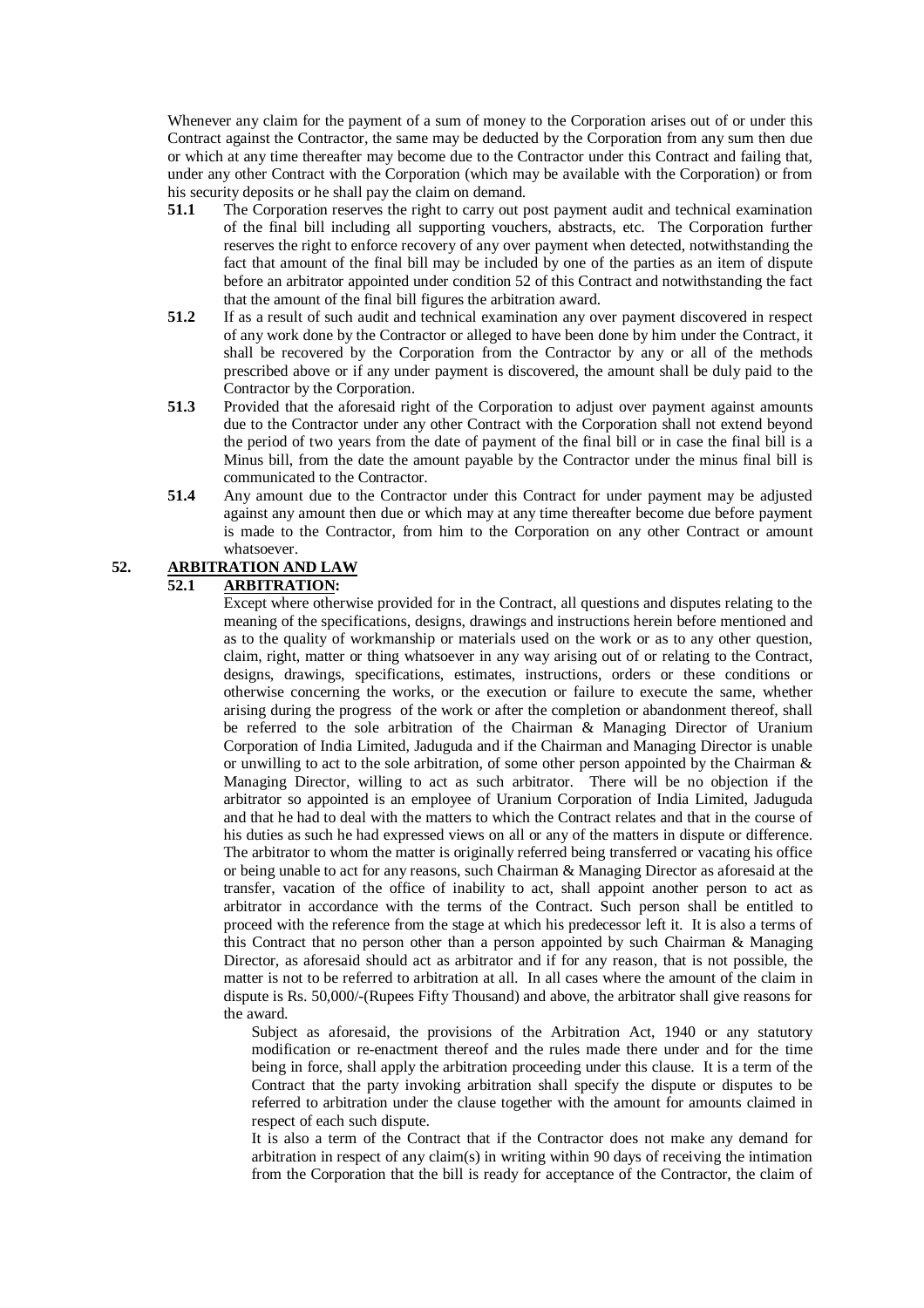Whenever any claim for the payment of a sum of money to the Corporation arises out of or under this Contract against the Contractor, the same may be deducted by the Corporation from any sum then due or which at any time thereafter may become due to the Contractor under this Contract and failing that, under any other Contract with the Corporation (which may be available with the Corporation) or from his security deposits or he shall pay the claim on demand.

**51.1** The Corporation reserves the right to carry out post payment audit and technical examination of the final bill including all supporting vouchers, abstracts, etc. The Corporation further reserves the right to enforce recovery of any over payment when detected, notwithstanding the fact that amount of the final bill may be included by one of the parties as an item of dispute before an arbitrator appointed under condition 52 of this Contract and notwithstanding the fact that the amount of the final bill figures the arbitration award.

**51.2** If as a result of such audit and technical examination any over payment discovered in respect of any work done by the Contractor or alleged to have been done by him under the Contract, it shall be recovered by the Corporation from the Contractor by any or all of the methods prescribed above or if any under payment is discovered, the amount shall be duly paid to the Contractor by the Corporation.

**51.3** Provided that the aforesaid right of the Corporation to adjust over payment against amounts due to the Contractor under any other Contract with the Corporation shall not extend beyond the period of two years from the date of payment of the final bill or in case the final bill is a Minus bill, from the date the amount payable by the Contractor under the minus final bill is communicated to the Contractor.

**51.4** Any amount due to the Contractor under this Contract for under payment may be adjusted against any amount then due or which may at any time thereafter become due before payment is made to the Contractor, from him to the Corporation on any other Contract or amount whatsoever.

## 52. ARBITRATION AND LAW

### 52.1 ARBITRATION:

Except where otherwise provided for in the Contract, all questions and disputes relating to the meaning of the specifications, designs, drawings and instructions herein before mentioned and as to the quality of workmanship or materials used on the work or as to any other question, claim, right, matter or thing whatsoever in any way arising out of or relating to the Contract, designs, drawings, specifications, estimates, instructions, orders or these conditions or otherwise concerning the works, or the execution or failure to execute the same, whether arising during the progress of the work or after the completion or abandonment thereof, shall be referred to the sole arbitration of the Chairman & Managing Director of Uranium Corporation of India Limited, Jaduguda and if the Chairman and Managing Director is unable or unwilling to act to the sole arbitration, of some other person appointed by the Chairman & Managing Director, willing to act as such arbitrator. There will be no objection if the arbitrator so appointed is an employee of Uranium Corporation of India Limited, Jaduguda and that he had to deal with the matters to which the Contract relates and that in the course of his duties as such he had expressed views on all or any of the matters in dispute or difference. The arbitrator to whom the matter is originally referred being transferred or vacating his office or being unable to act for any reasons, such Chairman & Managing Director as aforesaid at the transfer, vacation of the office of inability to act, shall appoint another person to act as arbitrator in accordance with the terms of the Contract. Such person shall be entitled to proceed with the reference from the stage at which his predecessor left it. It is also a terms of this Contract that no person other than a person appointed by such Chairman & Managing Director, as aforesaid should act as arbitrator and if for any reason, that is not possible, the matter is not to be referred to arbitration at all. In all cases where the amount of the claim in dispute is Rs. 50,000/-(Rupees Fifty Thousand) and above, the arbitrator shall give reasons for the award.

Subject as aforesaid, the provisions of the Arbitration Act, 1940 or any statutory modification or re-enactment thereof and the rules made there under and for the time being in force, shall apply the arbitration proceeding under this clause. It is a term of the Contract that the party invoking arbitration shall specify the dispute or disputes to be referred to arbitration under the clause together with the amount for amounts claimed in respect of each such dispute.

It is also a term of the Contract that if the Contractor does not make any demand for arbitration in respect of any claim(s) in writing within 90 days of receiving the intimation from the Corporation that the bill is ready for acceptance of the Contractor, the claim of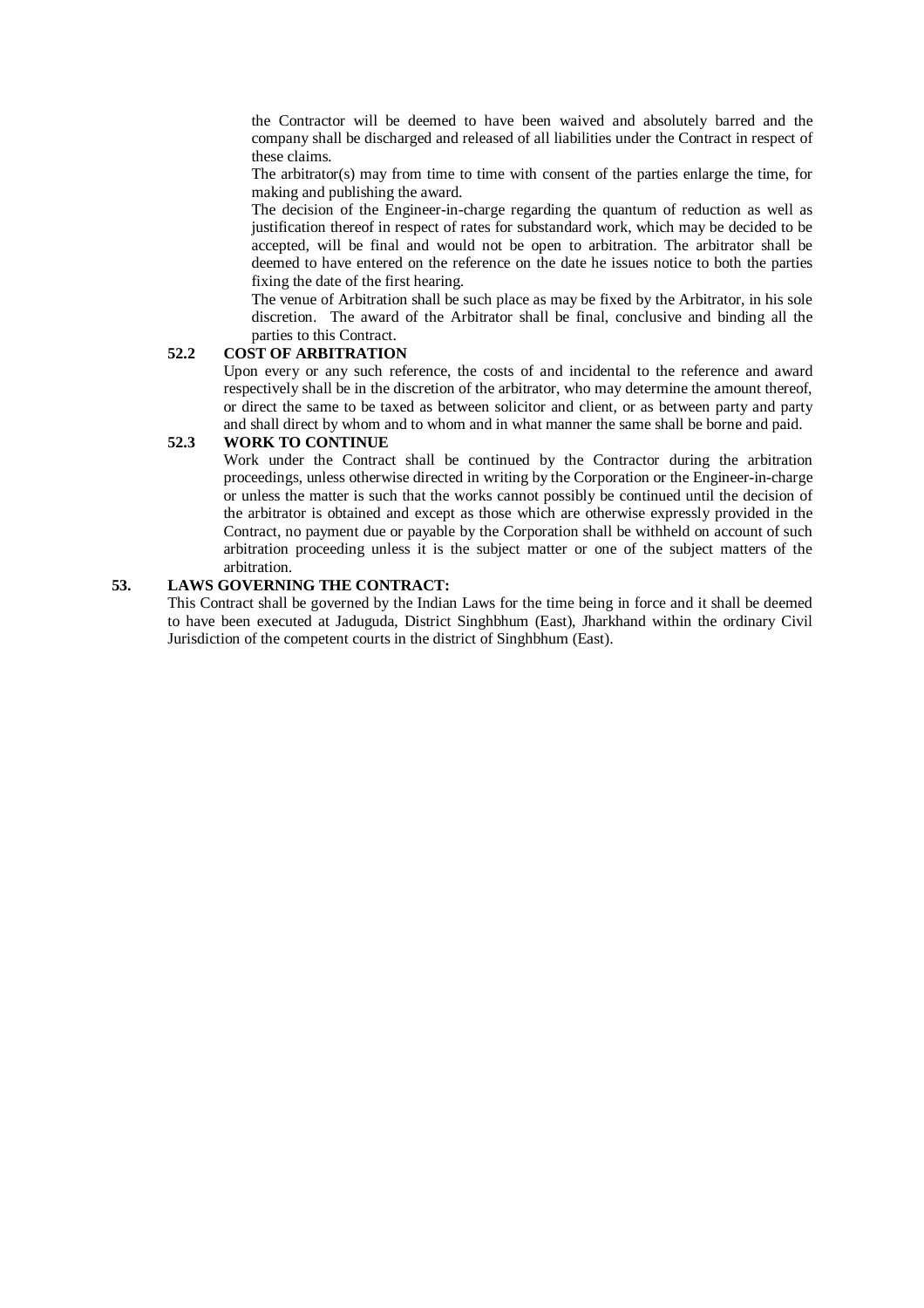the Contractor will be deemed to have been waived and absolutely barred and the company shall be discharged and released of all liabilities under the Contract in respect of these claims.

The arbitrator(s) may from time to time with consent of the parties enlarge the time, for making and publishing the award.

The decision of the Engineer-in-charge regarding the quantum of reduction as well as justification thereof in respect of rates for substandard work, which may be decided to be accepted, will be final and would not be open to arbitration. The arbitrator shall be deemed to have entered on the reference on the date he issues notice to both the parties fixing the date of the first hearing.

The venue of Arbitration shall be such place as may be fixed by the Arbitrator, in his sole discretion. The award of the Arbitrator shall be final, conclusive and binding all the parties to this Contract.

**52.2 COST OF ARBITRATION**

Upon every or any such reference, the costs of and incidental to the reference and award respectively shall be in the discretion of the arbitrator, who may determine the amount thereof, or direct the same to be taxed as between solicitor and client, or as between party and party and shall direct by whom and to whom and in what manner the same shall be borne and paid.

**52.3 WORK TO CONTINUE**

Work under the Contract shall be continued by the Contractor during the arbitration proceedings, unless otherwise directed in writing by the Corporation or the Engineer-in-charge or unless the matter is such that the works cannot possibly be continued until the decision of the arbitrator is obtained and except as those which are otherwise expressly provided in the Contract, no payment due or payable by the Corporation shall be withheld on account of such arbitration proceeding unless it is the subject matter or one of the subject matters of the arbitration.

**53. LAWS GOVERNING THE CONTRACT:**

This Contract shall be governed by the Indian Laws for the time being in force and it shall be deemed to have been executed at Jaduguda, District Singhbhum (East), Jharkhand within the ordinary Civil Jurisdiction of the competent courts in the district of Singhbhum (East).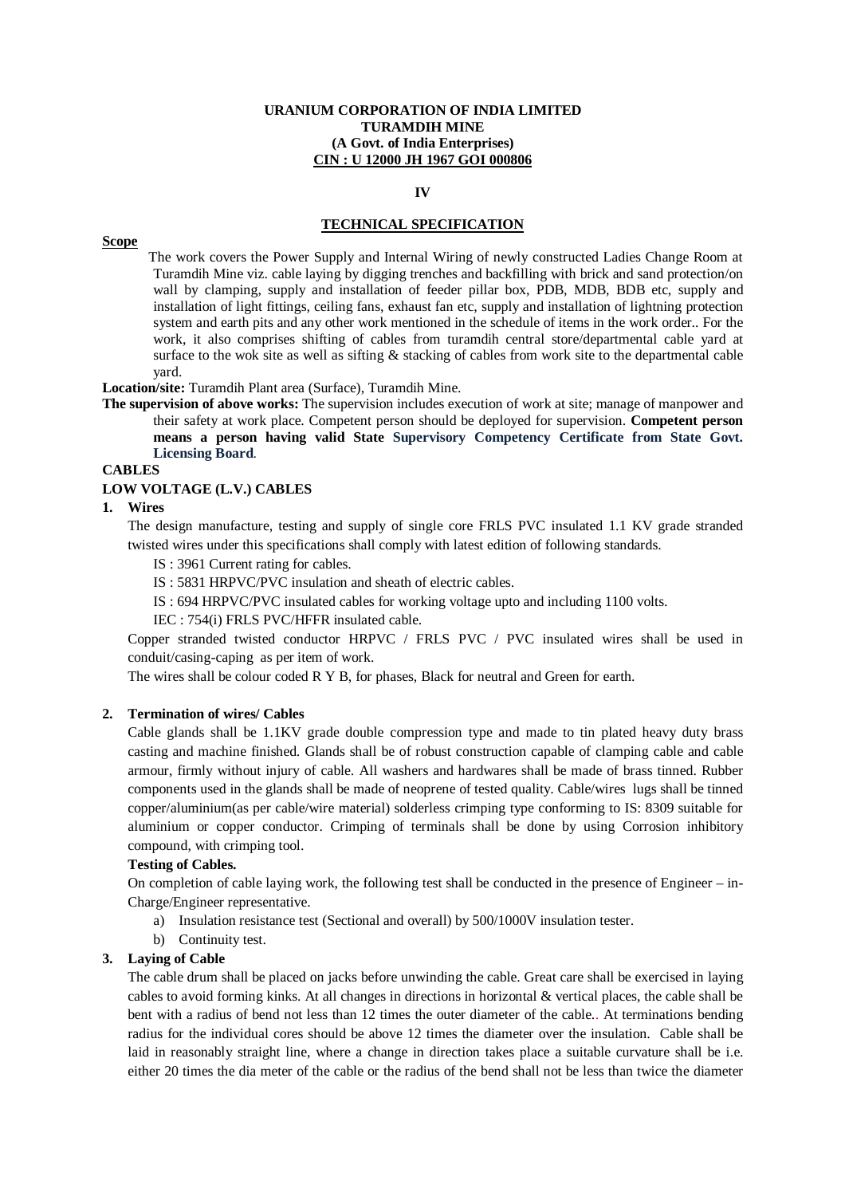**URANIUM CORPORATION OF INDIA LIMITED**
**TURAMDIH MINE**
**(A Govt. of India Enterprises)**
**CIN : U 12000 JH 1967 GOI 000806**

**IV**

## TECHNICAL SPECIFICATION

**Scope**

The work covers the Power Supply and Internal Wiring of newly constructed Ladies Change Room at Turamdih Mine viz. cable laying by digging trenches and backfilling with brick and sand protection/on wall by clamping, supply and installation of feeder pillar box, PDB, MDB, BDB etc, supply and installation of light fittings, ceiling fans, exhaust fan etc, supply and installation of lightning protection system and earth pits and any other work mentioned in the schedule of items in the work order.. For the work, it also comprises shifting of cables from turamdih central store/departmental cable yard at surface to the wok site as well as sifting & stacking of cables from work site to the departmental cable yard.

**Location/site:** Turamdih Plant area (Surface), Turamdih Mine.

**The supervision of above works:** The supervision includes execution of work at site; manage of manpower and their safety at work place. Competent person should be deployed for supervision. **Competent person means a person having valid State Supervisory Competency Certificate from State Govt. Licensing Board**.

**CABLES**

**LOW VOLTAGE (L.V.) CABLES**

**1. Wires**

The design manufacture, testing and supply of single core FRLS PVC insulated 1.1 KV grade stranded twisted wires under this specifications shall comply with latest edition of following standards.

IS : 3961 Current rating for cables.

IS : 5831 HRPVC/PVC insulation and sheath of electric cables.

IS : 694 HRPVC/PVC insulated cables for working voltage upto and including 1100 volts.

IEC : 754(i) FRLS PVC/HFFR insulated cable.

Copper stranded twisted conductor HRPVC / FRLS PVC / PVC insulated wires shall be used in conduit/casing-caping as per item of work.

The wires shall be colour coded R Y B, for phases, Black for neutral and Green for earth.

**2. Termination of wires/ Cables**

Cable glands shall be 1.1KV grade double compression type and made to tin plated heavy duty brass casting and machine finished. Glands shall be of robust construction capable of clamping cable and cable armour, firmly without injury of cable. All washers and hardwares shall be made of brass tinned. Rubber components used in the glands shall be made of neoprene of tested quality. Cable/wires lugs shall be tinned copper/aluminium(as per cable/wire material) solderless crimping type conforming to IS: 8309 suitable for aluminium or copper conductor. Crimping of terminals shall be done by using Corrosion inhibitory compound, with crimping tool.

**Testing of Cables.**

On completion of cable laying work, the following test shall be conducted in the presence of Engineer – in-Charge/Engineer representative.

a) Insulation resistance test (Sectional and overall) by 500/1000V insulation tester.

b) Continuity test.

**3. Laying of Cable**

The cable drum shall be placed on jacks before unwinding the cable. Great care shall be exercised in laying cables to avoid forming kinks. At all changes in directions in horizontal & vertical places, the cable shall be bent with a radius of bend not less than 12 times the outer diameter of the cable.. At terminations bending radius for the individual cores should be above 12 times the diameter over the insulation. Cable shall be laid in reasonably straight line, where a change in direction takes place a suitable curvature shall be i.e. either 20 times the dia meter of the cable or the radius of the bend shall not be less than twice the diameter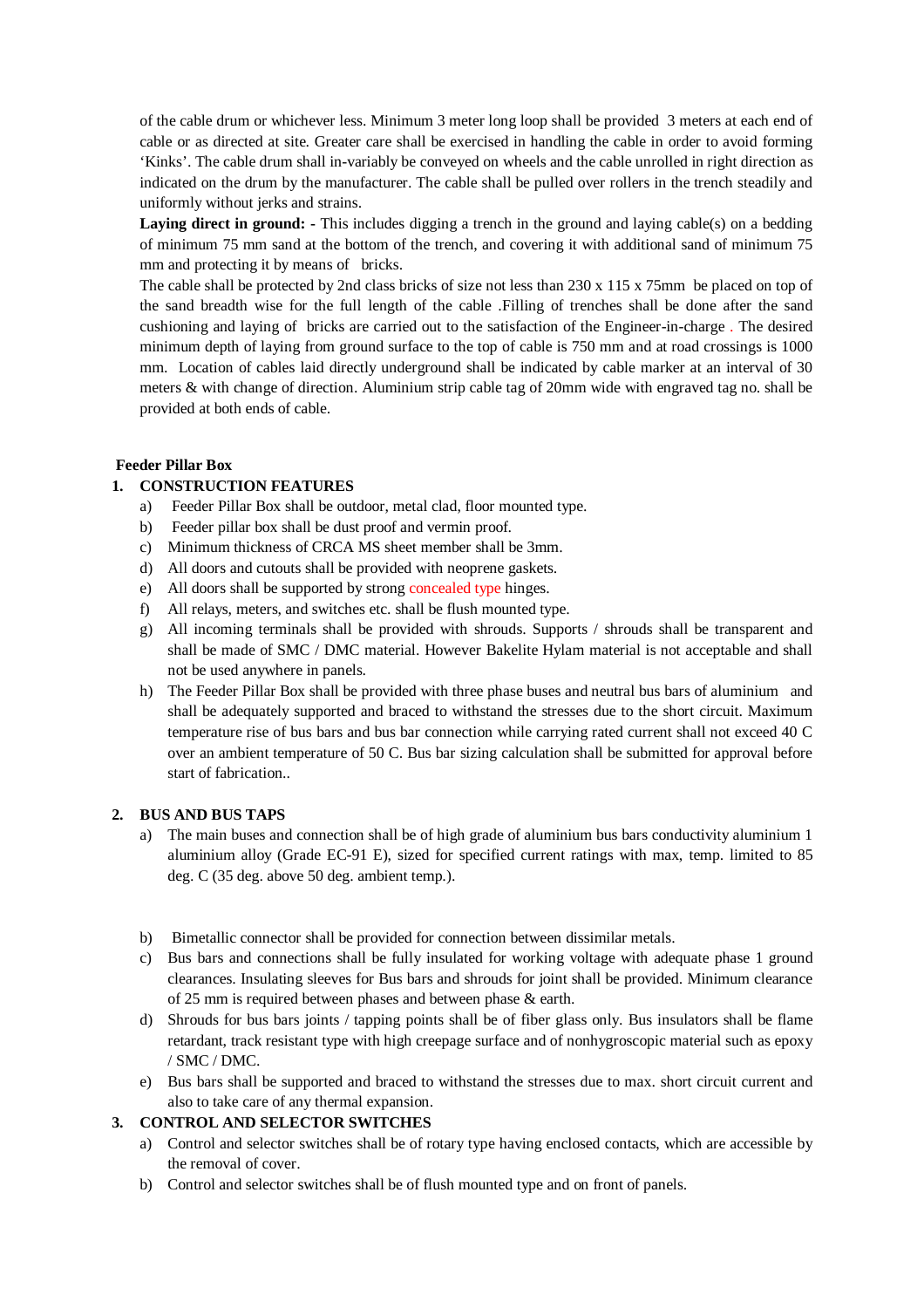of the cable drum or whichever less. Minimum 3 meter long loop shall be provided 3 meters at each end of cable or as directed at site. Greater care shall be exercised in handling the cable in order to avoid forming 'Kinks'. The cable drum shall in-variably be conveyed on wheels and the cable unrolled in right direction as indicated on the drum by the manufacturer. The cable shall be pulled over rollers in the trench steadily and uniformly without jerks and strains.

**Laying direct in ground: -** This includes digging a trench in the ground and laying cable(s) on a bedding of minimum 75 mm sand at the bottom of the trench, and covering it with additional sand of minimum 75 mm and protecting it by means of bricks.

The cable shall be protected by 2nd class bricks of size not less than 230 x 115 x 75mm be placed on top of the sand breadth wise for the full length of the cable .Filling of trenches shall be done after the sand cushioning and laying of bricks are carried out to the satisfaction of the Engineer-in-charge . The desired minimum depth of laying from ground surface to the top of cable is 750 mm and at road crossings is 1000 mm. Location of cables laid directly underground shall be indicated by cable marker at an interval of 30 meters & with change of direction. Aluminium strip cable tag of 20mm wide with engraved tag no. shall be provided at both ends of cable.

**Feeder Pillar Box**

**1. CONSTRUCTION FEATURES**

a) Feeder Pillar Box shall be outdoor, metal clad, floor mounted type.
b) Feeder pillar box shall be dust proof and vermin proof.
c) Minimum thickness of CRCA MS sheet member shall be 3mm.
d) All doors and cutouts shall be provided with neoprene gaskets.
e) All doors shall be supported by strong concealed type hinges.
f) All relays, meters, and switches etc. shall be flush mounted type.
g) All incoming terminals shall be provided with shrouds. Supports / shrouds shall be transparent and shall be made of SMC / DMC material. However Bakelite Hylam material is not acceptable and shall not be used anywhere in panels.
h) The Feeder Pillar Box shall be provided with three phase buses and neutral bus bars of aluminium and shall be adequately supported and braced to withstand the stresses due to the short circuit. Maximum temperature rise of bus bars and bus bar connection while carrying rated current shall not exceed 40 C over an ambient temperature of 50 C. Bus bar sizing calculation shall be submitted for approval before start of fabrication..

**2. BUS AND BUS TAPS**

a) The main buses and connection shall be of high grade of aluminium bus bars conductivity aluminium 1 aluminium alloy (Grade EC-91 E), sized for specified current ratings with max, temp. limited to 85 deg. C (35 deg. above 50 deg. ambient temp.).
b) Bimetallic connector shall be provided for connection between dissimilar metals.
c) Bus bars and connections shall be fully insulated for working voltage with adequate phase 1 ground clearances. Insulating sleeves for Bus bars and shrouds for joint shall be provided. Minimum clearance of 25 mm is required between phases and between phase & earth.
d) Shrouds for bus bars joints / tapping points shall be of fiber glass only. Bus insulators shall be flame retardant, track resistant type with high creepage surface and of nonhygroscopic material such as epoxy / SMC / DMC.
e) Bus bars shall be supported and braced to withstand the stresses due to max. short circuit current and also to take care of any thermal expansion.

**3. CONTROL AND SELECTOR SWITCHES**

a) Control and selector switches shall be of rotary type having enclosed contacts, which are accessible by the removal of cover.
b) Control and selector switches shall be of flush mounted type and on front of panels.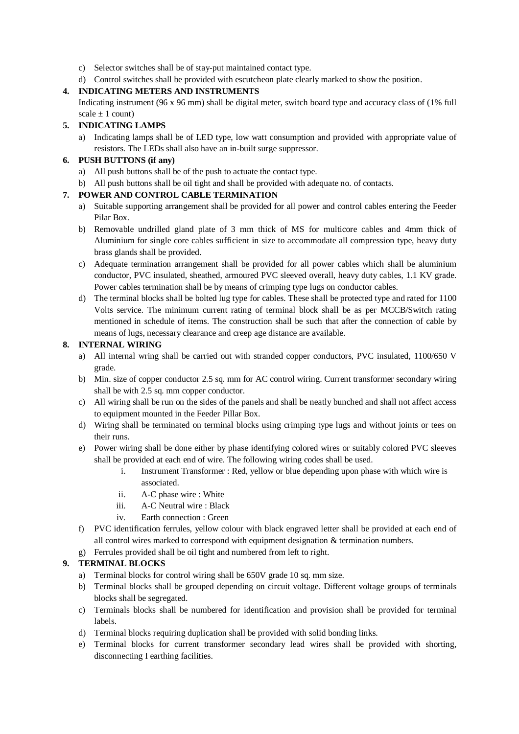c) Selector switches shall be of stay-put maintained contact type.

d) Control switches shall be provided with escutcheon plate clearly marked to show the position.

**4. INDICATING METERS AND INSTRUMENTS**

Indicating instrument (96 x 96 mm) shall be digital meter, switch board type and accuracy class of (1% full scale ± 1 count)

**5. INDICATING LAMPS**

a) Indicating lamps shall be of LED type, low watt consumption and provided with appropriate value of resistors. The LEDs shall also have an in-built surge suppressor.

**6. PUSH BUTTONS (if any)**

a) All push buttons shall be of the push to actuate the contact type.

b) All push buttons shall be oil tight and shall be provided with adequate no. of contacts.

**7. POWER AND CONTROL CABLE TERMINATION**

a) Suitable supporting arrangement shall be provided for all power and control cables entering the Feeder Pilar Box.

b) Removable undrilled gland plate of 3 mm thick of MS for multicore cables and 4mm thick of Aluminium for single core cables sufficient in size to accommodate all compression type, heavy duty brass glands shall be provided.

c) Adequate termination arrangement shall be provided for all power cables which shall be aluminium conductor, PVC insulated, sheathed, armoured PVC sleeved overall, heavy duty cables, 1.1 KV grade. Power cables termination shall be by means of crimping type lugs on conductor cables.

d) The terminal blocks shall be bolted lug type for cables. These shall be protected type and rated for 1100 Volts service. The minimum current rating of terminal block shall be as per MCCB/Switch rating mentioned in schedule of items. The construction shall be such that after the connection of cable by means of lugs, necessary clearance and creep age distance are available.

**8. INTERNAL WIRING**

a) All internal wring shall be carried out with stranded copper conductors, PVC insulated, 1100/650 V grade.

b) Min. size of copper conductor 2.5 sq. mm for AC control wiring. Current transformer secondary wiring shall be with 2.5 sq. mm copper conductor.

c) All wiring shall be run on the sides of the panels and shall be neatly bunched and shall not affect access to equipment mounted in the Feeder Pillar Box.

d) Wiring shall be terminated on terminal blocks using crimping type lugs and without joints or tees on their runs.

e) Power wiring shall be done either by phase identifying colored wires or suitably colored PVC sleeves shall be provided at each end of wire. The following wiring codes shall be used.

   i. Instrument Transformer : Red, yellow or blue depending upon phase with which wire is associated.
   ii. A-C phase wire : White
   iii. A-C Neutral wire : Black
   iv. Earth connection : Green

f) PVC identification ferrules, yellow colour with black engraved letter shall be provided at each end of all control wires marked to correspond with equipment designation & termination numbers.

g) Ferrules provided shall be oil tight and numbered from left to right.

**9. TERMINAL BLOCKS**

a) Terminal blocks for control wiring shall be 650V grade 10 sq. mm size.

b) Terminal blocks shall be grouped depending on circuit voltage. Different voltage groups of terminals blocks shall be segregated.

c) Terminals blocks shall be numbered for identification and provision shall be provided for terminal labels.

d) Terminal blocks requiring duplication shall be provided with solid bonding links.

e) Terminal blocks for current transformer secondary lead wires shall be provided with shorting, disconnecting I earthing facilities.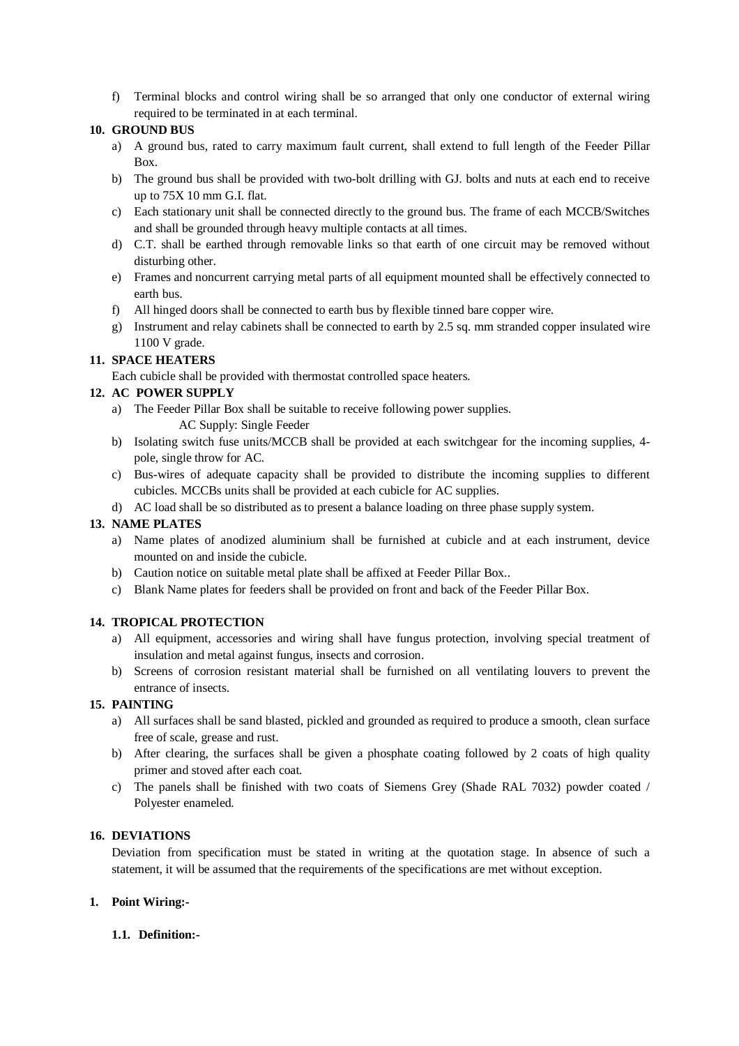f) Terminal blocks and control wiring shall be so arranged that only one conductor of external wiring required to be terminated in at each terminal.

**10. GROUND BUS**

a) A ground bus, rated to carry maximum fault current, shall extend to full length of the Feeder Pillar Box.

b) The ground bus shall be provided with two-bolt drilling with GJ. bolts and nuts at each end to receive up to 75X 10 mm G.I. flat.

c) Each stationary unit shall be connected directly to the ground bus. The frame of each MCCB/Switches and shall be grounded through heavy multiple contacts at all times.

d) C.T. shall be earthed through removable links so that earth of one circuit may be removed without disturbing other.

e) Frames and noncurrent carrying metal parts of all equipment mounted shall be effectively connected to earth bus.

f) All hinged doors shall be connected to earth bus by flexible tinned bare copper wire.

g) Instrument and relay cabinets shall be connected to earth by 2.5 sq. mm stranded copper insulated wire 1100 V grade.

**11. SPACE HEATERS**

Each cubicle shall be provided with thermostat controlled space heaters.

**12. AC POWER SUPPLY**

a) The Feeder Pillar Box shall be suitable to receive following power supplies.

AC Supply: Single Feeder

b) Isolating switch fuse units/MCCB shall be provided at each switchgear for the incoming supplies, 4-pole, single throw for AC.

c) Bus-wires of adequate capacity shall be provided to distribute the incoming supplies to different cubicles. MCCBs units shall be provided at each cubicle for AC supplies.

d) AC load shall be so distributed as to present a balance loading on three phase supply system.

**13. NAME PLATES**

a) Name plates of anodized aluminium shall be furnished at cubicle and at each instrument, device mounted on and inside the cubicle.

b) Caution notice on suitable metal plate shall be affixed at Feeder Pillar Box..

c) Blank Name plates for feeders shall be provided on front and back of the Feeder Pillar Box.

**14. TROPICAL PROTECTION**

a) All equipment, accessories and wiring shall have fungus protection, involving special treatment of insulation and metal against fungus, insects and corrosion.

b) Screens of corrosion resistant material shall be furnished on all ventilating louvers to prevent the entrance of insects.

**15. PAINTING**

a) All surfaces shall be sand blasted, pickled and grounded as required to produce a smooth, clean surface free of scale, grease and rust.

b) After clearing, the surfaces shall be given a phosphate coating followed by 2 coats of high quality primer and stoved after each coat.

c) The panels shall be finished with two coats of Siemens Grey (Shade RAL 7032) powder coated / Polyester enameled.

**16. DEVIATIONS**

Deviation from specification must be stated in writing at the quotation stage. In absence of such a statement, it will be assumed that the requirements of the specifications are met without exception.

**1. Point Wiring:-**

**1.1. Definition:-**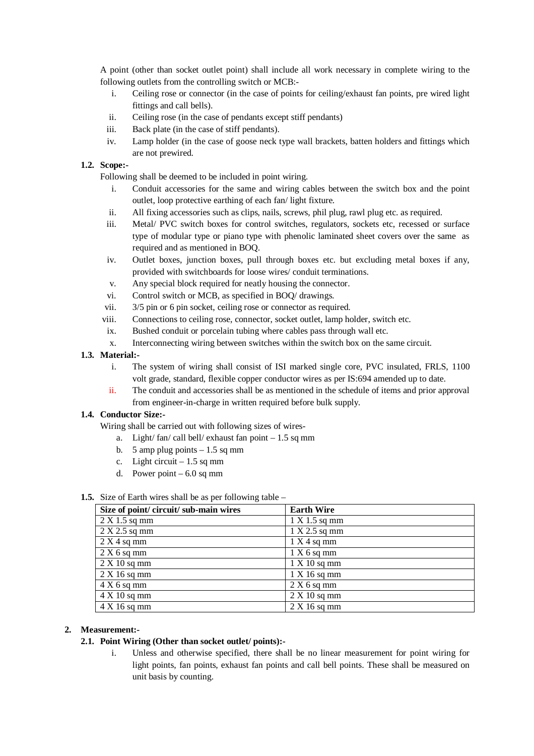A point (other than socket outlet point) shall include all work necessary in complete wiring to the following outlets from the controlling switch or MCB:-

i. Ceiling rose or connector (in the case of points for ceiling/exhaust fan points, pre wired light fittings and call bells).
ii. Ceiling rose (in the case of pendants except stiff pendants)
iii. Back plate (in the case of stiff pendants).
iv. Lamp holder (in the case of goose neck type wall brackets, batten holders and fittings which are not prewired.

**1.2. Scope:-**

Following shall be deemed to be included in point wiring.

i. Conduit accessories for the same and wiring cables between the switch box and the point outlet, loop protective earthing of each fan/ light fixture.
ii. All fixing accessories such as clips, nails, screws, phil plug, rawl plug etc. as required.
iii. Metal/ PVC switch boxes for control switches, regulators, sockets etc, recessed or surface type of modular type or piano type with phenolic laminated sheet covers over the same as required and as mentioned in BOQ.
iv. Outlet boxes, junction boxes, pull through boxes etc. but excluding metal boxes if any, provided with switchboards for loose wires/ conduit terminations.
v. Any special block required for neatly housing the connector.
vi. Control switch or MCB, as specified in BOQ/ drawings.
vii. 3/5 pin or 6 pin socket, ceiling rose or connector as required.
viii. Connections to ceiling rose, connector, socket outlet, lamp holder, switch etc.
ix. Bushed conduit or porcelain tubing where cables pass through wall etc.
x. Interconnecting wiring between switches within the switch box on the same circuit.

**1.3. Material:-**

i. The system of wiring shall consist of ISI marked single core, PVC insulated, FRLS, 1100 volt grade, standard, flexible copper conductor wires as per IS:694 amended up to date.
ii. The conduit and accessories shall be as mentioned in the schedule of items and prior approval from engineer-in-charge in written required before bulk supply.

**1.4. Conductor Size:-**

Wiring shall be carried out with following sizes of wires-

a. Light/ fan/ call bell/ exhaust fan point – 1.5 sq mm
b. 5 amp plug points – 1.5 sq mm
c. Light circuit – 1.5 sq mm
d. Power point – 6.0 sq mm

**1.5.** Size of Earth wires shall be as per following table –

| Size of point/ circuit/ sub-main wires | Earth Wire |
|---|---|
| 2 X 1.5 sq mm | 1 X 1.5 sq mm |
| 2 X 2.5 sq mm | 1 X 2.5 sq mm |
| 2 X 4 sq mm | 1 X 4 sq mm |
| 2 X 6 sq mm | 1 X 6 sq mm |
| 2 X 10 sq mm | 1 X 10 sq mm |
| 2 X 16 sq mm | 1 X 16 sq mm |
| 4 X 6 sq mm | 2 X 6 sq mm |
| 4 X 10 sq mm | 2 X 10 sq mm |
| 4 X 16 sq mm | 2 X 16 sq mm |

**2. Measurement:-**

**2.1. Point Wiring (Other than socket outlet/ points):-**

i. Unless and otherwise specified, there shall be no linear measurement for point wiring for light points, fan points, exhaust fan points and call bell points. These shall be measured on unit basis by counting.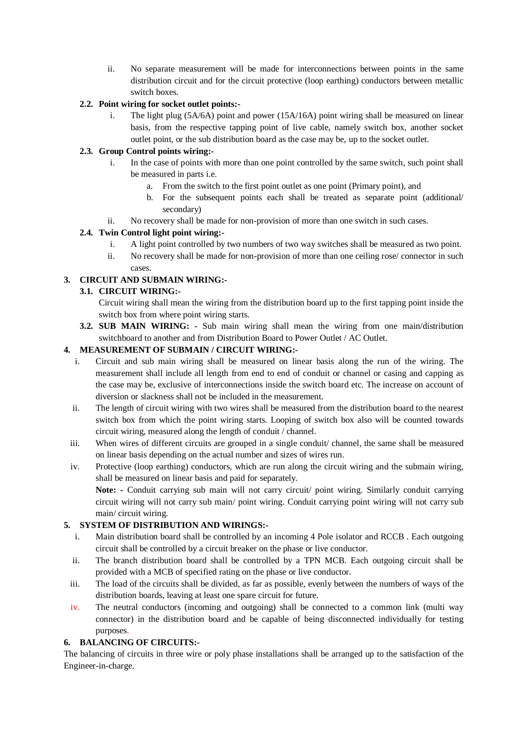ii. No separate measurement will be made for interconnections between points in the same distribution circuit and for the circuit protective (loop earthing) conductors between metallic switch boxes.

**2.2. Point wiring for socket outlet points:-**

i. The light plug (5A/6A) point and power (15A/16A) point wiring shall be measured on linear basis, from the respective tapping point of live cable, namely switch box, another socket outlet point, or the sub distribution board as the case may be, up to the socket outlet.

**2.3. Group Control points wiring:-**

i. In the case of points with more than one point controlled by the same switch, such point shall be measured in parts i.e.

a. From the switch to the first point outlet as one point (Primary point), and

b. For the subsequent points each shall be treated as separate point (additional/ secondary)

ii. No recovery shall be made for non-provision of more than one switch in such cases.

**2.4. Twin Control light point wiring:-**

i. A light point controlled by two numbers of two way switches shall be measured as two point.

ii. No recovery shall be made for non-provision of more than one ceiling rose/ connector in such cases.

**3. CIRCUIT AND SUBMAIN WIRING:-**

**3.1. CIRCUIT WIRING:-**

Circuit wiring shall mean the wiring from the distribution board up to the first tapping point inside the switch box from where point wiring starts.

**3.2. SUB MAIN WIRING: -** Sub main wiring shall mean the wiring from one main/distribution switchboard to another and from Distribution Board to Power Outlet / AC Outlet.

**4. MEASUREMENT OF SUBMAIN / CIRCUIT WIRING:-**

i. Circuit and sub main wiring shall be measured on linear basis along the run of the wiring. The measurement shall include all length from end to end of conduit or channel or casing and capping as the case may be, exclusive of interconnections inside the switch board etc. The increase on account of diversion or slackness shall not be included in the measurement.

ii. The length of circuit wiring with two wires shall be measured from the distribution board to the nearest switch box from which the point wiring starts. Looping of switch box also will be counted towards circuit wiring, measured along the length of conduit / channel.

iii. When wires of different circuits are grouped in a single conduit/ channel, the same shall be measured on linear basis depending on the actual number and sizes of wires run.

iv. Protective (loop earthing) conductors, which are run along the circuit wiring and the submain wiring, shall be measured on linear basis and paid for separately.

**Note: -** Conduit carrying sub main will not carry circuit/ point wiring. Similarly conduit carrying circuit wiring will not carry sub main/ point wiring. Conduit carrying point wiring will not carry sub main/ circuit wiring.

**5. SYSTEM OF DISTRIBUTION AND WIRINGS:-**

i. Main distribution board shall be controlled by an incoming 4 Pole isolator and RCCB . Each outgoing circuit shall be controlled by a circuit breaker on the phase or live conductor.

ii. The branch distribution board shall be controlled by a TPN MCB. Each outgoing circuit shall be provided with a MCB of specified rating on the phase or live conductor.

iii. The load of the circuits shall be divided, as far as possible, evenly between the numbers of ways of the distribution boards, leaving at least one spare circuit for future.

iv. The neutral conductors (incoming and outgoing) shall be connected to a common link (multi way connector) in the distribution board and be capable of being disconnected individually for testing purposes.

**6. BALANCING OF CIRCUITS:-**

The balancing of circuits in three wire or poly phase installations shall be arranged up to the satisfaction of the Engineer-in-charge.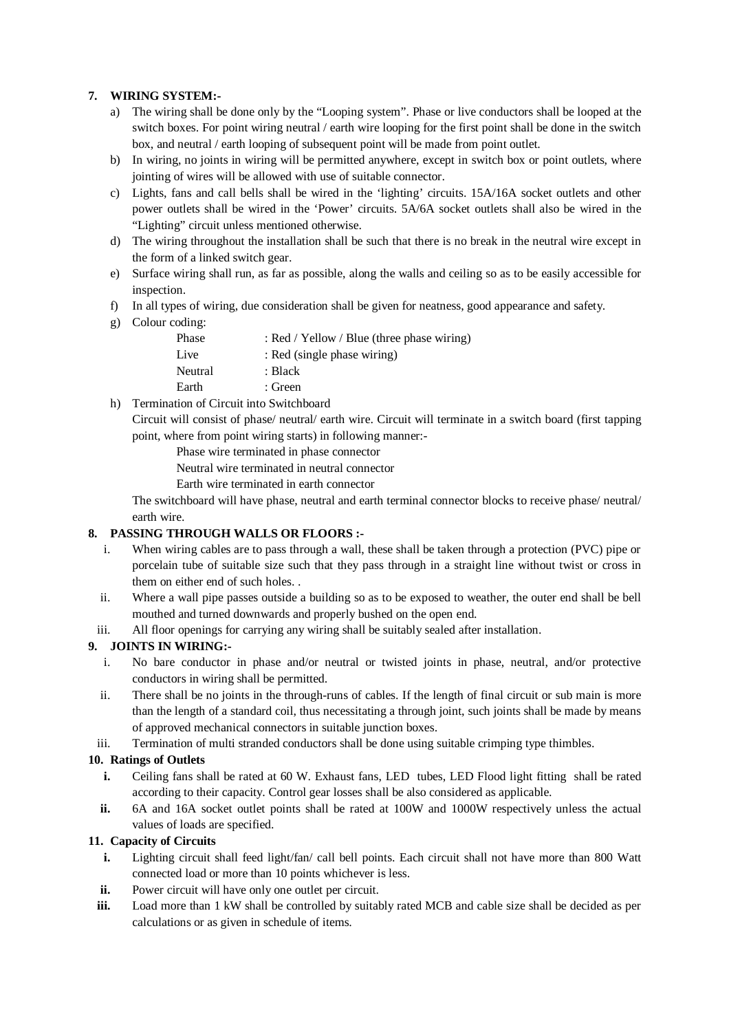**7. WIRING SYSTEM:-**

a) The wiring shall be done only by the "Looping system". Phase or live conductors shall be looped at the switch boxes. For point wiring neutral / earth wire looping for the first point shall be done in the switch box, and neutral / earth looping of subsequent point will be made from point outlet.

b) In wiring, no joints in wiring will be permitted anywhere, except in switch box or point outlets, where jointing of wires will be allowed with use of suitable connector.

c) Lights, fans and call bells shall be wired in the 'lighting' circuits. 15A/16A socket outlets and other power outlets shall be wired in the 'Power' circuits. 5A/6A socket outlets shall also be wired in the "Lighting" circuit unless mentioned otherwise.

d) The wiring throughout the installation shall be such that there is no break in the neutral wire except in the form of a linked switch gear.

e) Surface wiring shall run, as far as possible, along the walls and ceiling so as to be easily accessible for inspection.

f) In all types of wiring, due consideration shall be given for neatness, good appearance and safety.

g) Colour coding:

| | |
|---|---|
| Phase | : Red / Yellow / Blue (three phase wiring) |
| Live | : Red (single phase wiring) |
| Neutral | : Black |
| Earth | : Green |

h) Termination of Circuit into Switchboard

Circuit will consist of phase/ neutral/ earth wire. Circuit will terminate in a switch board (first tapping point, where from point wiring starts) in following manner:-

Phase wire terminated in phase connector

Neutral wire terminated in neutral connector

Earth wire terminated in earth connector

The switchboard will have phase, neutral and earth terminal connector blocks to receive phase/ neutral/ earth wire.

**8. PASSING THROUGH WALLS OR FLOORS :-**

i. When wiring cables are to pass through a wall, these shall be taken through a protection (PVC) pipe or porcelain tube of suitable size such that they pass through in a straight line without twist or cross in them on either end of such holes. .

ii. Where a wall pipe passes outside a building so as to be exposed to weather, the outer end shall be bell mouthed and turned downwards and properly bushed on the open end.

iii. All floor openings for carrying any wiring shall be suitably sealed after installation.

**9. JOINTS IN WIRING:-**

i. No bare conductor in phase and/or neutral or twisted joints in phase, neutral, and/or protective conductors in wiring shall be permitted.

ii. There shall be no joints in the through-runs of cables. If the length of final circuit or sub main is more than the length of a standard coil, thus necessitating a through joint, such joints shall be made by means of approved mechanical connectors in suitable junction boxes.

iii. Termination of multi stranded conductors shall be done using suitable crimping type thimbles.

**10. Ratings of Outlets**

**i.** Ceiling fans shall be rated at 60 W. Exhaust fans, LED tubes, LED Flood light fitting shall be rated according to their capacity. Control gear losses shall be also considered as applicable.

**ii.** 6A and 16A socket outlet points shall be rated at 100W and 1000W respectively unless the actual values of loads are specified.

**11. Capacity of Circuits**

**i.** Lighting circuit shall feed light/fan/ call bell points. Each circuit shall not have more than 800 Watt connected load or more than 10 points whichever is less.

**ii.** Power circuit will have only one outlet per circuit.

**iii.** Load more than 1 kW shall be controlled by suitably rated MCB and cable size shall be decided as per calculations or as given in schedule of items.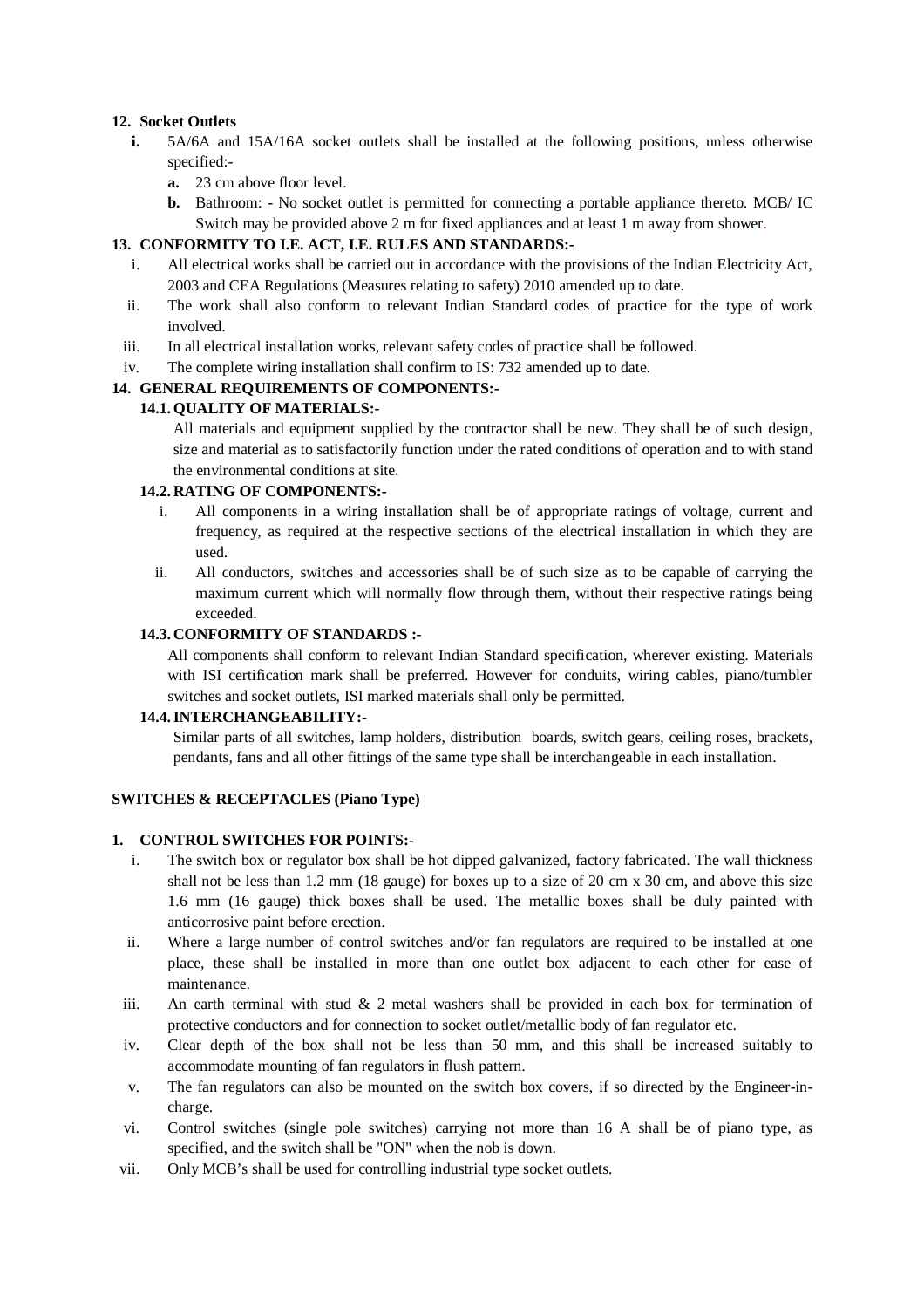**12. Socket Outlets**

- **i.** 5A/6A and 15A/16A socket outlets shall be installed at the following positions, unless otherwise specified:-
  - **a.** 23 cm above floor level.
  - **b.** Bathroom: - No socket outlet is permitted for connecting a portable appliance thereto. MCB/ IC Switch may be provided above 2 m for fixed appliances and at least 1 m away from shower.

**13. CONFORMITY TO I.E. ACT, I.E. RULES AND STANDARDS:-**

- i. All electrical works shall be carried out in accordance with the provisions of the Indian Electricity Act, 2003 and CEA Regulations (Measures relating to safety) 2010 amended up to date.
- ii. The work shall also conform to relevant Indian Standard codes of practice for the type of work involved.
- iii. In all electrical installation works, relevant safety codes of practice shall be followed.
- iv. The complete wiring installation shall confirm to IS: 732 amended up to date.

**14. GENERAL REQUIREMENTS OF COMPONENTS:-**

**14.1. QUALITY OF MATERIALS:-**

All materials and equipment supplied by the contractor shall be new. They shall be of such design, size and material as to satisfactorily function under the rated conditions of operation and to with stand the environmental conditions at site.

**14.2. RATING OF COMPONENTS:-**

- i. All components in a wiring installation shall be of appropriate ratings of voltage, current and frequency, as required at the respective sections of the electrical installation in which they are used.
- ii. All conductors, switches and accessories shall be of such size as to be capable of carrying the maximum current which will normally flow through them, without their respective ratings being exceeded.

**14.3. CONFORMITY OF STANDARDS :-**

All components shall conform to relevant Indian Standard specification, wherever existing. Materials with ISI certification mark shall be preferred. However for conduits, wiring cables, piano/tumbler switches and socket outlets, ISI marked materials shall only be permitted.

**14.4. INTERCHANGEABILITY:-**

Similar parts of all switches, lamp holders, distribution boards, switch gears, ceiling roses, brackets, pendants, fans and all other fittings of the same type shall be interchangeable in each installation.

**SWITCHES & RECEPTACLES (Piano Type)**

**1. CONTROL SWITCHES FOR POINTS:-**

- i. The switch box or regulator box shall be hot dipped galvanized, factory fabricated. The wall thickness shall not be less than 1.2 mm (18 gauge) for boxes up to a size of 20 cm x 30 cm, and above this size 1.6 mm (16 gauge) thick boxes shall be used. The metallic boxes shall be duly painted with anticorrosive paint before erection.
- ii. Where a large number of control switches and/or fan regulators are required to be installed at one place, these shall be installed in more than one outlet box adjacent to each other for ease of maintenance.
- iii. An earth terminal with stud & 2 metal washers shall be provided in each box for termination of protective conductors and for connection to socket outlet/metallic body of fan regulator etc.
- iv. Clear depth of the box shall not be less than 50 mm, and this shall be increased suitably to accommodate mounting of fan regulators in flush pattern.
- v. The fan regulators can also be mounted on the switch box covers, if so directed by the Engineer-in-charge.
- vi. Control switches (single pole switches) carrying not more than 16 A shall be of piano type, as specified, and the switch shall be "ON" when the nob is down.
- vii. Only MCB's shall be used for controlling industrial type socket outlets.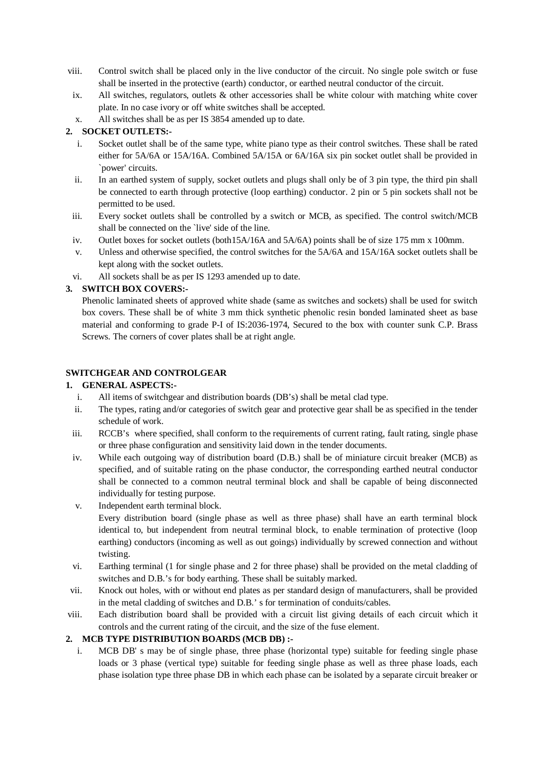viii. Control switch shall be placed only in the live conductor of the circuit. No single pole switch or fuse shall be inserted in the protective (earth) conductor, or earthed neutral conductor of the circuit.

ix. All switches, regulators, outlets & other accessories shall be white colour with matching white cover plate. In no case ivory or off white switches shall be accepted.

x. All switches shall be as per IS 3854 amended up to date.

**2. SOCKET OUTLETS:-**

i. Socket outlet shall be of the same type, white piano type as their control switches. These shall be rated either for 5A/6A or 15A/16A. Combined 5A/15A or 6A/16A six pin socket outlet shall be provided in `power' circuits.

ii. In an earthed system of supply, socket outlets and plugs shall only be of 3 pin type, the third pin shall be connected to earth through protective (loop earthing) conductor. 2 pin or 5 pin sockets shall not be permitted to be used.

iii. Every socket outlets shall be controlled by a switch or MCB, as specified. The control switch/MCB shall be connected on the `live' side of the line.

iv. Outlet boxes for socket outlets (both15A/16A and 5A/6A) points shall be of size 175 mm x 100mm.

v. Unless and otherwise specified, the control switches for the 5A/6A and 15A/16A socket outlets shall be kept along with the socket outlets.

vi. All sockets shall be as per IS 1293 amended up to date.

**3. SWITCH BOX COVERS:-**

Phenolic laminated sheets of approved white shade (same as switches and sockets) shall be used for switch box covers. These shall be of white 3 mm thick synthetic phenolic resin bonded laminated sheet as base material and conforming to grade P-I of IS:2036-1974, Secured to the box with counter sunk C.P. Brass Screws. The corners of cover plates shall be at right angle.

## SWITCHGEAR AND CONTROLGEAR

**1. GENERAL ASPECTS:-**

i. All items of switchgear and distribution boards (DB's) shall be metal clad type.

ii. The types, rating and/or categories of switch gear and protective gear shall be as specified in the tender schedule of work.

iii. RCCB's where specified, shall conform to the requirements of current rating, fault rating, single phase or three phase configuration and sensitivity laid down in the tender documents.

iv. While each outgoing way of distribution board (D.B.) shall be of miniature circuit breaker (MCB) as specified, and of suitable rating on the phase conductor, the corresponding earthed neutral conductor shall be connected to a common neutral terminal block and shall be capable of being disconnected individually for testing purpose.

v. Independent earth terminal block.
Every distribution board (single phase as well as three phase) shall have an earth terminal block identical to, but independent from neutral terminal block, to enable termination of protective (loop earthing) conductors (incoming as well as out goings) individually by screwed connection and without twisting.

vi. Earthing terminal (1 for single phase and 2 for three phase) shall be provided on the metal cladding of switches and D.B.'s for body earthing. These shall be suitably marked.

vii. Knock out holes, with or without end plates as per standard design of manufacturers, shall be provided in the metal cladding of switches and D.B.' s for termination of conduits/cables.

viii. Each distribution board shall be provided with a circuit list giving details of each circuit which it controls and the current rating of the circuit, and the size of the fuse element.

**2. MCB TYPE DISTRIBUTION BOARDS (MCB DB) :-**

i. MCB DB' s may be of single phase, three phase (horizontal type) suitable for feeding single phase loads or 3 phase (vertical type) suitable for feeding single phase as well as three phase loads, each phase isolation type three phase DB in which each phase can be isolated by a separate circuit breaker or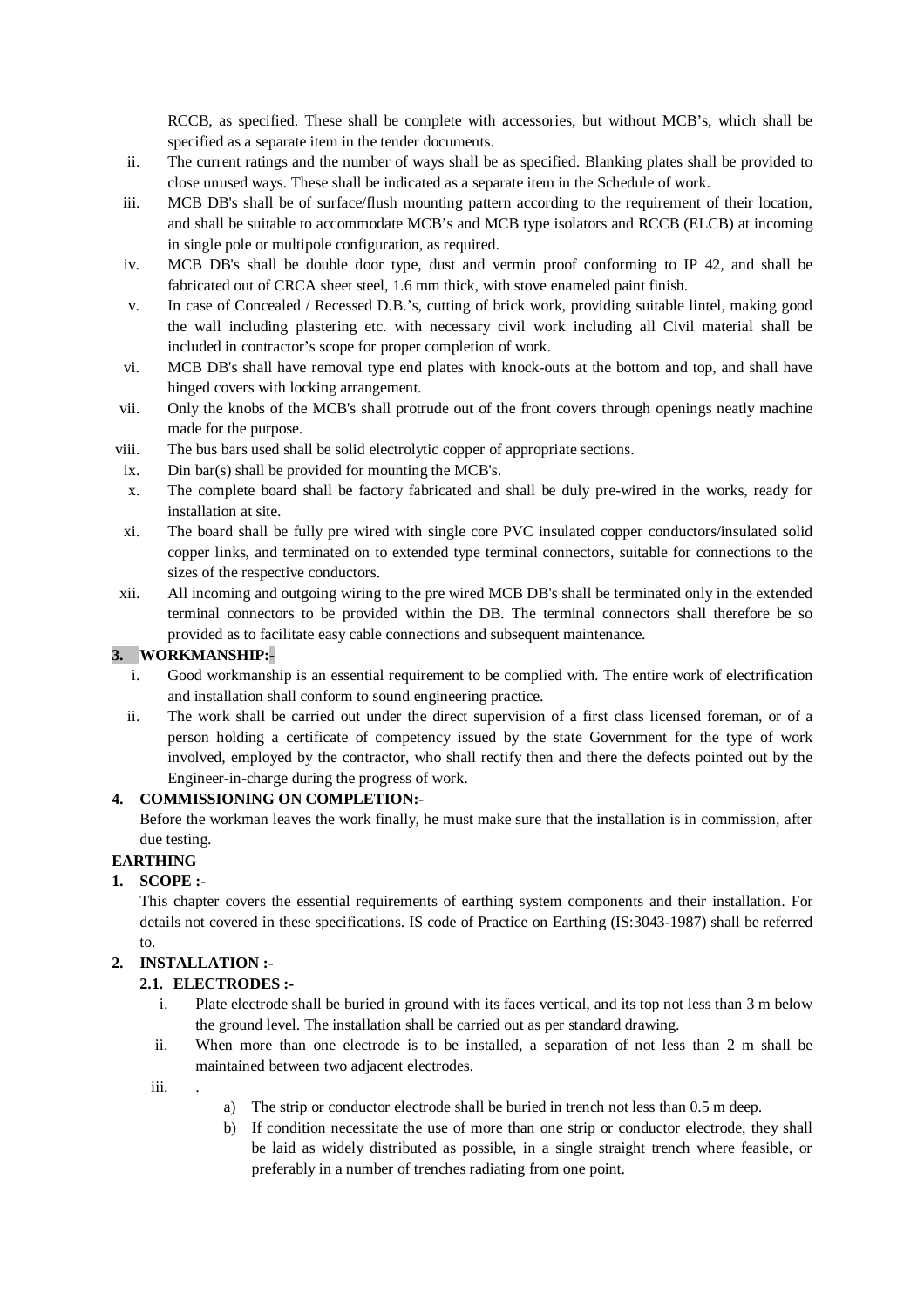RCCB, as specified. These shall be complete with accessories, but without MCB's, which shall be specified as a separate item in the tender documents.

ii. The current ratings and the number of ways shall be as specified. Blanking plates shall be provided to close unused ways. These shall be indicated as a separate item in the Schedule of work.

iii. MCB DB's shall be of surface/flush mounting pattern according to the requirement of their location, and shall be suitable to accommodate MCB's and MCB type isolators and RCCB (ELCB) at incoming in single pole or multipole configuration, as required.

iv. MCB DB's shall be double door type, dust and vermin proof conforming to IP 42, and shall be fabricated out of CRCA sheet steel, 1.6 mm thick, with stove enameled paint finish.

v. In case of Concealed / Recessed D.B.'s, cutting of brick work, providing suitable lintel, making good the wall including plastering etc. with necessary civil work including all Civil material shall be included in contractor's scope for proper completion of work.

vi. MCB DB's shall have removal type end plates with knock-outs at the bottom and top, and shall have hinged covers with locking arrangement.

vii. Only the knobs of the MCB's shall protrude out of the front covers through openings neatly machine made for the purpose.

viii. The bus bars used shall be solid electrolytic copper of appropriate sections.

ix. Din bar(s) shall be provided for mounting the MCB's.

x. The complete board shall be factory fabricated and shall be duly pre-wired in the works, ready for installation at site.

xi. The board shall be fully pre wired with single core PVC insulated copper conductors/insulated solid copper links, and terminated on to extended type terminal connectors, suitable for connections to the sizes of the respective conductors.

xii. All incoming and outgoing wiring to the pre wired MCB DB's shall be terminated only in the extended terminal connectors to be provided within the DB. The terminal connectors shall therefore be so provided as to facilitate easy cable connections and subsequent maintenance.

**3. WORKMANSHIP:-**

i. Good workmanship is an essential requirement to be complied with. The entire work of electrification and installation shall conform to sound engineering practice.

ii. The work shall be carried out under the direct supervision of a first class licensed foreman, or of a person holding a certificate of competency issued by the state Government for the type of work involved, employed by the contractor, who shall rectify then and there the defects pointed out by the Engineer-in-charge during the progress of work.

**4. COMMISSIONING ON COMPLETION:-**

Before the workman leaves the work finally, he must make sure that the installation is in commission, after due testing.

**EARTHING**

**1. SCOPE :-**

This chapter covers the essential requirements of earthing system components and their installation. For details not covered in these specifications. IS code of Practice on Earthing (IS:3043-1987) shall be referred to.

**2. INSTALLATION :-**

**2.1. ELECTRODES :-**

i. Plate electrode shall be buried in ground with its faces vertical, and its top not less than 3 m below the ground level. The installation shall be carried out as per standard drawing.

ii. When more than one electrode is to be installed, a separation of not less than 2 m shall be maintained between two adjacent electrodes.

iii. .

a) The strip or conductor electrode shall be buried in trench not less than 0.5 m deep.

b) If condition necessitate the use of more than one strip or conductor electrode, they shall be laid as widely distributed as possible, in a single straight trench where feasible, or preferably in a number of trenches radiating from one point.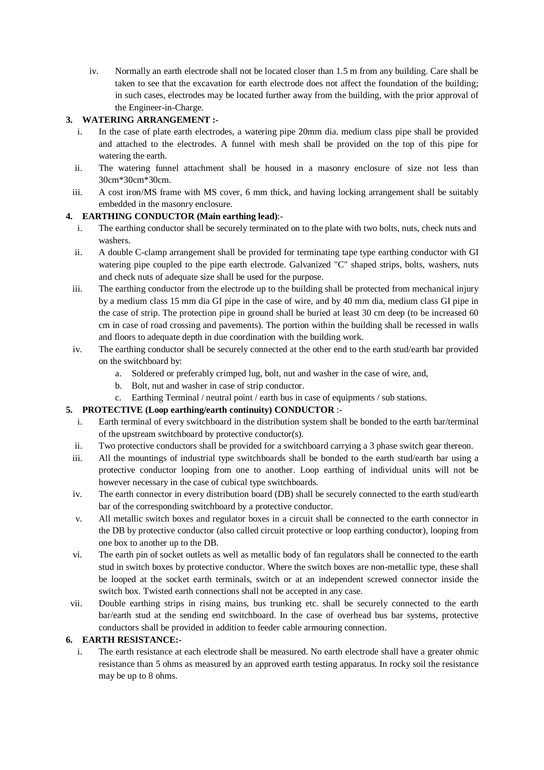iv. Normally an earth electrode shall not be located closer than 1.5 m from any building. Care shall be taken to see that the excavation for earth electrode does not affect the foundation of the building; in such cases, electrodes may be located further away from the building, with the prior approval of the Engineer-in-Charge.

### 3. WATERING ARRANGEMENT :-

i. In the case of plate earth electrodes, a watering pipe 20mm dia. medium class pipe shall be provided and attached to the electrodes. A funnel with mesh shall be provided on the top of this pipe for watering the earth.

ii. The watering funnel attachment shall be housed in a masonry enclosure of size not less than 30cm*30cm*30cm.

iii. A cost iron/MS frame with MS cover, 6 mm thick, and having locking arrangement shall be suitably embedded in the masonry enclosure.

### 4. EARTHING CONDUCTOR (Main earthing lead):-

i. The earthing conductor shall be securely terminated on to the plate with two bolts, nuts, check nuts and washers.

ii. A double C-clamp arrangement shall be provided for terminating tape type earthing conductor with GI watering pipe coupled to the pipe earth electrode. Galvanized "C" shaped strips, bolts, washers, nuts and check nuts of adequate size shall be used for the purpose.

iii. The earthing conductor from the electrode up to the building shall be protected from mechanical injury by a medium class 15 mm dia GI pipe in the case of wire, and by 40 mm dia, medium class GI pipe in the case of strip. The protection pipe in ground shall be buried at least 30 cm deep (to be increased 60 cm in case of road crossing and pavements). The portion within the building shall be recessed in walls and floors to adequate depth in due coordination with the building work.

iv. The earthing conductor shall be securely connected at the other end to the earth stud/earth bar provided on the switchboard by:

   a. Soldered or preferably crimped lug, bolt, nut and washer in the case of wire, and,
   b. Bolt, nut and washer in case of strip conductor.
   c. Earthing Terminal / neutral point / earth bus in case of equipments / sub stations.

### 5. PROTECTIVE (Loop earthing/earth continuity) CONDUCTOR :-

i. Earth terminal of every switchboard in the distribution system shall be bonded to the earth bar/terminal of the upstream switchboard by protective conductor(s).

ii. Two protective conductors shall be provided for a switchboard carrying a 3 phase switch gear thereon.

iii. All the mountings of industrial type switchboards shall be bonded to the earth stud/earth bar using a protective conductor looping from one to another. Loop earthing of individual units will not be however necessary in the case of cubical type switchboards.

iv. The earth connector in every distribution board (DB) shall be securely connected to the earth stud/earth bar of the corresponding switchboard by a protective conductor.

v. All metallic switch boxes and regulator boxes in a circuit shall be connected to the earth connector in the DB by protective conductor (also called circuit protective or loop earthing conductor), looping from one box to another up to the DB.

vi. The earth pin of socket outlets as well as metallic body of fan regulators shall be connected to the earth stud in switch boxes by protective conductor. Where the switch boxes are non-metallic type, these shall be looped at the socket earth terminals, switch or at an independent screwed connector inside the switch box. Twisted earth connections shall not be accepted in any case.

vii. Double earthing strips in rising mains, bus trunking etc. shall be securely connected to the earth bar/earth stud at the sending end switchboard. In the case of overhead bus bar systems, protective conductors shall be provided in addition to feeder cable armouring connection.

### 6. EARTH RESISTANCE:-

i. The earth resistance at each electrode shall be measured. No earth electrode shall have a greater ohmic resistance than 5 ohms as measured by an approved earth testing apparatus. In rocky soil the resistance may be up to 8 ohms.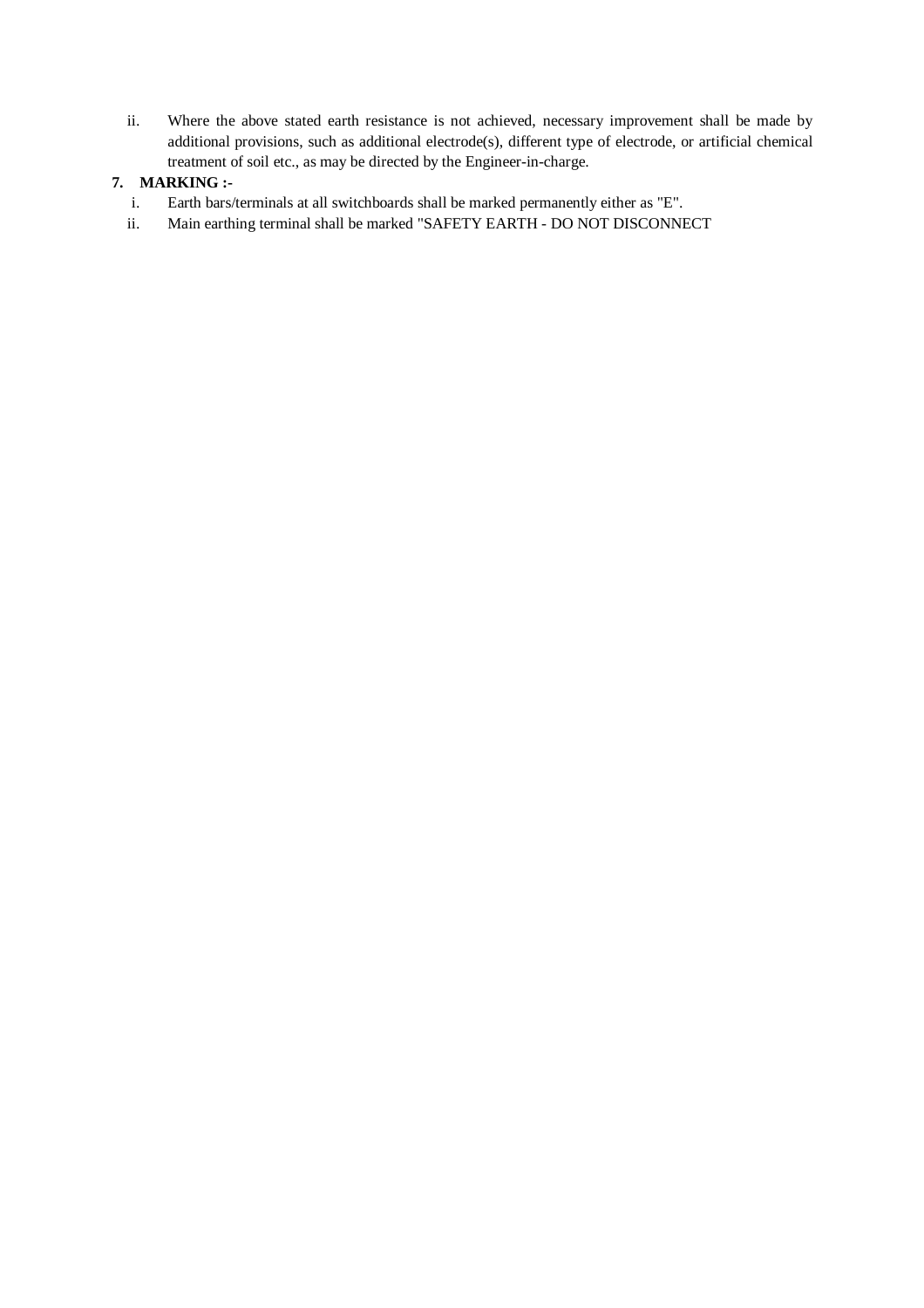ii. Where the above stated earth resistance is not achieved, necessary improvement shall be made by additional provisions, such as additional electrode(s), different type of electrode, or artificial chemical treatment of soil etc., as may be directed by the Engineer-in-charge.

**7. MARKING :-**

i. Earth bars/terminals at all switchboards shall be marked permanently either as "E".

ii. Main earthing terminal shall be marked "SAFETY EARTH - DO NOT DISCONNECT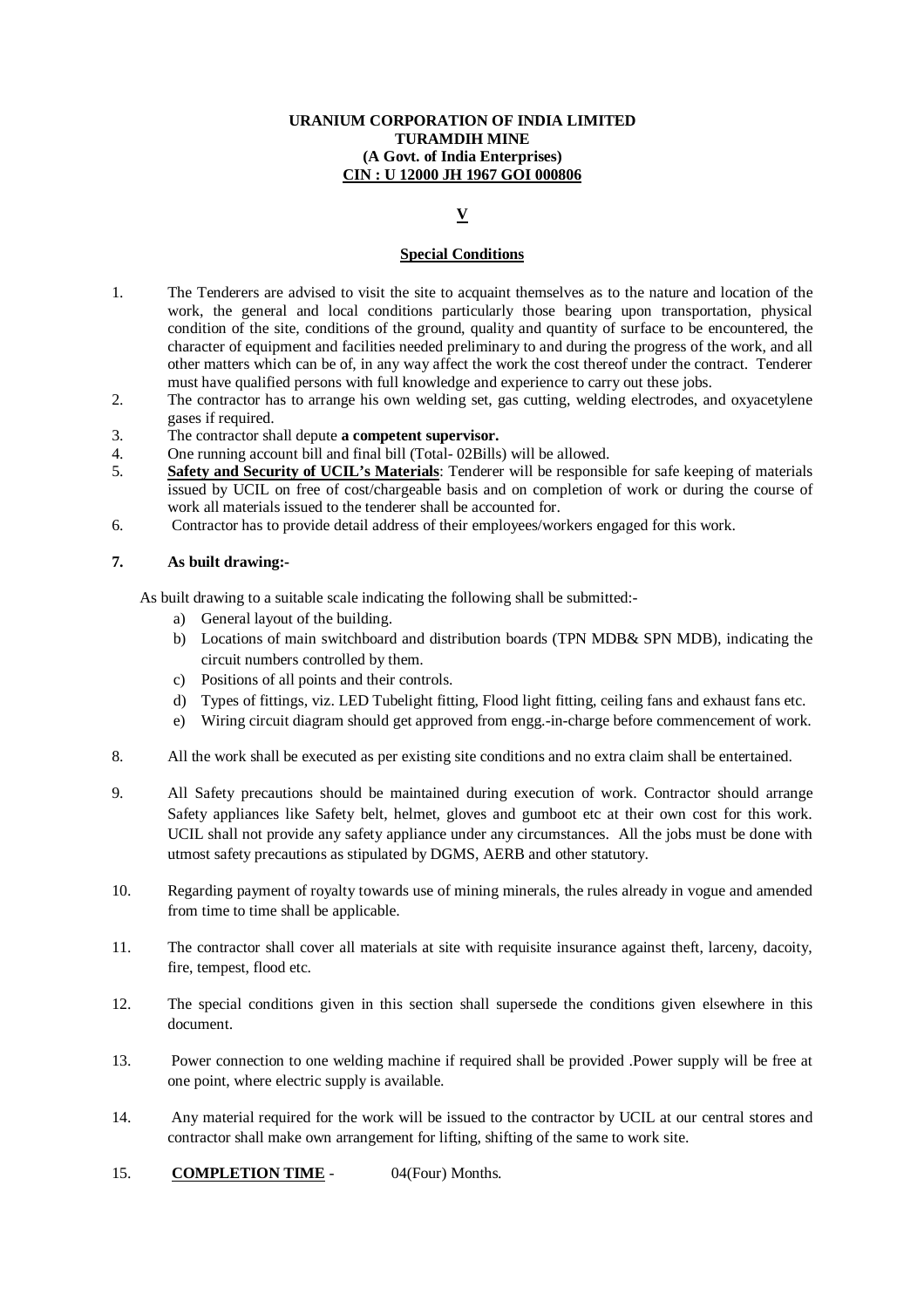**URANIUM CORPORATION OF INDIA LIMITED**
**TURAMDIH MINE**
**(A Govt. of India Enterprises)**
**CIN : U 12000 JH 1967 GOI 000806**

## V

### Special Conditions

1. The Tenderers are advised to visit the site to acquaint themselves as to the nature and location of the work, the general and local conditions particularly those bearing upon transportation, physical condition of the site, conditions of the ground, quality and quantity of surface to be encountered, the character of equipment and facilities needed preliminary to and during the progress of the work, and all other matters which can be of, in any way affect the work the cost thereof under the contract. Tenderer must have qualified persons with full knowledge and experience to carry out these jobs.
2. The contractor has to arrange his own welding set, gas cutting, welding electrodes, and oxyacetylene gases if required.
3. The contractor shall depute **a competent supervisor.**
4. One running account bill and final bill (Total- 02Bills) will be allowed.
5. **Safety and Security of UCIL's Materials**: Tenderer will be responsible for safe keeping of materials issued by UCIL on free of cost/chargeable basis and on completion of work or during the course of work all materials issued to the tenderer shall be accounted for.
6. Contractor has to provide detail address of their employees/workers engaged for this work.

**7. As built drawing:-**

As built drawing to a suitable scale indicating the following shall be submitted:-

a) General layout of the building.
b) Locations of main switchboard and distribution boards (TPN MDB& SPN MDB), indicating the circuit numbers controlled by them.
c) Positions of all points and their controls.
d) Types of fittings, viz. LED Tubelight fitting, Flood light fitting, ceiling fans and exhaust fans etc.
e) Wiring circuit diagram should get approved from engg.-in-charge before commencement of work.

8. All the work shall be executed as per existing site conditions and no extra claim shall be entertained.

9. All Safety precautions should be maintained during execution of work. Contractor should arrange Safety appliances like Safety belt, helmet, gloves and gumboot etc at their own cost for this work. UCIL shall not provide any safety appliance under any circumstances. All the jobs must be done with utmost safety precautions as stipulated by DGMS, AERB and other statutory.

10. Regarding payment of royalty towards use of mining minerals, the rules already in vogue and amended from time to time shall be applicable.

11. The contractor shall cover all materials at site with requisite insurance against theft, larceny, dacoity, fire, tempest, flood etc.

12. The special conditions given in this section shall supersede the conditions given elsewhere in this document.

13. Power connection to one welding machine if required shall be provided .Power supply will be free at one point, where electric supply is available.

14. Any material required for the work will be issued to the contractor by UCIL at our central stores and contractor shall make own arrangement for lifting, shifting of the same to work site.

15. **COMPLETION TIME** - 04(Four) Months.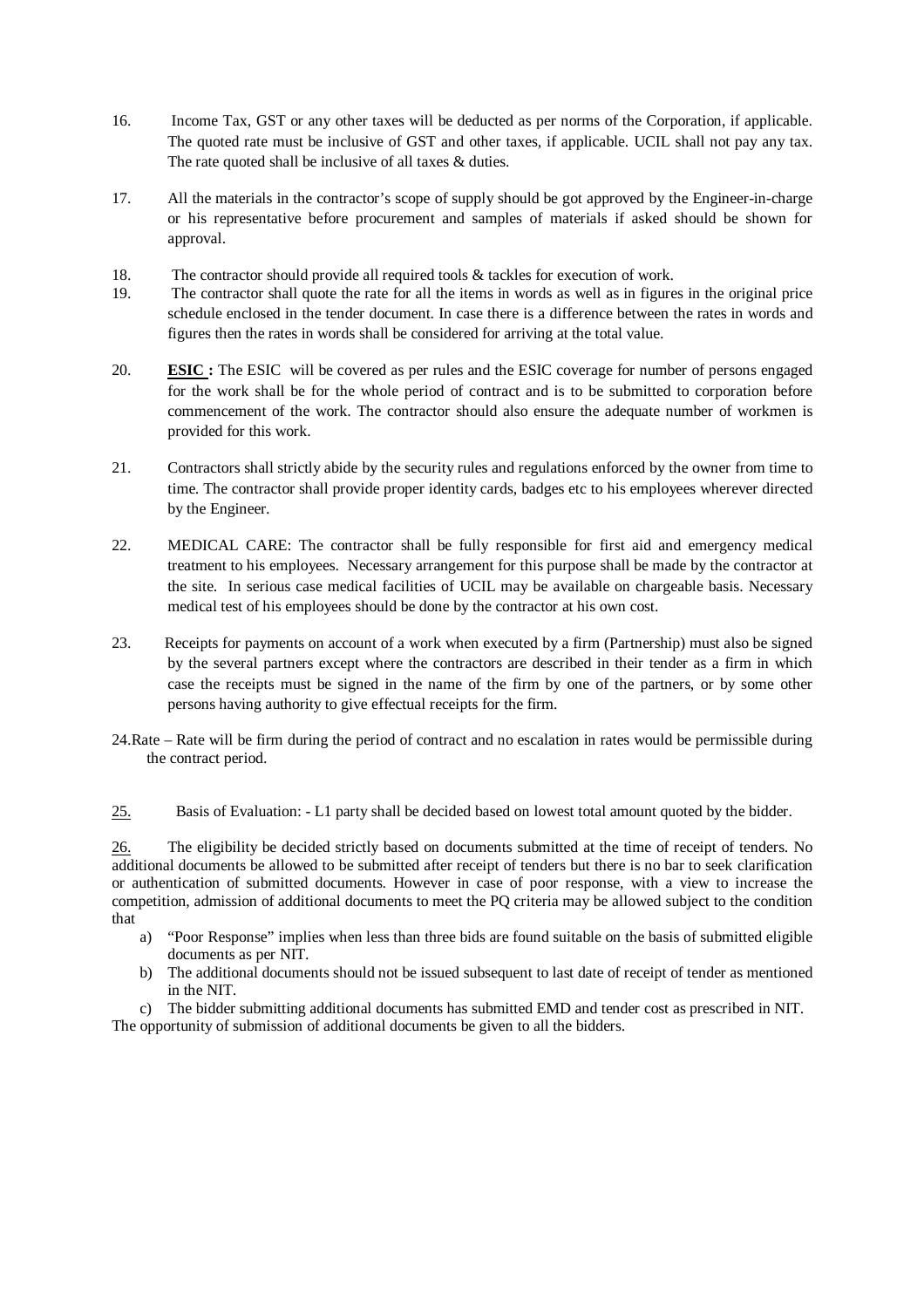16. Income Tax, GST or any other taxes will be deducted as per norms of the Corporation, if applicable. The quoted rate must be inclusive of GST and other taxes, if applicable. UCIL shall not pay any tax. The rate quoted shall be inclusive of all taxes & duties.

17. All the materials in the contractor's scope of supply should be got approved by the Engineer-in-charge or his representative before procurement and samples of materials if asked should be shown for approval.

18. The contractor should provide all required tools & tackles for execution of work.

19. The contractor shall quote the rate for all the items in words as well as in figures in the original price schedule enclosed in the tender document. In case there is a difference between the rates in words and figures then the rates in words shall be considered for arriving at the total value.

20. **ESIC :** The ESIC will be covered as per rules and the ESIC coverage for number of persons engaged for the work shall be for the whole period of contract and is to be submitted to corporation before commencement of the work. The contractor should also ensure the adequate number of workmen is provided for this work.

21. Contractors shall strictly abide by the security rules and regulations enforced by the owner from time to time. The contractor shall provide proper identity cards, badges etc to his employees wherever directed by the Engineer.

22. MEDICAL CARE: The contractor shall be fully responsible for first aid and emergency medical treatment to his employees. Necessary arrangement for this purpose shall be made by the contractor at the site. In serious case medical facilities of UCIL may be available on chargeable basis. Necessary medical test of his employees should be done by the contractor at his own cost.

23. Receipts for payments on account of a work when executed by a firm (Partnership) must also be signed by the several partners except where the contractors are described in their tender as a firm in which case the receipts must be signed in the name of the firm by one of the partners, or by some other persons having authority to give effectual receipts for the firm.

24. Rate – Rate will be firm during the period of contract and no escalation in rates would be permissible during the contract period.

25. Basis of Evaluation: - L1 party shall be decided based on lowest total amount quoted by the bidder.

26. The eligibility be decided strictly based on documents submitted at the time of receipt of tenders. No additional documents be allowed to be submitted after receipt of tenders but there is no bar to seek clarification or authentication of submitted documents. However in case of poor response, with a view to increase the competition, admission of additional documents to meet the PQ criteria may be allowed subject to the condition that

   a) "Poor Response" implies when less than three bids are found suitable on the basis of submitted eligible documents as per NIT.
   b) The additional documents should not be issued subsequent to last date of receipt of tender as mentioned in the NIT.
   c) The bidder submitting additional documents has submitted EMD and tender cost as prescribed in NIT.

The opportunity of submission of additional documents be given to all the bidders.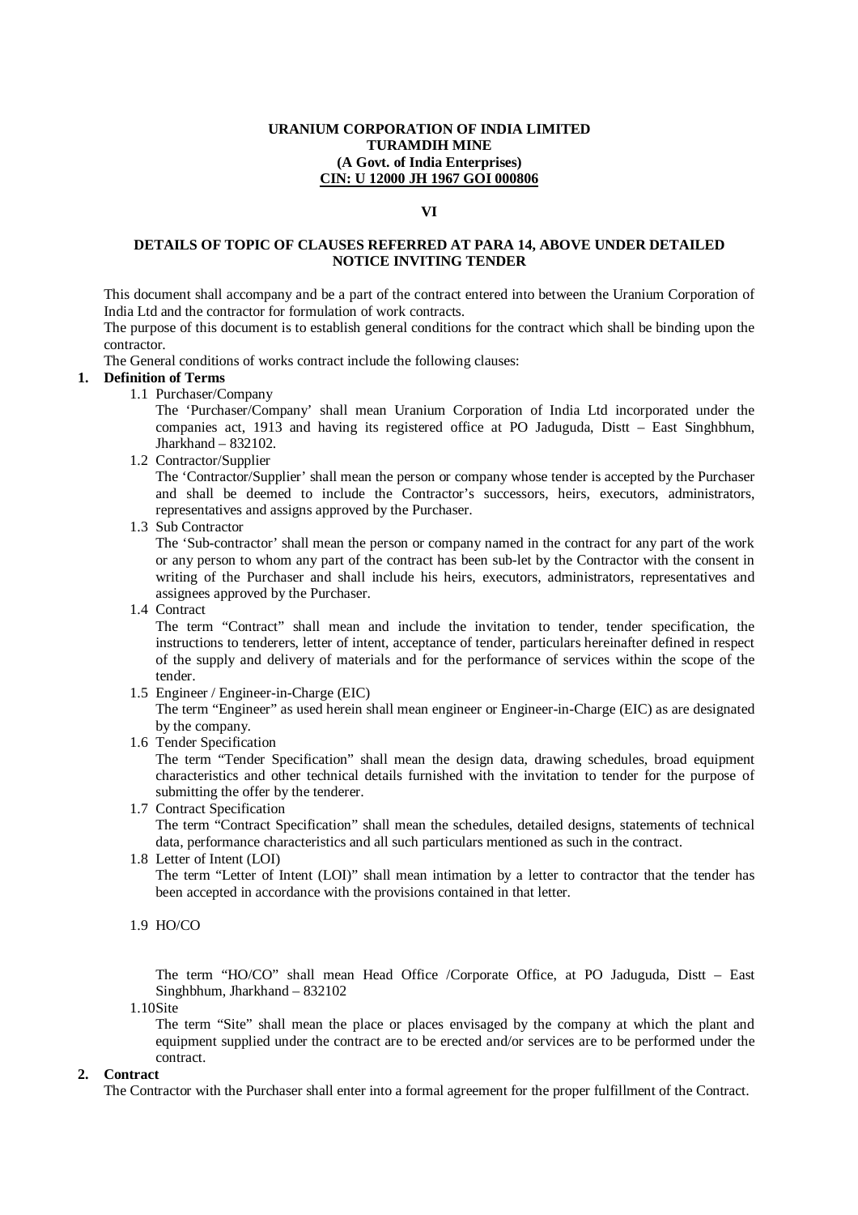**URANIUM CORPORATION OF INDIA LIMITED**
**TURAMDIH MINE**
**(A Govt. of India Enterprises)**
**CIN: U 12000 JH 1967 GOI 000806**

**VI**

**DETAILS OF TOPIC OF CLAUSES REFERRED AT PARA 14, ABOVE UNDER DETAILED NOTICE INVITING TENDER**

This document shall accompany and be a part of the contract entered into between the Uranium Corporation of India Ltd and the contractor for formulation of work contracts.
The purpose of this document is to establish general conditions for the contract which shall be binding upon the contractor.
The General conditions of works contract include the following clauses:

**1. Definition of Terms**

1.1 Purchaser/Company
The 'Purchaser/Company' shall mean Uranium Corporation of India Ltd incorporated under the companies act, 1913 and having its registered office at PO Jaduguda, Distt – East Singhbhum, Jharkhand – 832102.

1.2 Contractor/Supplier
The 'Contractor/Supplier' shall mean the person or company whose tender is accepted by the Purchaser and shall be deemed to include the Contractor's successors, heirs, executors, administrators, representatives and assigns approved by the Purchaser.

1.3 Sub Contractor
The 'Sub-contractor' shall mean the person or company named in the contract for any part of the work or any person to whom any part of the contract has been sub-let by the Contractor with the consent in writing of the Purchaser and shall include his heirs, executors, administrators, representatives and assignees approved by the Purchaser.

1.4 Contract
The term "Contract" shall mean and include the invitation to tender, tender specification, the instructions to tenderers, letter of intent, acceptance of tender, particulars hereinafter defined in respect of the supply and delivery of materials and for the performance of services within the scope of the tender.

1.5 Engineer / Engineer-in-Charge (EIC)
The term "Engineer" as used herein shall mean engineer or Engineer-in-Charge (EIC) as are designated by the company.

1.6 Tender Specification
The term "Tender Specification" shall mean the design data, drawing schedules, broad equipment characteristics and other technical details furnished with the invitation to tender for the purpose of submitting the offer by the tenderer.

1.7 Contract Specification
The term "Contract Specification" shall mean the schedules, detailed designs, statements of technical data, performance characteristics and all such particulars mentioned as such in the contract.

1.8 Letter of Intent (LOI)
The term "Letter of Intent (LOI)" shall mean intimation by a letter to contractor that the tender has been accepted in accordance with the provisions contained in that letter.

1.9 HO/CO

The term "HO/CO" shall mean Head Office /Corporate Office, at PO Jaduguda, Distt – East Singhbhum, Jharkhand – 832102

1.10Site
The term "Site" shall mean the place or places envisaged by the company at which the plant and equipment supplied under the contract are to be erected and/or services are to be performed under the contract.

**2. Contract**

The Contractor with the Purchaser shall enter into a formal agreement for the proper fulfillment of the Contract.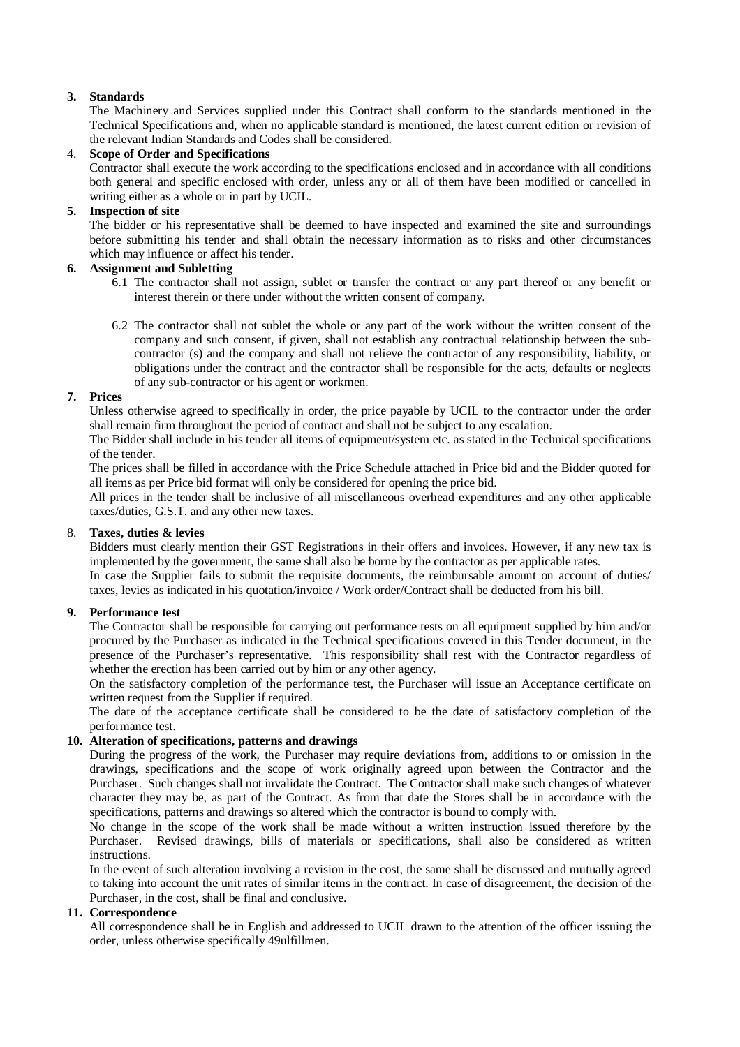**3. Standards**

The Machinery and Services supplied under this Contract shall conform to the standards mentioned in the Technical Specifications and, when no applicable standard is mentioned, the latest current edition or revision of the relevant Indian Standards and Codes shall be considered.

4. **Scope of Order and Specifications**

Contractor shall execute the work according to the specifications enclosed and in accordance with all conditions both general and specific enclosed with order, unless any or all of them have been modified or cancelled in writing either as a whole or in part by UCIL.

**5. Inspection of site**

The bidder or his representative shall be deemed to have inspected and examined the site and surroundings before submitting his tender and shall obtain the necessary information as to risks and other circumstances which may influence or affect his tender.

**6. Assignment and Subletting**

6.1 The contractor shall not assign, sublet or transfer the contract or any part thereof or any benefit or interest therein or there under without the written consent of company.

6.2 The contractor shall not sublet the whole or any part of the work without the written consent of the company and such consent, if given, shall not establish any contractual relationship between the sub-contractor (s) and the company and shall not relieve the contractor of any responsibility, liability, or obligations under the contract and the contractor shall be responsible for the acts, defaults or neglects of any sub-contractor or his agent or workmen.

**7. Prices**

Unless otherwise agreed to specifically in order, the price payable by UCIL to the contractor under the order shall remain firm throughout the period of contract and shall not be subject to any escalation.

The Bidder shall include in his tender all items of equipment/system etc. as stated in the Technical specifications of the tender.

The prices shall be filled in accordance with the Price Schedule attached in Price bid and the Bidder quoted for all items as per Price bid format will only be considered for opening the price bid.

All prices in the tender shall be inclusive of all miscellaneous overhead expenditures and any other applicable taxes/duties, G.S.T. and any other new taxes.

8. **Taxes, duties & levies**

Bidders must clearly mention their GST Registrations in their offers and invoices. However, if any new tax is implemented by the government, the same shall also be borne by the contractor as per applicable rates.

In case the Supplier fails to submit the requisite documents, the reimbursable amount on account of duties/ taxes, levies as indicated in his quotation/invoice / Work order/Contract shall be deducted from his bill.

**9. Performance test**

The Contractor shall be responsible for carrying out performance tests on all equipment supplied by him and/or procured by the Purchaser as indicated in the Technical specifications covered in this Tender document, in the presence of the Purchaser's representative. This responsibility shall rest with the Contractor regardless of whether the erection has been carried out by him or any other agency.

On the satisfactory completion of the performance test, the Purchaser will issue an Acceptance certificate on written request from the Supplier if required.

The date of the acceptance certificate shall be considered to be the date of satisfactory completion of the performance test.

**10. Alteration of specifications, patterns and drawings**

During the progress of the work, the Purchaser may require deviations from, additions to or omission in the drawings, specifications and the scope of work originally agreed upon between the Contractor and the Purchaser. Such changes shall not invalidate the Contract. The Contractor shall make such changes of whatever character they may be, as part of the Contract. As from that date the Stores shall be in accordance with the specifications, patterns and drawings so altered which the contractor is bound to comply with.

No change in the scope of the work shall be made without a written instruction issued therefore by the Purchaser. Revised drawings, bills of materials or specifications, shall also be considered as written instructions.

In the event of such alteration involving a revision in the cost, the same shall be discussed and mutually agreed to taking into account the unit rates of similar items in the contract. In case of disagreement, the decision of the Purchaser, in the cost, shall be final and conclusive.

**11. Correspondence**

All correspondence shall be in English and addressed to UCIL drawn to the attention of the officer issuing the order, unless otherwise specifically 49ulfillmen.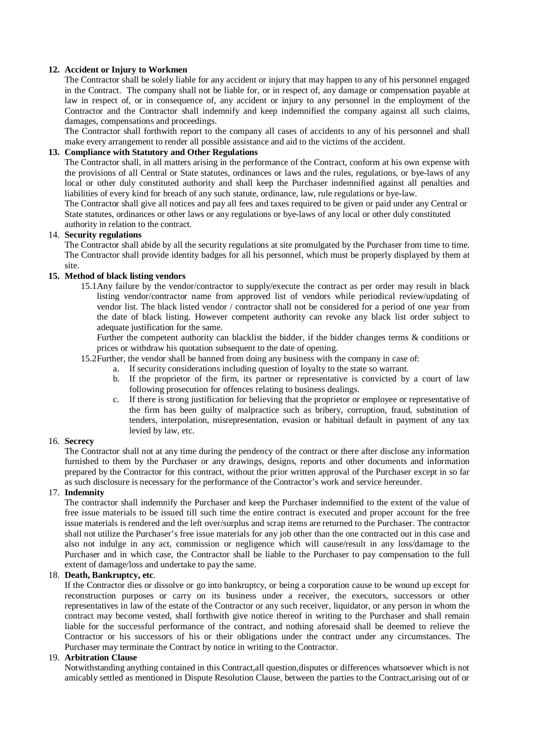**12. Accident or Injury to Workmen**

The Contractor shall be solely liable for any accident or injury that may happen to any of his personnel engaged in the Contract. The company shall not be liable for, or in respect of, any damage or compensation payable at law in respect of, or in consequence of, any accident or injury to any personnel in the employment of the Contractor and the Contractor shall indemnify and keep indemnified the company against all such claims, damages, compensations and proceedings.

The Contractor shall forthwith report to the company all cases of accidents to any of his personnel and shall make every arrangement to render all possible assistance and aid to the victims of the accident.

**13. Compliance with Statutory and Other Regulations**

The Contractor shall, in all matters arising in the performance of the Contract, conform at his own expense with the provisions of all Central or State statutes, ordinances or laws and the rules, regulations, or bye-laws of any local or other duly constituted authority and shall keep the Purchaser indemnified against all penalties and liabilities of every kind for breach of any such statute, ordinance, law, rule regulations or bye-law.

The Contractor shall give all notices and pay all fees and taxes required to be given or paid under any Central or State statutes, ordinances or other laws or any regulations or bye-laws of any local or other duly constituted authority in relation to the contract.

14. **Security regulations**

The Contractor shall abide by all the security regulations at site promulgated by the Purchaser from time to time. The Contractor shall provide identity badges for all his personnel, which must be properly displayed by them at site.

**15. Method of black listing vendors**

15.1 Any failure by the vendor/contractor to supply/execute the contract as per order may result in black listing vendor/contractor name from approved list of vendors while periodical review/updating of vendor list. The black listed vendor / contractor shall not be considered for a period of one year from the date of black listing. However competent authority can revoke any black list order subject to adequate justification for the same.

Further the competent authority can blacklist the bidder, if the bidder changes terms & conditions or prices or withdraw his quotation subsequent to the date of opening.

15.2 Further, the vendor shall be banned from doing any business with the company in case of:

a. If security considerations including question of loyalty to the state so warrant.
b. If the proprietor of the firm, its partner or representative is convicted by a court of law following prosecution for offences relating to business dealings.
c. If there is strong justification for believing that the proprietor or employee or representative of the firm has been guilty of malpractice such as bribery, corruption, fraud, substitution of tenders, interpolation, misrepresentation, evasion or habitual default in payment of any tax levied by law, etc.

16. **Secrecy**

The Contractor shall not at any time during the pendency of the contract or there after disclose any information furnished to them by the Purchaser or any drawings, designs, reports and other documents and information prepared by the Contractor for this contract, without the prior written approval of the Purchaser except in so far as such disclosure is necessary for the performance of the Contractor's work and service hereunder.

17. **Indemnity**

The contractor shall indemnify the Purchaser and keep the Purchaser indemnified to the extent of the value of free issue materials to be issued till such time the entire contract is executed and proper account for the free issue materials is rendered and the left over/surplus and scrap items are returned to the Purchaser. The contractor shall not utilize the Purchaser's free issue materials for any job other than the one contracted out in this case and also not indulge in any act, commission or negligence which will cause/result in any loss/damage to the Purchaser and in which case, the Contractor shall be liable to the Purchaser to pay compensation to the full extent of damage/loss and undertake to pay the same.

18. **Death, Bankruptcy, etc**.

If the Contractor dies or dissolve or go into bankruptcy, or being a corporation cause to be wound up except for reconstruction purposes or carry on its business under a receiver, the executors, successors or other representatives in law of the estate of the Contractor or any such receiver, liquidator, or any person in whom the contract may become vested, shall forthwith give notice thereof in writing to the Purchaser and shall remain liable for the successful performance of the contract, and nothing aforesaid shall be deemed to relieve the Contractor or his successors of his or their obligations under the contract under any circumstances. The Purchaser may terminate the Contract by notice in writing to the Contractor.

19. **Arbitration Clause**

Notwithstanding anything contained in this Contract,all question,disputes or differences whatsoever which is not amicably settled as mentioned in Dispute Resolution Clause, between the parties to the Contract,arising out of or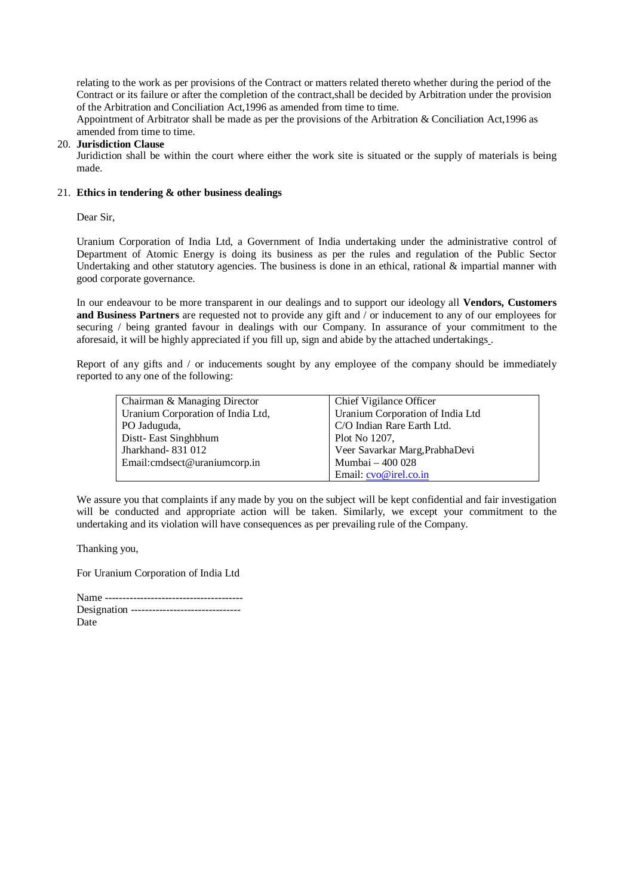relating to the work as per provisions of the Contract or matters related thereto whether during the period of the Contract or its failure or after the completion of the contract,shall be decided by Arbitration under the provision of the Arbitration and Conciliation Act,1996 as amended from time to time.
Appointment of Arbitrator shall be made as per the provisions of the Arbitration & Conciliation Act,1996 as amended from time to time.

20. **Jurisdiction Clause**
Juridiction shall be within the court where either the work site is situated or the supply of materials is being made.

21. **Ethics in tendering & other business dealings**

Dear Sir,

Uranium Corporation of India Ltd, a Government of India undertaking under the administrative control of Department of Atomic Energy is doing its business as per the rules and regulation of the Public Sector Undertaking and other statutory agencies. The business is done in an ethical, rational & impartial manner with good corporate governance.

In our endeavour to be more transparent in our dealings and to support our ideology all **Vendors, Customers and Business Partners** are requested not to provide any gift and / or inducement to any of our employees for securing / being granted favour in dealings with our Company. In assurance of your commitment to the aforesaid, it will be highly appreciated if you fill up, sign and abide by the attached undertakings.

Report of any gifts and / or inducements sought by any employee of the company should be immediately reported to any one of the following:

| Chairman & Managing Director<br>Uranium Corporation of India Ltd,<br>PO Jaduguda,<br>Distt- East Singhbhum<br>Jharkhand- 831 012<br>Email:cmdsect@uraniumcorp.in | Chief Vigilance Officer<br>Uranium Corporation of India Ltd<br>C/O Indian Rare Earth Ltd.<br>Plot No 1207,<br>Veer Savarkar Marg,PrabhaDevi<br>Mumbai – 400 028<br>Email: cvo@irel.co.in |
|---|---|

We assure you that complaints if any made by you on the subject will be kept confidential and fair investigation will be conducted and appropriate action will be taken. Similarly, we except your commitment to the undertaking and its violation will have consequences as per prevailing rule of the Company.

Thanking you,

For Uranium Corporation of India Ltd

Name ---------------------------------------
Designation -------------------------------
Date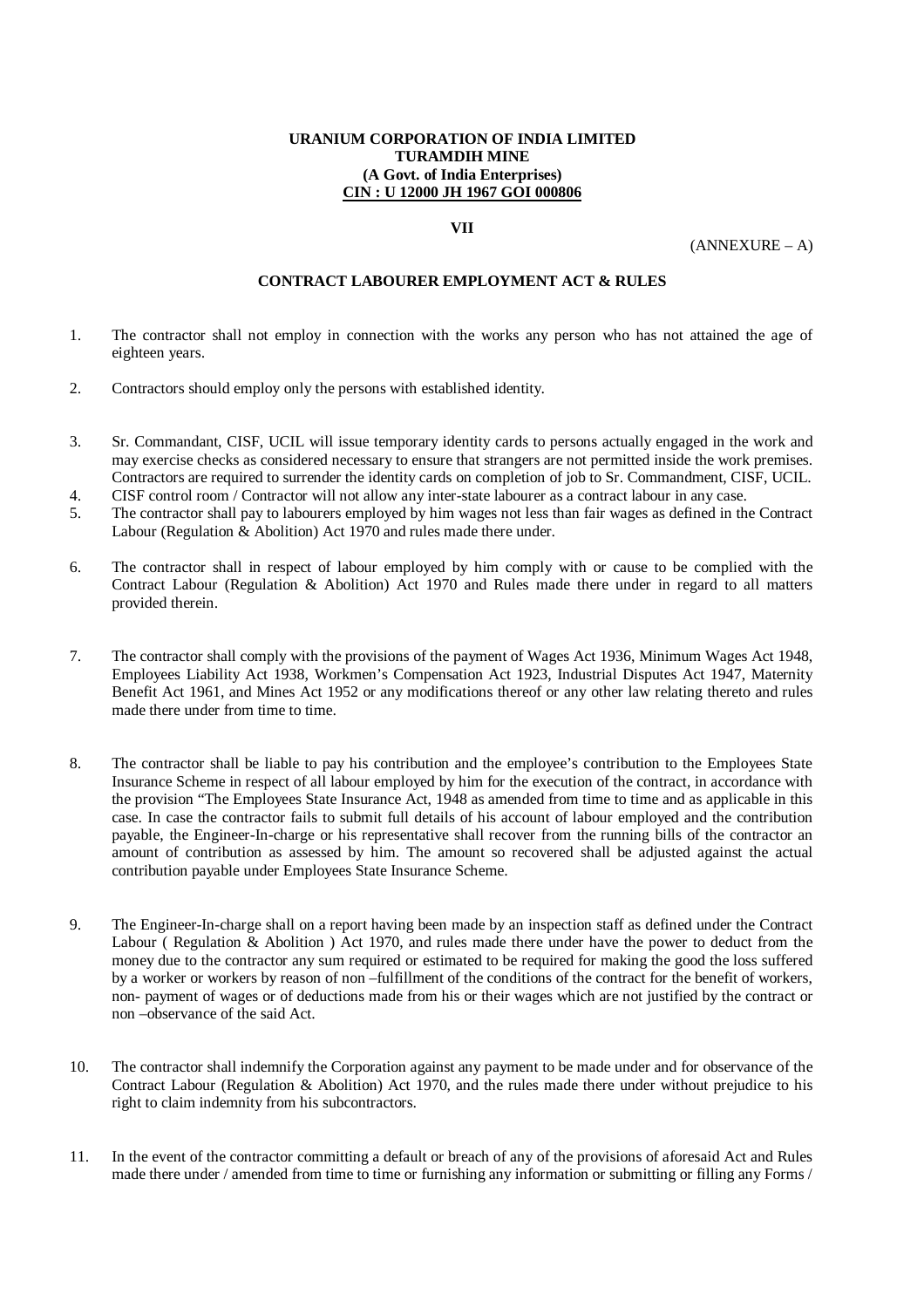**URANIUM CORPORATION OF INDIA LIMITED**
**TURAMDIH MINE**
**(A Govt. of India Enterprises)**
**CIN : U 12000 JH 1967 GOI 000806**

**VII**

(ANNEXURE – A)

## CONTRACT LABOURER EMPLOYMENT ACT & RULES

1. The contractor shall not employ in connection with the works any person who has not attained the age of eighteen years.

2. Contractors should employ only the persons with established identity.

3. Sr. Commandant, CISF, UCIL will issue temporary identity cards to persons actually engaged in the work and may exercise checks as considered necessary to ensure that strangers are not permitted inside the work premises. Contractors are required to surrender the identity cards on completion of job to Sr. Commandment, CISF, UCIL.
4. CISF control room / Contractor will not allow any inter-state labourer as a contract labour in any case.
5. The contractor shall pay to labourers employed by him wages not less than fair wages as defined in the Contract Labour (Regulation & Abolition) Act 1970 and rules made there under.

6. The contractor shall in respect of labour employed by him comply with or cause to be complied with the Contract Labour (Regulation & Abolition) Act 1970 and Rules made there under in regard to all matters provided therein.

7. The contractor shall comply with the provisions of the payment of Wages Act 1936, Minimum Wages Act 1948, Employees Liability Act 1938, Workmen's Compensation Act 1923, Industrial Disputes Act 1947, Maternity Benefit Act 1961, and Mines Act 1952 or any modifications thereof or any other law relating thereto and rules made there under from time to time.

8. The contractor shall be liable to pay his contribution and the employee's contribution to the Employees State Insurance Scheme in respect of all labour employed by him for the execution of the contract, in accordance with the provision "The Employees State Insurance Act, 1948 as amended from time to time and as applicable in this case. In case the contractor fails to submit full details of his account of labour employed and the contribution payable, the Engineer-In-charge or his representative shall recover from the running bills of the contractor an amount of contribution as assessed by him. The amount so recovered shall be adjusted against the actual contribution payable under Employees State Insurance Scheme.

9. The Engineer-In-charge shall on a report having been made by an inspection staff as defined under the Contract Labour ( Regulation & Abolition ) Act 1970, and rules made there under have the power to deduct from the money due to the contractor any sum required or estimated to be required for making the good the loss suffered by a worker or workers by reason of non –fulfillment of the conditions of the contract for the benefit of workers, non- payment of wages or of deductions made from his or their wages which are not justified by the contract or non –observance of the said Act.

10. The contractor shall indemnify the Corporation against any payment to be made under and for observance of the Contract Labour (Regulation & Abolition) Act 1970, and the rules made there under without prejudice to his right to claim indemnity from his subcontractors.

11. In the event of the contractor committing a default or breach of any of the provisions of aforesaid Act and Rules made there under / amended from time to time or furnishing any information or submitting or filling any Forms /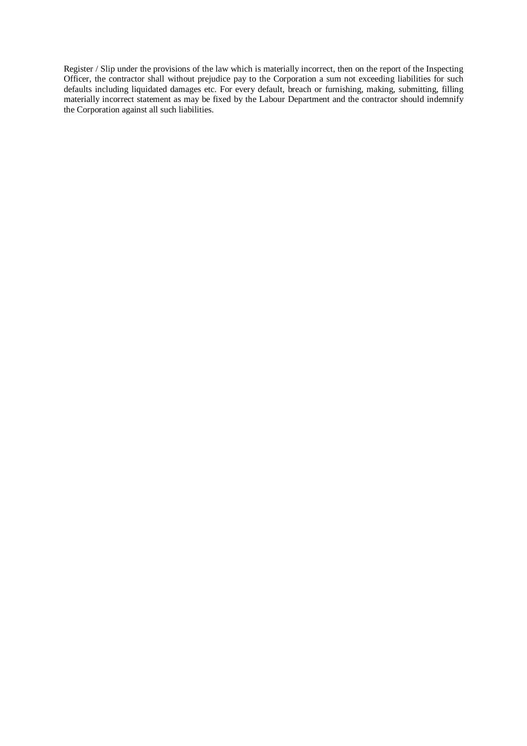Register / Slip under the provisions of the law which is materially incorrect, then on the report of the Inspecting Officer, the contractor shall without prejudice pay to the Corporation a sum not exceeding liabilities for such defaults including liquidated damages etc. For every default, breach or furnishing, making, submitting, filling materially incorrect statement as may be fixed by the Labour Department and the contractor should indemnify the Corporation against all such liabilities.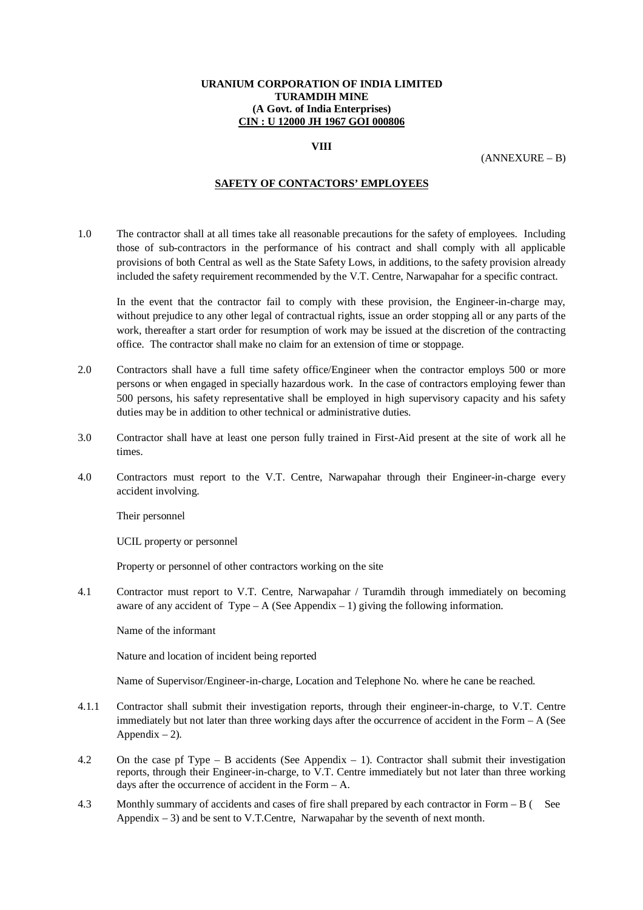**URANIUM CORPORATION OF INDIA LIMITED**
**TURAMDIH MINE**
**(A Govt. of India Enterprises)**
**CIN : U 12000 JH 1967 GOI 000806**

**VIII**

(ANNEXURE – B)

## SAFETY OF CONTACTORS' EMPLOYEES

1.0 The contractor shall at all times take all reasonable precautions for the safety of employees. Including those of sub-contractors in the performance of his contract and shall comply with all applicable provisions of both Central as well as the State Safety Lows, in additions, to the safety provision already included the safety requirement recommended by the V.T. Centre, Narwapahar for a specific contract.

In the event that the contractor fail to comply with these provision, the Engineer-in-charge may, without prejudice to any other legal of contractual rights, issue an order stopping all or any parts of the work, thereafter a start order for resumption of work may be issued at the discretion of the contracting office. The contractor shall make no claim for an extension of time or stoppage.

2.0 Contractors shall have a full time safety office/Engineer when the contractor employs 500 or more persons or when engaged in specially hazardous work. In the case of contractors employing fewer than 500 persons, his safety representative shall be employed in high supervisory capacity and his safety duties may be in addition to other technical or administrative duties.

3.0 Contractor shall have at least one person fully trained in First-Aid present at the site of work all he times.

4.0 Contractors must report to the V.T. Centre, Narwapahar through their Engineer-in-charge every accident involving.

Their personnel

UCIL property or personnel

Property or personnel of other contractors working on the site

4.1 Contractor must report to V.T. Centre, Narwapahar / Turamdih through immediately on becoming aware of any accident of Type – A (See Appendix – 1) giving the following information.

Name of the informant

Nature and location of incident being reported

Name of Supervisor/Engineer-in-charge, Location and Telephone No. where he cane be reached.

4.1.1 Contractor shall submit their investigation reports, through their engineer-in-charge, to V.T. Centre immediately but not later than three working days after the occurrence of accident in the Form – A (See Appendix – 2).

4.2 On the case pf Type – B accidents (See Appendix – 1). Contractor shall submit their investigation reports, through their Engineer-in-charge, to V.T. Centre immediately but not later than three working days after the occurrence of accident in the Form – A.

4.3 Monthly summary of accidents and cases of fire shall prepared by each contractor in Form – B ( See Appendix – 3) and be sent to V.T.Centre, Narwapahar by the seventh of next month.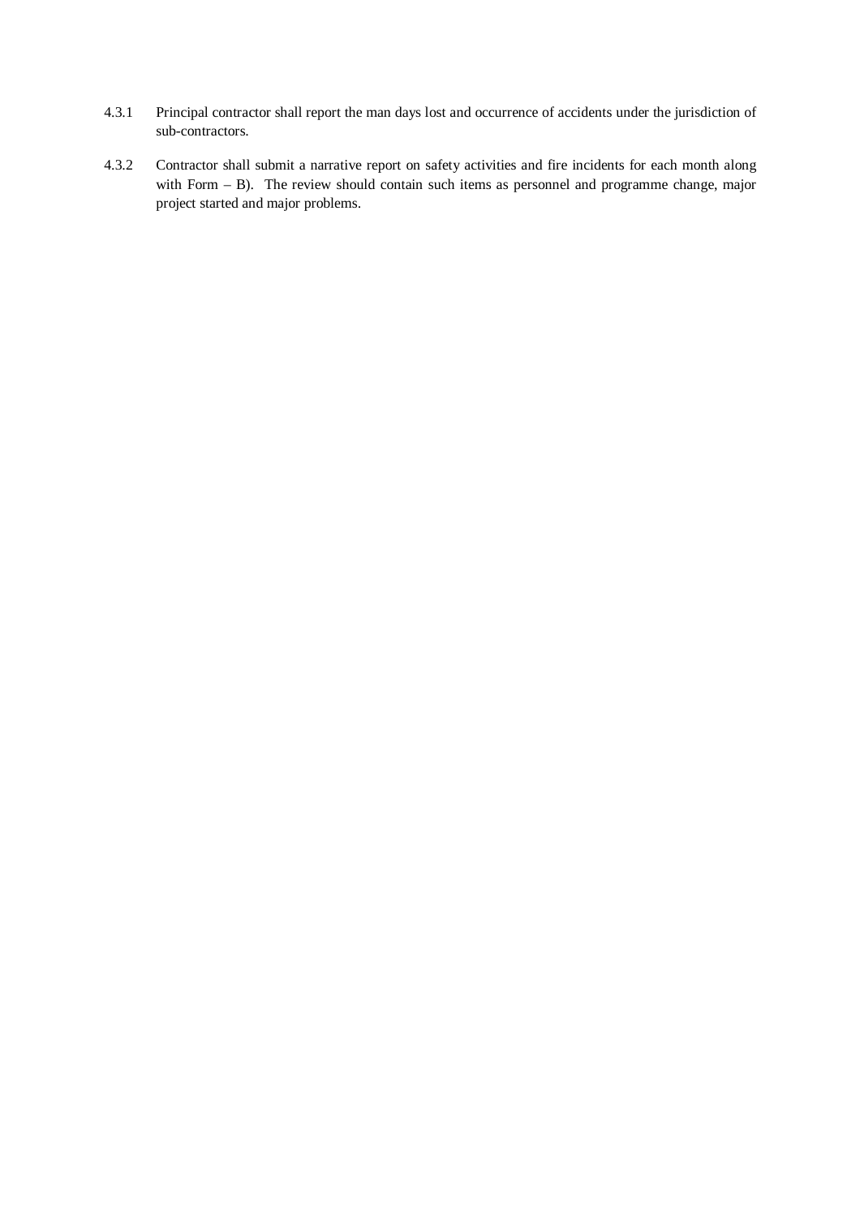4.3.1 Principal contractor shall report the man days lost and occurrence of accidents under the jurisdiction of sub-contractors.

4.3.2 Contractor shall submit a narrative report on safety activities and fire incidents for each month along with Form – B). The review should contain such items as personnel and programme change, major project started and major problems.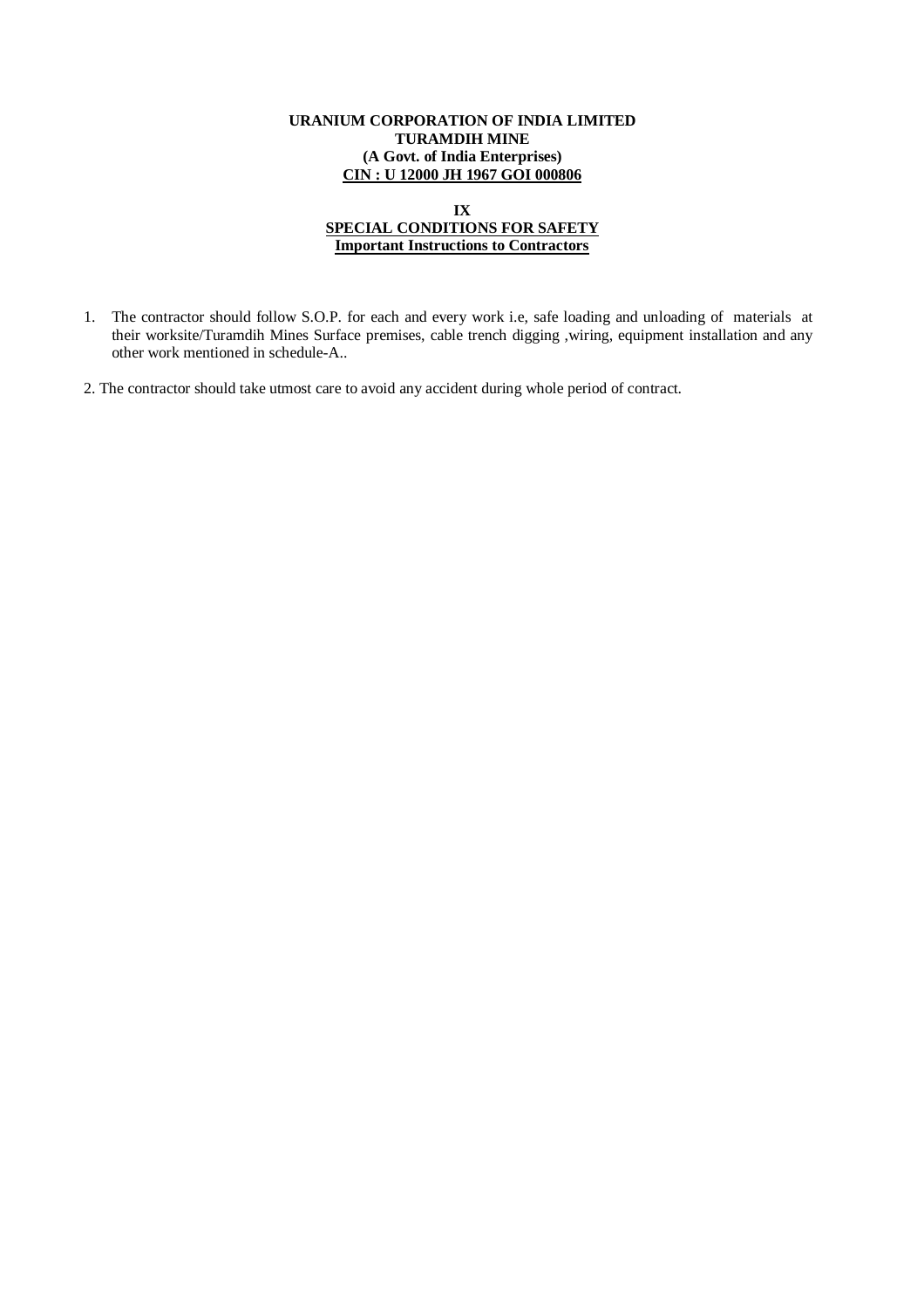**URANIUM CORPORATION OF INDIA LIMITED**
**TURAMDIH MINE**
**(A Govt. of India Enterprises)**
**CIN : U 12000 JH 1967 GOI 000806**

**IX**
**SPECIAL CONDITIONS FOR SAFETY**
**Important Instructions to Contractors**

1. The contractor should follow S.O.P. for each and every work i.e, safe loading and unloading of materials at their worksite/Turamdih Mines Surface premises, cable trench digging ,wiring, equipment installation and any other work mentioned in schedule-A..

2. The contractor should take utmost care to avoid any accident during whole period of contract.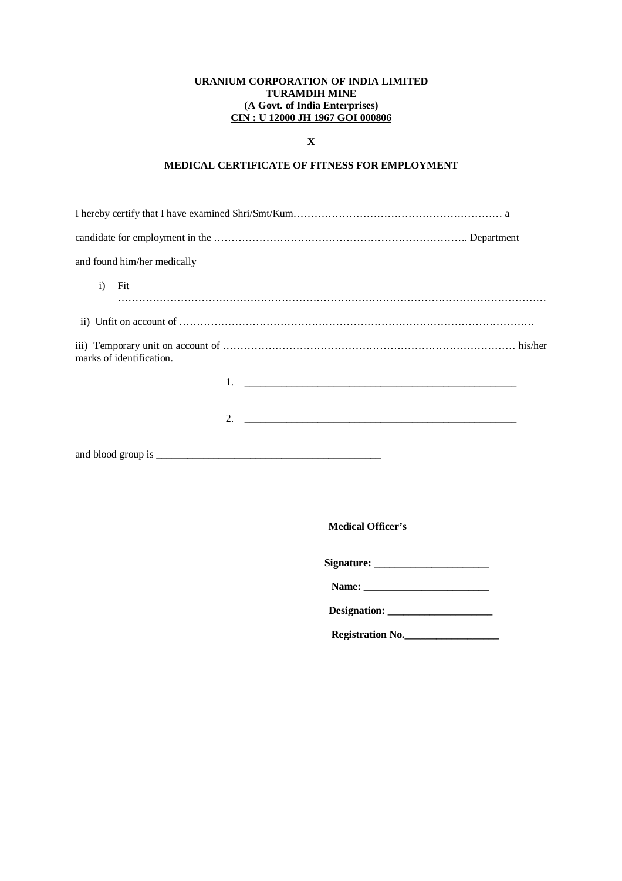**URANIUM CORPORATION OF INDIA LIMITED**
**TURAMDIH MINE**
**(A Govt. of India Enterprises)**
**CIN : U 12000 JH 1967 GOI 000806**

**X**

## MEDICAL CERTIFICATE OF FITNESS FOR EMPLOYMENT

I hereby certify that I have examined Shri/Smt/Kum…………………………………………………… a

candidate for employment in the ………………………………………………………………. Department

and found him/her medically

i) Fit
…………………………………………………………………………………………………………

ii) Unfit on account of ………………………………………………………………………………………

iii) Temporary unit on account of ………………………………………………………………………… his/her marks of identification.

1. ___________________________________________________

2. ___________________________________________________

and blood group is __________________________________________

**Medical Officer's**

**Signature: ______________________**

**Name: ________________________**

**Designation: ____________________**

**Registration No.__________________**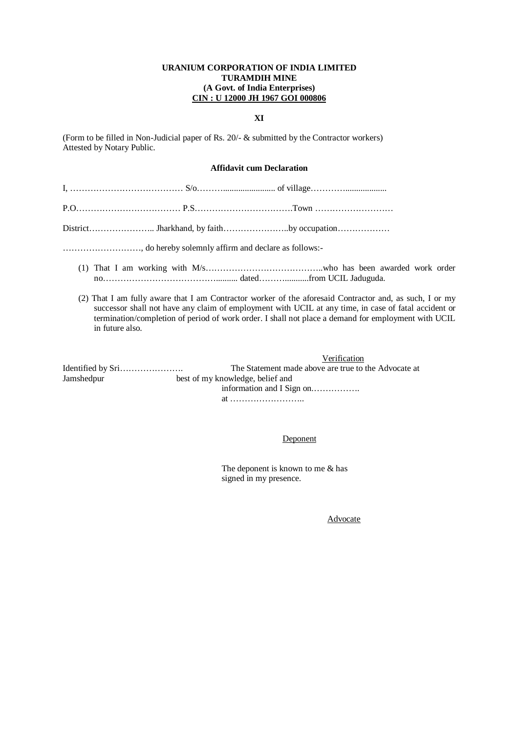**URANIUM CORPORATION OF INDIA LIMITED**
**TURAMDIH MINE**
**(A Govt. of India Enterprises)**
**CIN : U 12000 JH 1967 GOI 000806**

**XI**

(Form to be filled in Non-Judicial paper of Rs. 20/- & submitted by the Contractor workers)
Attested by Notary Public.

**Affidavit cum Declaration**

I, ………………………………… S/o………...................... of village…………..................

P.O……………………………… P.S…………………………….Town ………………………

District………………….. Jharkhand, by faith…………………..by occupation………………

………………………, do hereby solemnly affirm and declare as follows:-

(1) That I am working with M/s…………………………………..who has been awarded work order no………………………………….......... dated………..........from UCIL Jaduguda.

(2) That I am fully aware that I am Contractor worker of the aforesaid Contractor and, as such, I or my successor shall not have any claim of employment with UCIL at any time, in case of fatal accident or termination/completion of period of work order. I shall not place a demand for employment with UCIL in future also.

Verification

Identified by Sri…………………. the Advocate at Jamshedpur

The Statement made above are true to the best of my knowledge, belief and information and I Sign on……………. at ……………………..

Deponent

The deponent is known to me & has signed in my presence.

Advocate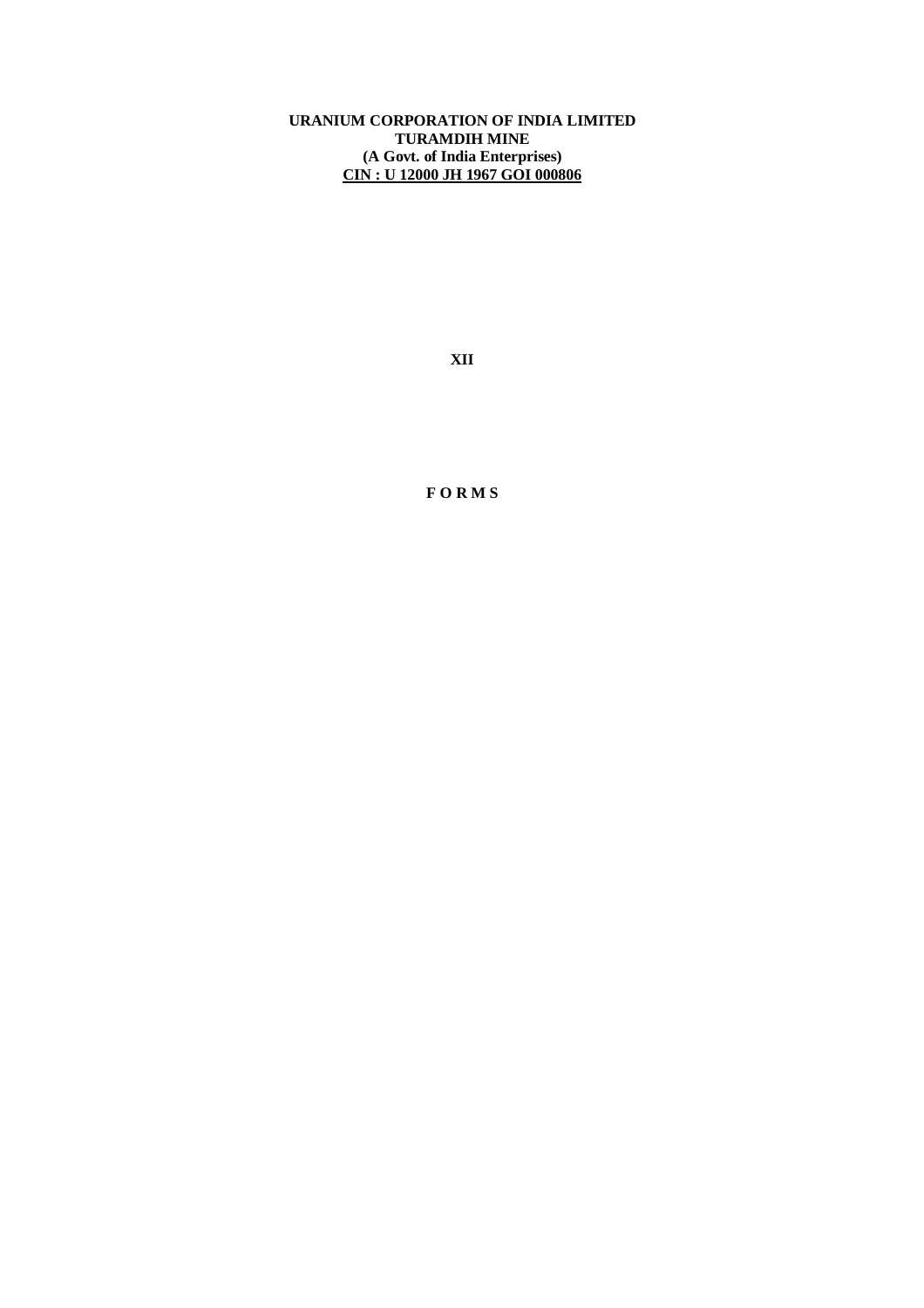**URANIUM CORPORATION OF INDIA LIMITED**
**TURAMDIH MINE**
**(A Govt. of India Enterprises)**
**CIN : U 12000 JH 1967 GOI 000806**

**XII**

**F O R M S**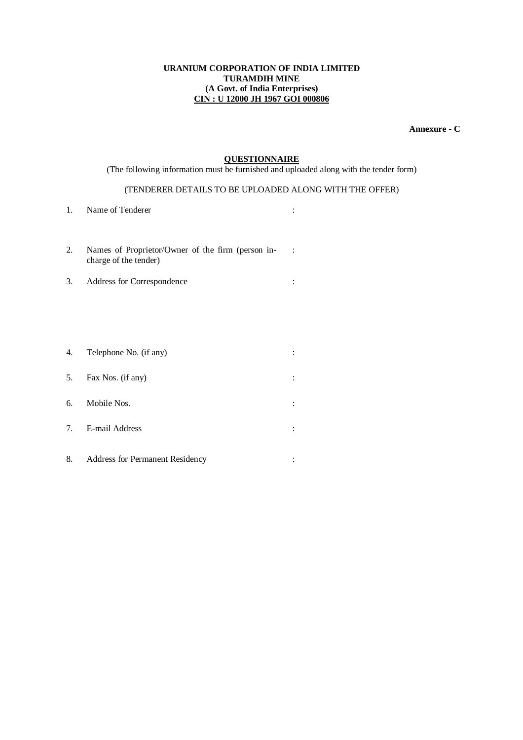**URANIUM CORPORATION OF INDIA LIMITED**
**TURAMDIH MINE**
**(A Govt. of India Enterprises)**
**CIN : U 12000 JH 1967 GOI 000806**

**Annexure - C**

## QUESTIONNAIRE

(The following information must be furnished and uploaded along with the tender form)

(TENDERER DETAILS TO BE UPLOADED ALONG WITH THE OFFER)

1. Name of Tenderer :

2. Names of Proprietor/Owner of the firm (person in-charge of the tender) :

3. Address for Correspondence :

4. Telephone No. (if any) :

5. Fax Nos. (if any) :

6. Mobile Nos. :

7. E-mail Address :

8. Address for Permanent Residency :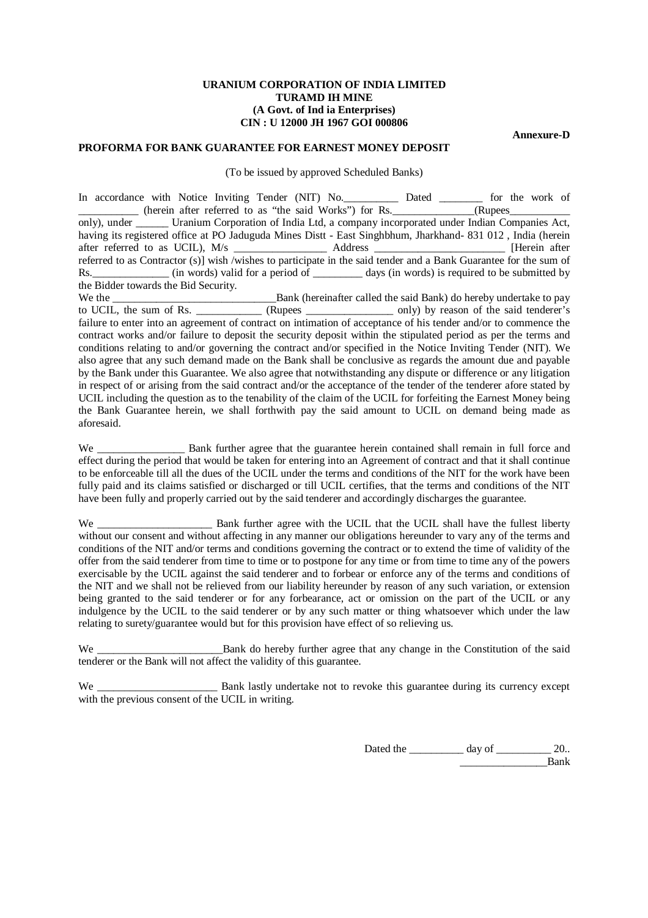**URANIUM CORPORATION OF INDIA LIMITED**
**TURAMD IH MINE**
**(A Govt. of Ind ia Enterprises)**
**CIN : U 12000 JH 1967 GOI 000806**

**Annexure-D**

**PROFORMA FOR BANK GUARANTEE FOR EARNEST MONEY DEPOSIT**

(To be issued by approved Scheduled Banks)

In accordance with Notice Inviting Tender (NIT) No.__________ Dated ________ for the work of ___________ (herein after referred to as "the said Works") for Rs._______________(Rupees___________ only), under ______ Uranium Corporation of India Ltd, a company incorporated under Indian Companies Act, having its registered office at PO Jaduguda Mines Distt - East Singhbhum, Jharkhand- 831 012 , India (herein after referred to as UCIL), M/s _________________ Address ________________________ [Herein after referred to as Contractor (s)] wish /wishes to participate in the said tender and a Bank Guarantee for the sum of Rs.______________ (in words) valid for a period of _________ days (in words) is required to be submitted by the Bidder towards the Bid Security.

We the _______________________________Bank (hereinafter called the said Bank) do hereby undertake to pay to UCIL, the sum of Rs. ____________ (Rupees ________________ only) by reason of the said tenderer's failure to enter into an agreement of contract on intimation of acceptance of his tender and/or to commence the contract works and/or failure to deposit the security deposit within the stipulated period as per the terms and conditions relating to and/or governing the contract and/or specified in the Notice Inviting Tender (NIT). We also agree that any such demand made on the Bank shall be conclusive as regards the amount due and payable by the Bank under this Guarantee. We also agree that notwithstanding any dispute or difference or any litigation in respect of or arising from the said contract and/or the acceptance of the tender of the tenderer afore stated by UCIL including the question as to the tenability of the claim of the UCIL for forfeiting the Earnest Money being the Bank Guarantee herein, we shall forthwith pay the said amount to UCIL on demand being made as aforesaid.

We ________________ Bank further agree that the guarantee herein contained shall remain in full force and effect during the period that would be taken for entering into an Agreement of contract and that it shall continue to be enforceable till all the dues of the UCIL under the terms and conditions of the NIT for the work have been fully paid and its claims satisfied or discharged or till UCIL certifies, that the terms and conditions of the NIT have been fully and properly carried out by the said tenderer and accordingly discharges the guarantee.

We _____________________ Bank further agree with the UCIL that the UCIL shall have the fullest liberty without our consent and without affecting in any manner our obligations hereunder to vary any of the terms and conditions of the NIT and/or terms and conditions governing the contract or to extend the time of validity of the offer from the said tenderer from time to time or to postpone for any time or from time to time any of the powers exercisable by the UCIL against the said tenderer and to forbear or enforce any of the terms and conditions of the NIT and we shall not be relieved from our liability hereunder by reason of any such variation, or extension being granted to the said tenderer or for any forbearance, act or omission on the part of the UCIL or any indulgence by the UCIL to the said tenderer or by any such matter or thing whatsoever which under the law relating to surety/guarantee would but for this provision have effect of so relieving us.

We _______________________Bank do hereby further agree that any change in the Constitution of the said tenderer or the Bank will not affect the validity of this guarantee.

We ______________________ Bank lastly undertake not to revoke this guarantee during its currency except with the previous consent of the UCIL in writing.

Dated the __________ day of __________ 20..
________________Bank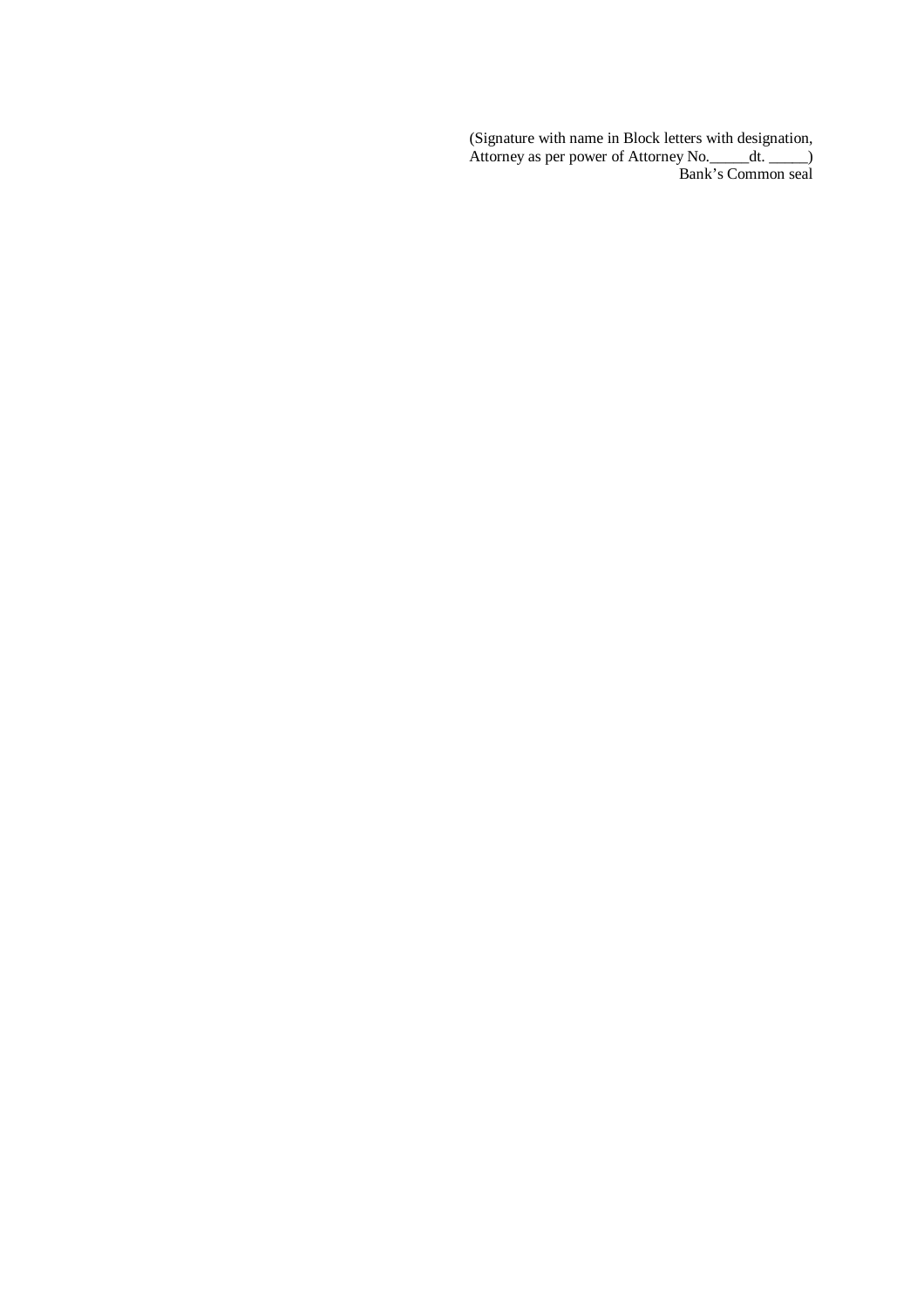(Signature with name in Block letters with designation,
Attorney as per power of Attorney No._____dt. _____)
Bank’s Common seal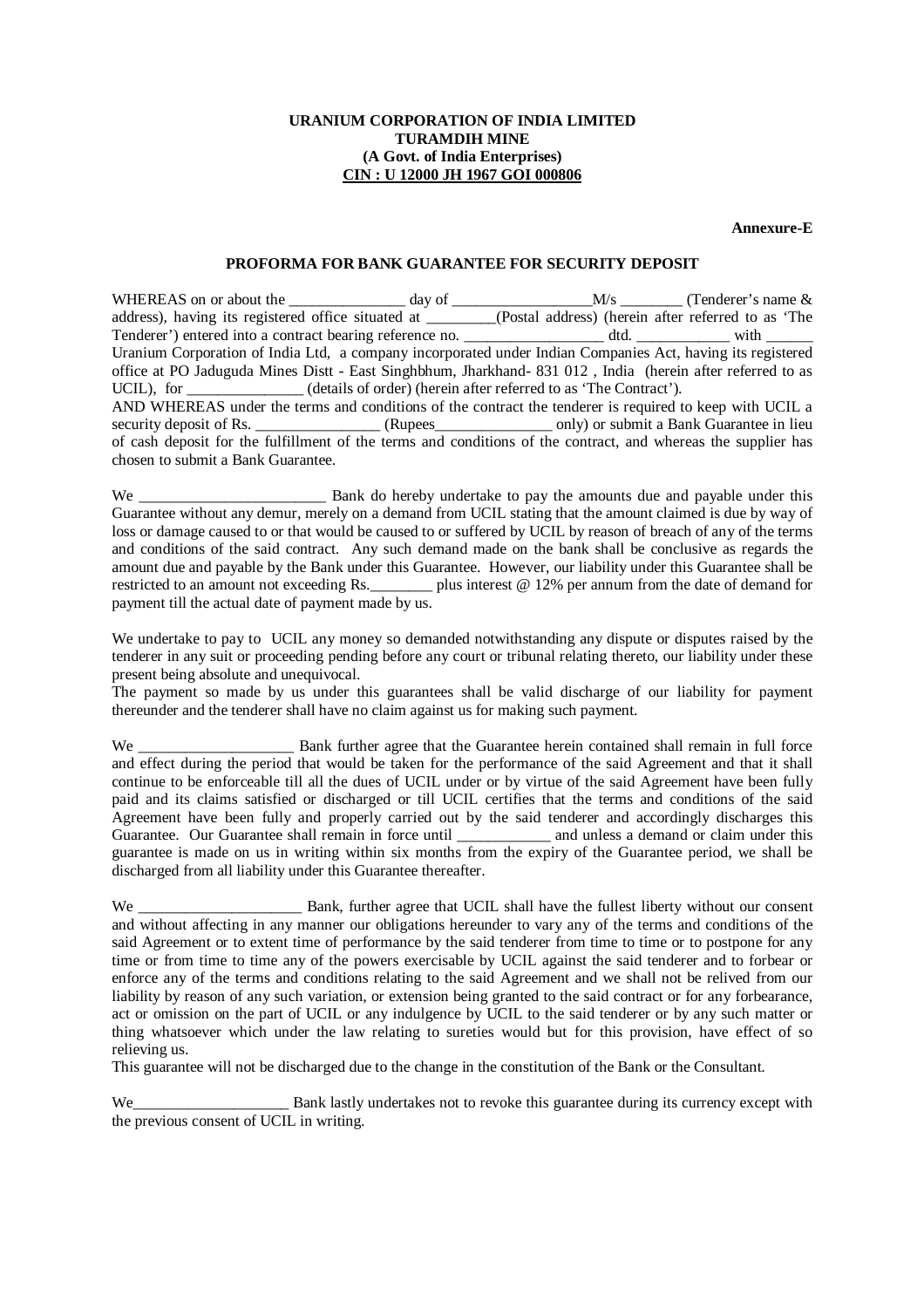**URANIUM CORPORATION OF INDIA LIMITED**
**TURAMDIH MINE**
**(A Govt. of India Enterprises)**
**CIN : U 12000 JH 1967 GOI 000806**

**Annexure-E**

**PROFORMA FOR BANK GUARANTEE FOR SECURITY DEPOSIT**

WHEREAS on or about the _______________ day of __________________M/s ________ (Tenderer's name & address), having its registered office situated at _________(Postal address) (herein after referred to as 'The Tenderer') entered into a contract bearing reference no. __________________ dtd. ____________ with ______ Uranium Corporation of India Ltd, a company incorporated under Indian Companies Act, having its registered office at PO Jaduguda Mines Distt - East Singhbhum, Jharkhand- 831 012 , India (herein after referred to as UCIL), for _______________ (details of order) (herein after referred to as 'The Contract').
AND WHEREAS under the terms and conditions of the contract the tenderer is required to keep with UCIL a security deposit of Rs. ________________ (Rupees_______________ only) or submit a Bank Guarantee in lieu of cash deposit for the fulfillment of the terms and conditions of the contract, and whereas the supplier has chosen to submit a Bank Guarantee.

We ________________________ Bank do hereby undertake to pay the amounts due and payable under this Guarantee without any demur, merely on a demand from UCIL stating that the amount claimed is due by way of loss or damage caused to or that would be caused to or suffered by UCIL by reason of breach of any of the terms and conditions of the said contract. Any such demand made on the bank shall be conclusive as regards the amount due and payable by the Bank under this Guarantee. However, our liability under this Guarantee shall be restricted to an amount not exceeding Rs.________ plus interest @ 12% per annum from the date of demand for payment till the actual date of payment made by us.

We undertake to pay to UCIL any money so demanded notwithstanding any dispute or disputes raised by the tenderer in any suit or proceeding pending before any court or tribunal relating thereto, our liability under these present being absolute and unequivocal.
The payment so made by us under this guarantees shall be valid discharge of our liability for payment thereunder and the tenderer shall have no claim against us for making such payment.

We ____________________ Bank further agree that the Guarantee herein contained shall remain in full force and effect during the period that would be taken for the performance of the said Agreement and that it shall continue to be enforceable till all the dues of UCIL under or by virtue of the said Agreement have been fully paid and its claims satisfied or discharged or till UCIL certifies that the terms and conditions of the said Agreement have been fully and properly carried out by the said tenderer and accordingly discharges this Guarantee. Our Guarantee shall remain in force until ____________ and unless a demand or claim under this guarantee is made on us in writing within six months from the expiry of the Guarantee period, we shall be discharged from all liability under this Guarantee thereafter.

We _____________________ Bank, further agree that UCIL shall have the fullest liberty without our consent and without affecting in any manner our obligations hereunder to vary any of the terms and conditions of the said Agreement or to extent time of performance by the said tenderer from time to time or to postpone for any time or from time to time any of the powers exercisable by UCIL against the said tenderer and to forbear or enforce any of the terms and conditions relating to the said Agreement and we shall not be relived from our liability by reason of any such variation, or extension being granted to the said contract or for any forbearance, act or omission on the part of UCIL or any indulgence by UCIL to the said tenderer or by any such matter or thing whatsoever which under the law relating to sureties would but for this provision, have effect of so relieving us.
This guarantee will not be discharged due to the change in the constitution of the Bank or the Consultant.

We____________________ Bank lastly undertakes not to revoke this guarantee during its currency except with the previous consent of UCIL in writing.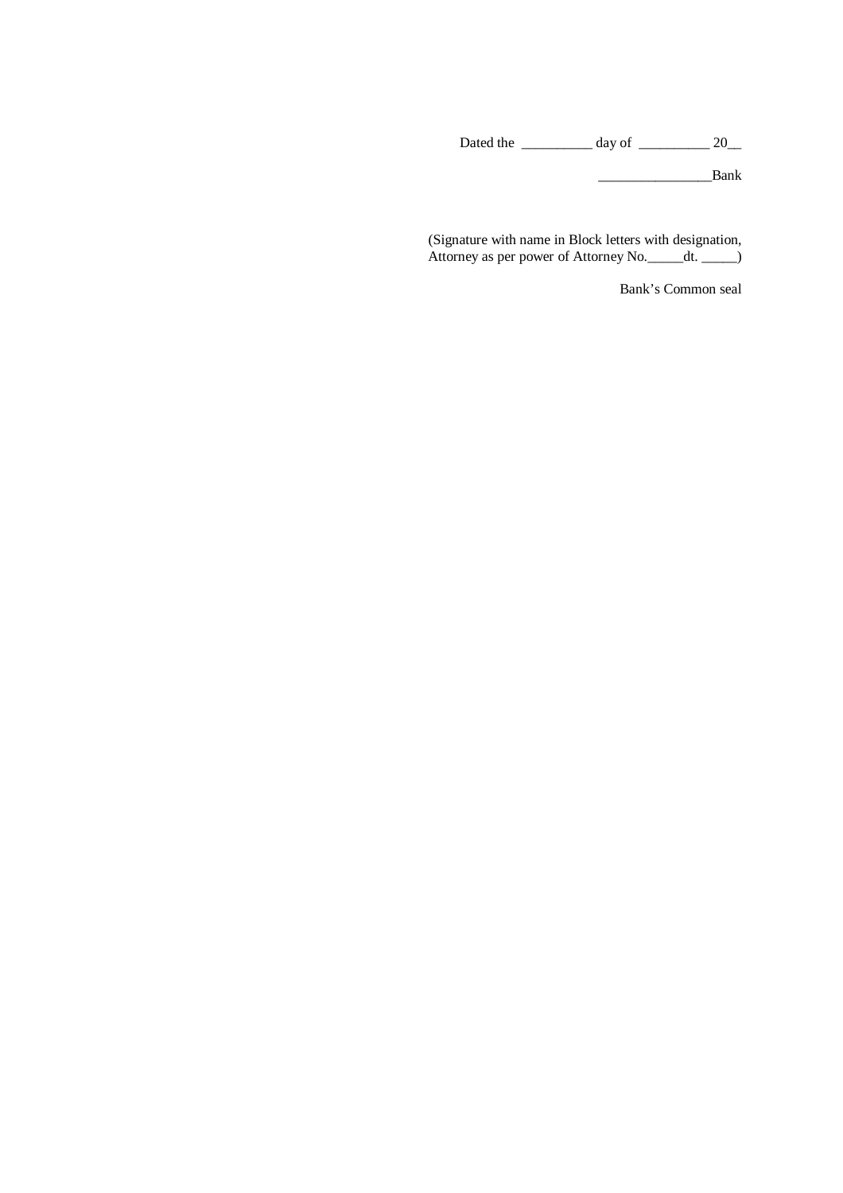Dated the __________ day of __________ 20__

________________Bank

(Signature with name in Block letters with designation,
Attorney as per power of Attorney No._____dt. _____)

Bank's Common seal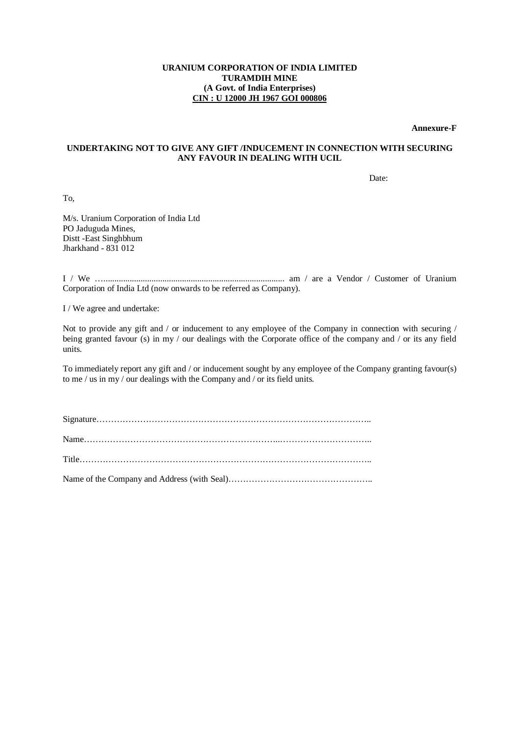**URANIUM CORPORATION OF INDIA LIMITED**
**TURAMDIH MINE**
**(A Govt. of India Enterprises)**
**CIN : U 12000 JH 1967 GOI 000806**

**Annexure-F**

**UNDERTAKING NOT TO GIVE ANY GIFT /INDUCEMENT IN CONNECTION WITH SECURING ANY FAVOUR IN DEALING WITH UCIL**

Date:

To,

M/s. Uranium Corporation of India Ltd
PO Jaduguda Mines,
Distt -East Singhbhum
Jharkhand - 831 012

I / We …................................................................................ am / are a Vendor / Customer of Uranium Corporation of India Ltd (now onwards to be referred as Company).

I / We agree and undertake:

Not to provide any gift and / or inducement to any employee of the Company in connection with securing / being granted favour (s) in my / our dealings with the Corporate office of the company and / or its any field units.

To immediately report any gift and / or inducement sought by any employee of the Company granting favour(s) to me / us in my / our dealings with the Company and / or its field units.

Signature……………………………………………………………………………………..

Name…………………………………………………………...…………………………..

Title………………………………………………………………………………………..

Name of the Company and Address (with Seal)…………………………………………..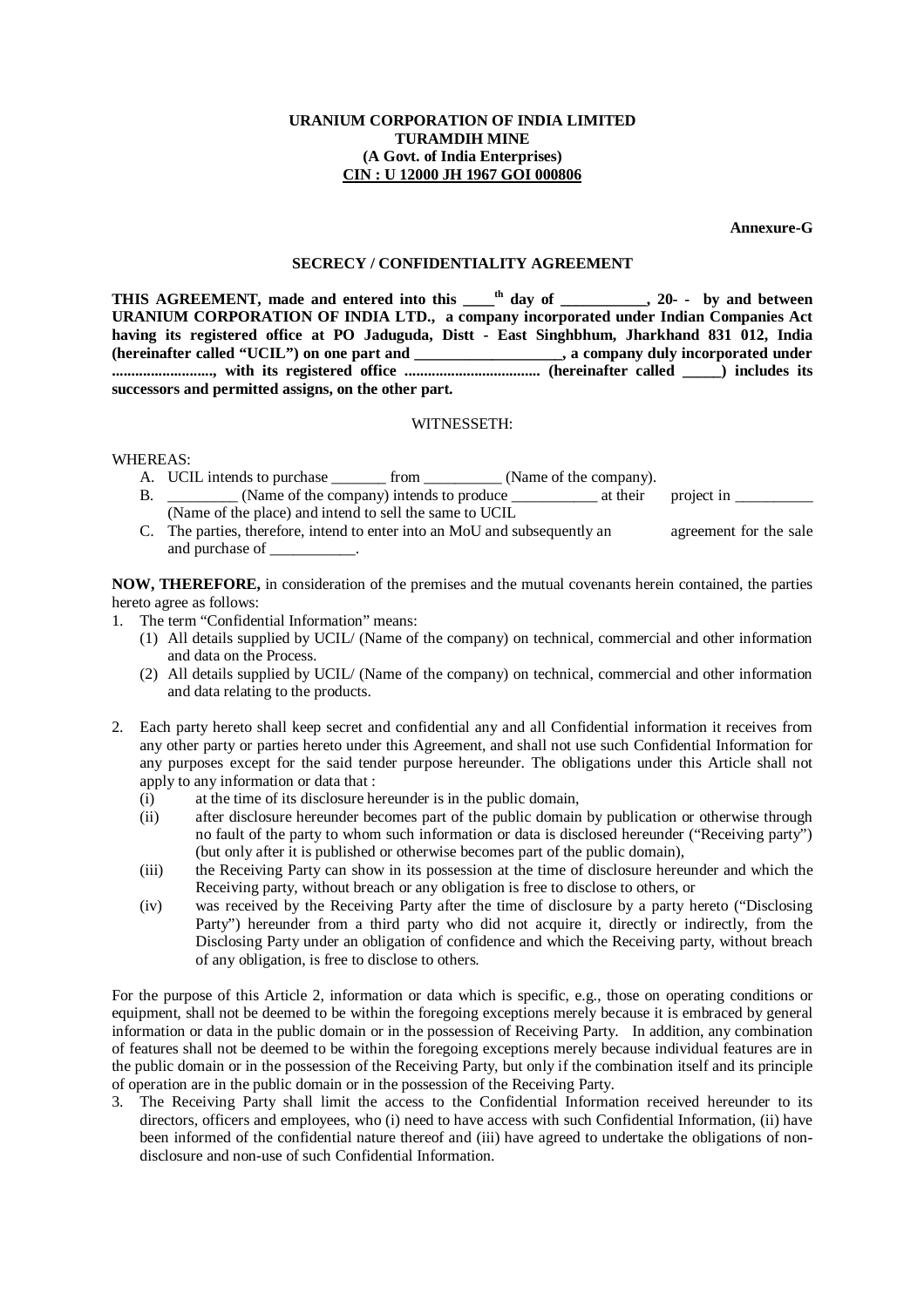**URANIUM CORPORATION OF INDIA LIMITED**
**TURAMDIH MINE**
**(A Govt. of India Enterprises)**
**CIN : U 12000 JH 1967 GOI 000806**

**Annexure-G**

## SECRECY / CONFIDENTIALITY AGREEMENT

**THIS AGREEMENT, made and entered into this ____th day of ___________, 20- - by and between URANIUM CORPORATION OF INDIA LTD., a company incorporated under Indian Companies Act having its registered office at PO Jaduguda, Distt - East Singhbhum, Jharkhand 831 012, India (hereinafter called "UCIL") on one part and ___________________, a company duly incorporated under .........................., with its registered office .................................. (hereinafter called _____) includes its successors and permitted assigns, on the other part.**

WITNESSETH:

WHEREAS:

A. UCIL intends to purchase _______ from __________ (Name of the company).
B. _________ (Name of the company) intends to produce ___________ at their project in __________ (Name of the place) and intend to sell the same to UCIL
C. The parties, therefore, intend to enter into an MoU and subsequently an agreement for the sale and purchase of ___________.

**NOW, THEREFORE,** in consideration of the premises and the mutual covenants herein contained, the parties hereto agree as follows:

1. The term "Confidential Information" means:
   (1) All details supplied by UCIL/ (Name of the company) on technical, commercial and other information and data on the Process.
   (2) All details supplied by UCIL/ (Name of the company) on technical, commercial and other information and data relating to the products.

2. Each party hereto shall keep secret and confidential any and all Confidential information it receives from any other party or parties hereto under this Agreement, and shall not use such Confidential Information for any purposes except for the said tender purpose hereunder. The obligations under this Article shall not apply to any information or data that :
   (i) at the time of its disclosure hereunder is in the public domain,
   (ii) after disclosure hereunder becomes part of the public domain by publication or otherwise through no fault of the party to whom such information or data is disclosed hereunder ("Receiving party") (but only after it is published or otherwise becomes part of the public domain),
   (iii) the Receiving Party can show in its possession at the time of disclosure hereunder and which the Receiving party, without breach or any obligation is free to disclose to others, or
   (iv) was received by the Receiving Party after the time of disclosure by a party hereto ("Disclosing Party") hereunder from a third party who did not acquire it, directly or indirectly, from the Disclosing Party under an obligation of confidence and which the Receiving party, without breach of any obligation, is free to disclose to others.

For the purpose of this Article 2, information or data which is specific, e.g., those on operating conditions or equipment, shall not be deemed to be within the foregoing exceptions merely because it is embraced by general information or data in the public domain or in the possession of Receiving Party. In addition, any combination of features shall not be deemed to be within the foregoing exceptions merely because individual features are in the public domain or in the possession of the Receiving Party, but only if the combination itself and its principle of operation are in the public domain or in the possession of the Receiving Party.

3. The Receiving Party shall limit the access to the Confidential Information received hereunder to its directors, officers and employees, who (i) need to have access with such Confidential Information, (ii) have been informed of the confidential nature thereof and (iii) have agreed to undertake the obligations of non-disclosure and non-use of such Confidential Information.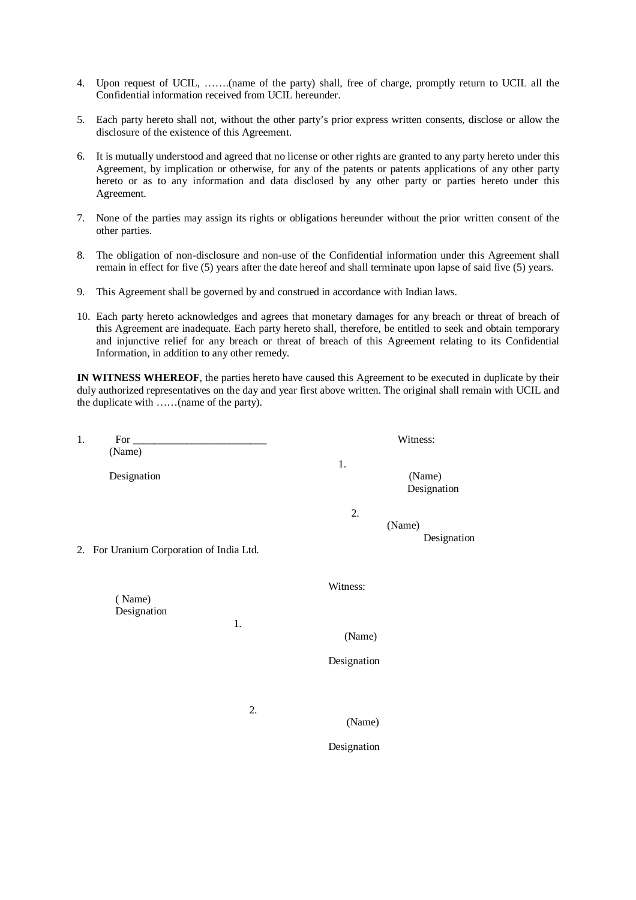4. Upon request of UCIL, …….(name of the party) shall, free of charge, promptly return to UCIL all the Confidential information received from UCIL hereunder.

5. Each party hereto shall not, without the other party's prior express written consents, disclose or allow the disclosure of the existence of this Agreement.

6. It is mutually understood and agreed that no license or other rights are granted to any party hereto under this Agreement, by implication or otherwise, for any of the patents or patents applications of any other party hereto or as to any information and data disclosed by any other party or parties hereto under this Agreement.

7. None of the parties may assign its rights or obligations hereunder without the prior written consent of the other parties.

8. The obligation of non-disclosure and non-use of the Confidential information under this Agreement shall remain in effect for five (5) years after the date hereof and shall terminate upon lapse of said five (5) years.

9. This Agreement shall be governed by and construed in accordance with Indian laws.

10. Each party hereto acknowledges and agrees that monetary damages for any breach or threat of breach of this Agreement are inadequate. Each party hereto shall, therefore, be entitled to seek and obtain temporary and injunctive relief for any breach or threat of breach of this Agreement relating to its Confidential Information, in addition to any other remedy.

**IN WITNESS WHEREOF**, the parties hereto have caused this Agreement to be executed in duplicate by their duly authorized representatives on the day and year first above written. The original shall remain with UCIL and the duplicate with ……(name of the party).

1. For ________________________
   (Name)

   Designation

   Witness:

   1.
   (Name)
   Designation

   2.
   (Name)
   Designation

2. For Uranium Corporation of India Ltd.

   ( Name)
   Designation

   Witness:

   1.
   (Name)

   Designation

   2.
   (Name)

   Designation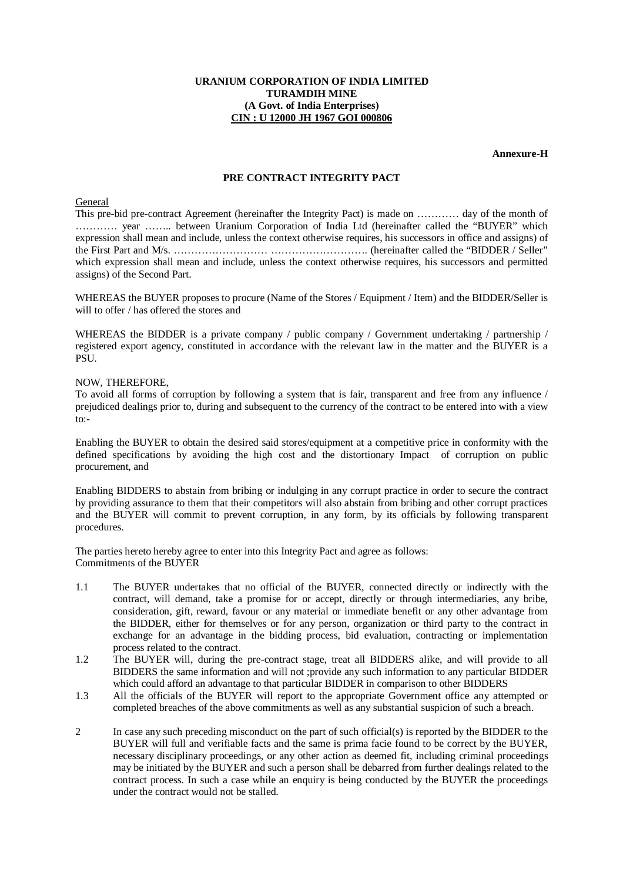**URANIUM CORPORATION OF INDIA LIMITED**
**TURAMDIH MINE**
**(A Govt. of India Enterprises)**
**CIN : U 12000 JH 1967 GOI 000806**

**Annexure-H**

## PRE CONTRACT INTEGRITY PACT

General

This pre-bid pre-contract Agreement (hereinafter the Integrity Pact) is made on ………… day of the month of ………… year …….. between Uranium Corporation of India Ltd (hereinafter called the "BUYER" which expression shall mean and include, unless the context otherwise requires, his successors in office and assigns) of the First Part and M/s. ……………………… ………………………. (hereinafter called the "BIDDER / Seller" which expression shall mean and include, unless the context otherwise requires, his successors and permitted assigns) of the Second Part.

WHEREAS the BUYER proposes to procure (Name of the Stores / Equipment / Item) and the BIDDER/Seller is will to offer / has offered the stores and

WHEREAS the BIDDER is a private company / public company / Government undertaking / partnership / registered export agency, constituted in accordance with the relevant law in the matter and the BUYER is a PSU.

NOW, THEREFORE,

To avoid all forms of corruption by following a system that is fair, transparent and free from any influence / prejudiced dealings prior to, during and subsequent to the currency of the contract to be entered into with a view to:-

Enabling the BUYER to obtain the desired said stores/equipment at a competitive price in conformity with the defined specifications by avoiding the high cost and the distortionary Impact of corruption on public procurement, and

Enabling BIDDERS to abstain from bribing or indulging in any corrupt practice in order to secure the contract by providing assurance to them that their competitors will also abstain from bribing and other corrupt practices and the BUYER will commit to prevent corruption, in any form, by its officials by following transparent procedures.

The parties hereto hereby agree to enter into this Integrity Pact and agree as follows:

Commitments of the BUYER

1.1 The BUYER undertakes that no official of the BUYER, connected directly or indirectly with the contract, will demand, take a promise for or accept, directly or through intermediaries, any bribe, consideration, gift, reward, favour or any material or immediate benefit or any other advantage from the BIDDER, either for themselves or for any person, organization or third party to the contract in exchange for an advantage in the bidding process, bid evaluation, contracting or implementation process related to the contract.

1.2 The BUYER will, during the pre-contract stage, treat all BIDDERS alike, and will provide to all BIDDERS the same information and will not ;provide any such information to any particular BIDDER which could afford an advantage to that particular BIDDER in comparison to other BIDDERS

1.3 All the officials of the BUYER will report to the appropriate Government office any attempted or completed breaches of the above commitments as well as any substantial suspicion of such a breach.

2 In case any such preceding misconduct on the part of such official(s) is reported by the BIDDER to the BUYER will full and verifiable facts and the same is prima facie found to be correct by the BUYER, necessary disciplinary proceedings, or any other action as deemed fit, including criminal proceedings may be initiated by the BUYER and such a person shall be debarred from further dealings related to the contract process. In such a case while an enquiry is being conducted by the BUYER the proceedings under the contract would not be stalled.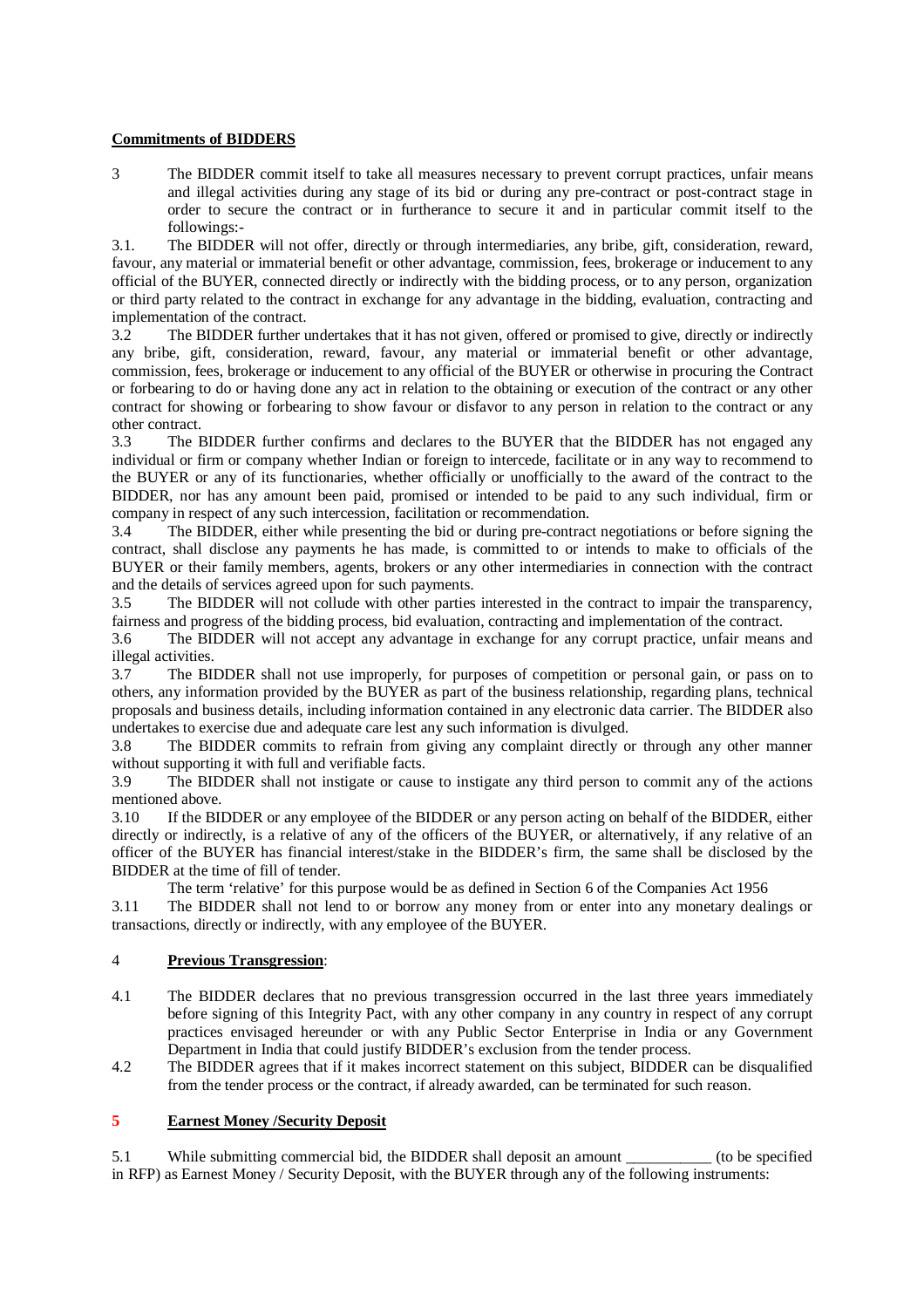**Commitments of BIDDERS**

3 The BIDDER commit itself to take all measures necessary to prevent corrupt practices, unfair means and illegal activities during any stage of its bid or during any pre-contract or post-contract stage in order to secure the contract or in furtherance to secure it and in particular commit itself to the followings:-

3.1. The BIDDER will not offer, directly or through intermediaries, any bribe, gift, consideration, reward, favour, any material or immaterial benefit or other advantage, commission, fees, brokerage or inducement to any official of the BUYER, connected directly or indirectly with the bidding process, or to any person, organization or third party related to the contract in exchange for any advantage in the bidding, evaluation, contracting and implementation of the contract.

3.2 The BIDDER further undertakes that it has not given, offered or promised to give, directly or indirectly any bribe, gift, consideration, reward, favour, any material or immaterial benefit or other advantage, commission, fees, brokerage or inducement to any official of the BUYER or otherwise in procuring the Contract or forbearing to do or having done any act in relation to the obtaining or execution of the contract or any other contract for showing or forbearing to show favour or disfavor to any person in relation to the contract or any other contract.

3.3 The BIDDER further confirms and declares to the BUYER that the BIDDER has not engaged any individual or firm or company whether Indian or foreign to intercede, facilitate or in any way to recommend to the BUYER or any of its functionaries, whether officially or unofficially to the award of the contract to the BIDDER, nor has any amount been paid, promised or intended to be paid to any such individual, firm or company in respect of any such intercession, facilitation or recommendation.

3.4 The BIDDER, either while presenting the bid or during pre-contract negotiations or before signing the contract, shall disclose any payments he has made, is committed to or intends to make to officials of the BUYER or their family members, agents, brokers or any other intermediaries in connection with the contract and the details of services agreed upon for such payments.

3.5 The BIDDER will not collude with other parties interested in the contract to impair the transparency, fairness and progress of the bidding process, bid evaluation, contracting and implementation of the contract.

3.6 The BIDDER will not accept any advantage in exchange for any corrupt practice, unfair means and illegal activities.

3.7 The BIDDER shall not use improperly, for purposes of competition or personal gain, or pass on to others, any information provided by the BUYER as part of the business relationship, regarding plans, technical proposals and business details, including information contained in any electronic data carrier. The BIDDER also undertakes to exercise due and adequate care lest any such information is divulged.

3.8 The BIDDER commits to refrain from giving any complaint directly or through any other manner without supporting it with full and verifiable facts.

3.9 The BIDDER shall not instigate or cause to instigate any third person to commit any of the actions mentioned above.

3.10 If the BIDDER or any employee of the BIDDER or any person acting on behalf of the BIDDER, either directly or indirectly, is a relative of any of the officers of the BUYER, or alternatively, if any relative of an officer of the BUYER has financial interest/stake in the BIDDER's firm, the same shall be disclosed by the BIDDER at the time of fill of tender.

The term 'relative' for this purpose would be as defined in Section 6 of the Companies Act 1956

3.11 The BIDDER shall not lend to or borrow any money from or enter into any monetary dealings or transactions, directly or indirectly, with any employee of the BUYER.

4 **Previous Transgression**:

4.1 The BIDDER declares that no previous transgression occurred in the last three years immediately before signing of this Integrity Pact, with any other company in any country in respect of any corrupt practices envisaged hereunder or with any Public Sector Enterprise in India or any Government Department in India that could justify BIDDER's exclusion from the tender process.

4.2 The BIDDER agrees that if it makes incorrect statement on this subject, BIDDER can be disqualified from the tender process or the contract, if already awarded, can be terminated for such reason.

**5 Earnest Money /Security Deposit**

5.1 While submitting commercial bid, the BIDDER shall deposit an amount ___________ (to be specified in RFP) as Earnest Money / Security Deposit, with the BUYER through any of the following instruments: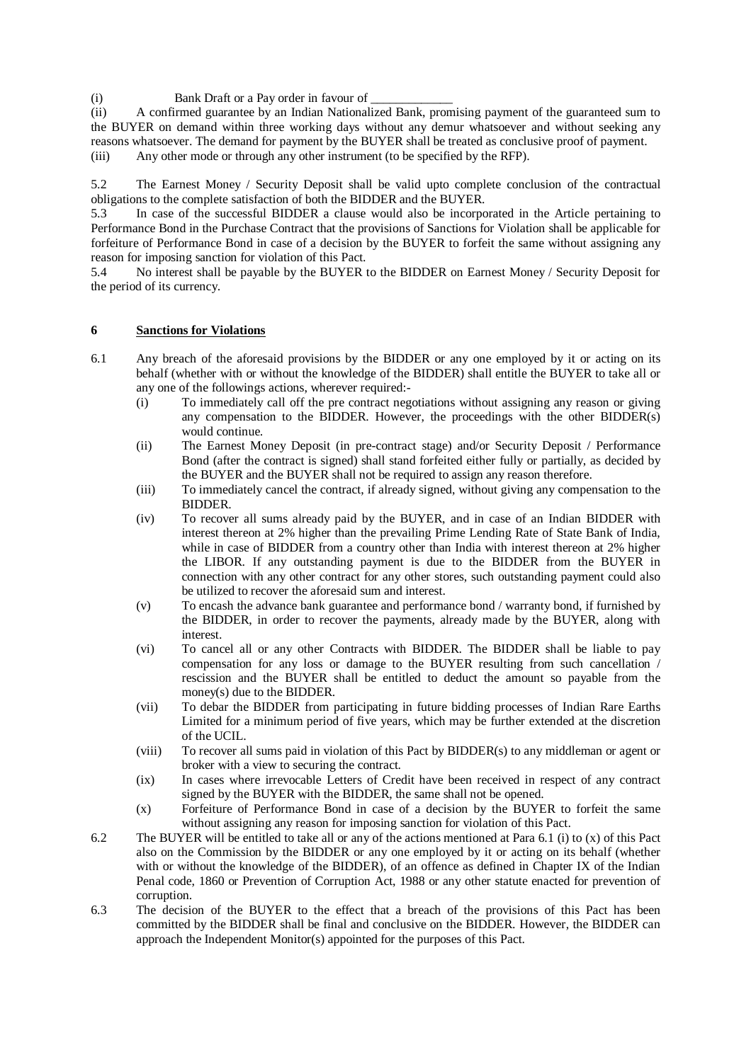(i) Bank Draft or a Pay order in favour of _____________

(ii) A confirmed guarantee by an Indian Nationalized Bank, promising payment of the guaranteed sum to the BUYER on demand within three working days without any demur whatsoever and without seeking any reasons whatsoever. The demand for payment by the BUYER shall be treated as conclusive proof of payment.

(iii) Any other mode or through any other instrument (to be specified by the RFP).

5.2 The Earnest Money / Security Deposit shall be valid upto complete conclusion of the contractual obligations to the complete satisfaction of both the BIDDER and the BUYER.

5.3 In case of the successful BIDDER a clause would also be incorporated in the Article pertaining to Performance Bond in the Purchase Contract that the provisions of Sanctions for Violation shall be applicable for forfeiture of Performance Bond in case of a decision by the BUYER to forfeit the same without assigning any reason for imposing sanction for violation of this Pact.

5.4 No interest shall be payable by the BUYER to the BIDDER on Earnest Money / Security Deposit for the period of its currency.

## 6 Sanctions for Violations

6.1 Any breach of the aforesaid provisions by the BIDDER or any one employed by it or acting on its behalf (whether with or without the knowledge of the BIDDER) shall entitle the BUYER to take all or any one of the followings actions, wherever required:-

(i) To immediately call off the pre contract negotiations without assigning any reason or giving any compensation to the BIDDER. However, the proceedings with the other BIDDER(s) would continue.

(ii) The Earnest Money Deposit (in pre-contract stage) and/or Security Deposit / Performance Bond (after the contract is signed) shall stand forfeited either fully or partially, as decided by the BUYER and the BUYER shall not be required to assign any reason therefore.

(iii) To immediately cancel the contract, if already signed, without giving any compensation to the BIDDER.

(iv) To recover all sums already paid by the BUYER, and in case of an Indian BIDDER with interest thereon at 2% higher than the prevailing Prime Lending Rate of State Bank of India, while in case of BIDDER from a country other than India with interest thereon at 2% higher the LIBOR. If any outstanding payment is due to the BIDDER from the BUYER in connection with any other contract for any other stores, such outstanding payment could also be utilized to recover the aforesaid sum and interest.

(v) To encash the advance bank guarantee and performance bond / warranty bond, if furnished by the BIDDER, in order to recover the payments, already made by the BUYER, along with interest.

(vi) To cancel all or any other Contracts with BIDDER. The BIDDER shall be liable to pay compensation for any loss or damage to the BUYER resulting from such cancellation / rescission and the BUYER shall be entitled to deduct the amount so payable from the money(s) due to the BIDDER.

(vii) To debar the BIDDER from participating in future bidding processes of Indian Rare Earths Limited for a minimum period of five years, which may be further extended at the discretion of the UCIL.

(viii) To recover all sums paid in violation of this Pact by BIDDER(s) to any middleman or agent or broker with a view to securing the contract.

(ix) In cases where irrevocable Letters of Credit have been received in respect of any contract signed by the BUYER with the BIDDER, the same shall not be opened.

(x) Forfeiture of Performance Bond in case of a decision by the BUYER to forfeit the same without assigning any reason for imposing sanction for violation of this Pact.

6.2 The BUYER will be entitled to take all or any of the actions mentioned at Para 6.1 (i) to (x) of this Pact also on the Commission by the BIDDER or any one employed by it or acting on its behalf (whether with or without the knowledge of the BIDDER), of an offence as defined in Chapter IX of the Indian Penal code, 1860 or Prevention of Corruption Act, 1988 or any other statute enacted for prevention of corruption.

6.3 The decision of the BUYER to the effect that a breach of the provisions of this Pact has been committed by the BIDDER shall be final and conclusive on the BIDDER. However, the BIDDER can approach the Independent Monitor(s) appointed for the purposes of this Pact.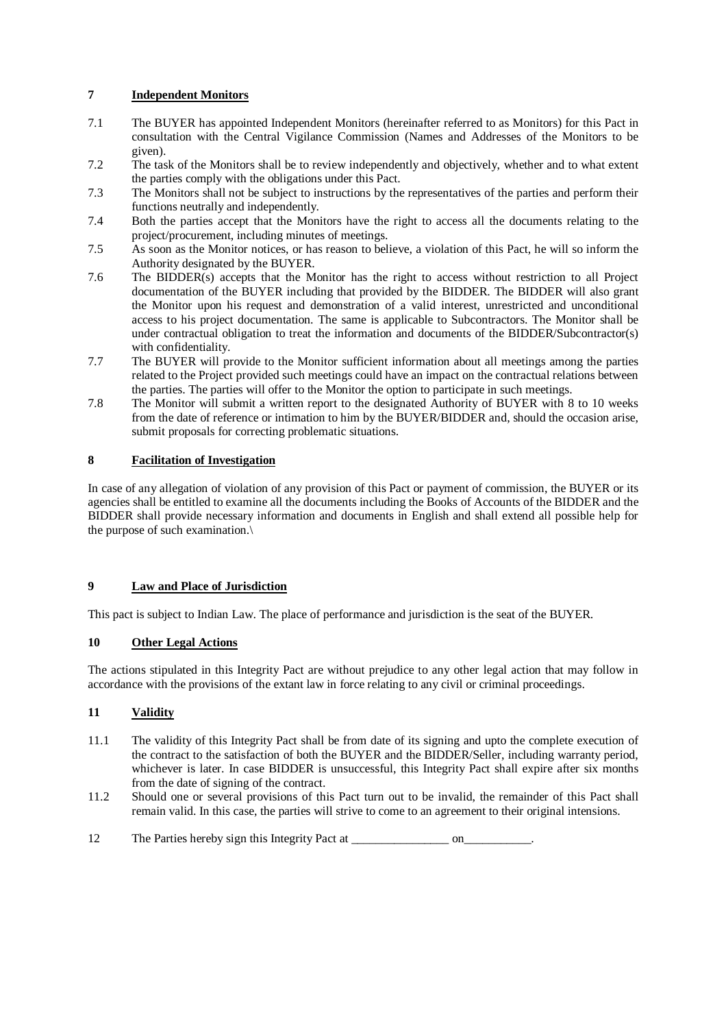## 7 Independent Monitors

7.1 The BUYER has appointed Independent Monitors (hereinafter referred to as Monitors) for this Pact in consultation with the Central Vigilance Commission (Names and Addresses of the Monitors to be given).

7.2 The task of the Monitors shall be to review independently and objectively, whether and to what extent the parties comply with the obligations under this Pact.

7.3 The Monitors shall not be subject to instructions by the representatives of the parties and perform their functions neutrally and independently.

7.4 Both the parties accept that the Monitors have the right to access all the documents relating to the project/procurement, including minutes of meetings.

7.5 As soon as the Monitor notices, or has reason to believe, a violation of this Pact, he will so inform the Authority designated by the BUYER.

7.6 The BIDDER(s) accepts that the Monitor has the right to access without restriction to all Project documentation of the BUYER including that provided by the BIDDER. The BIDDER will also grant the Monitor upon his request and demonstration of a valid interest, unrestricted and unconditional access to his project documentation. The same is applicable to Subcontractors. The Monitor shall be under contractual obligation to treat the information and documents of the BIDDER/Subcontractor(s) with confidentiality.

7.7 The BUYER will provide to the Monitor sufficient information about all meetings among the parties related to the Project provided such meetings could have an impact on the contractual relations between the parties. The parties will offer to the Monitor the option to participate in such meetings.

7.8 The Monitor will submit a written report to the designated Authority of BUYER with 8 to 10 weeks from the date of reference or intimation to him by the BUYER/BIDDER and, should the occasion arise, submit proposals for correcting problematic situations.

## 8 Facilitation of Investigation

In case of any allegation of violation of any provision of this Pact or payment of commission, the BUYER or its agencies shall be entitled to examine all the documents including the Books of Accounts of the BIDDER and the BIDDER shall provide necessary information and documents in English and shall extend all possible help for the purpose of such examination.\

## 9 Law and Place of Jurisdiction

This pact is subject to Indian Law. The place of performance and jurisdiction is the seat of the BUYER.

## 10 Other Legal Actions

The actions stipulated in this Integrity Pact are without prejudice to any other legal action that may follow in accordance with the provisions of the extant law in force relating to any civil or criminal proceedings.

## 11 Validity

11.1 The validity of this Integrity Pact shall be from date of its signing and upto the complete execution of the contract to the satisfaction of both the BUYER and the BIDDER/Seller, including warranty period, whichever is later. In case BIDDER is unsuccessful, this Integrity Pact shall expire after six months from the date of signing of the contract.

11.2 Should one or several provisions of this Pact turn out to be invalid, the remainder of this Pact shall remain valid. In this case, the parties will strive to come to an agreement to their original intensions.

12 The Parties hereby sign this Integrity Pact at ________________ on___________.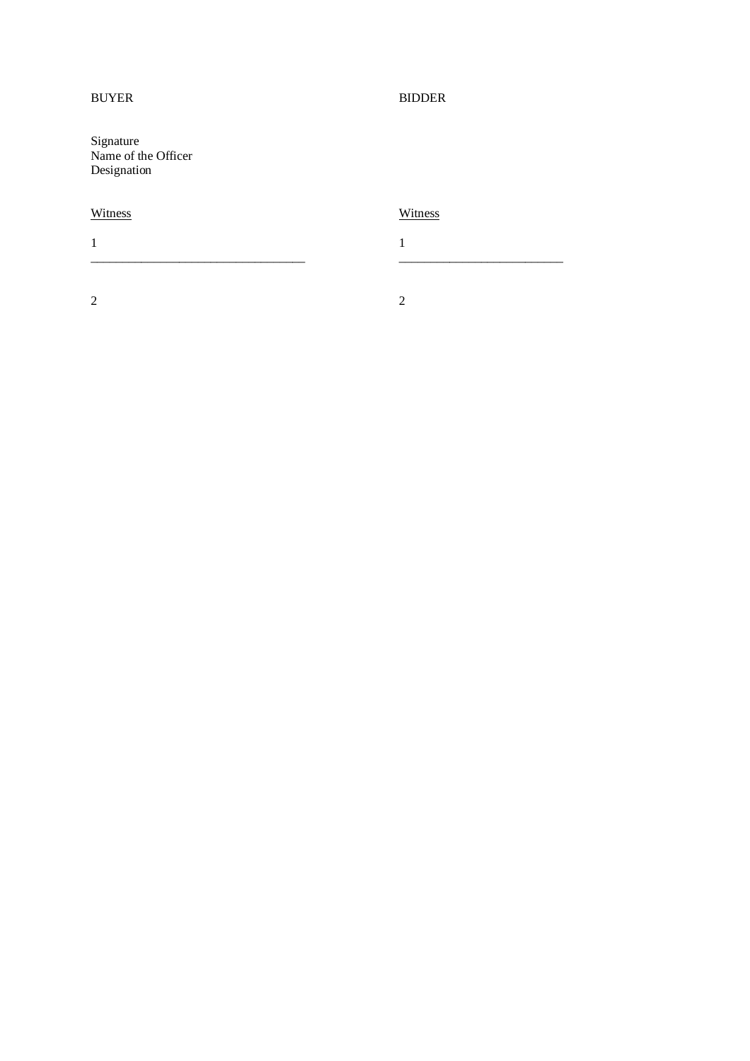| BUYER | BIDDER |
|---|---|
| Signature<br>Name of the Officer<br>Designation | |
| <u>Witness</u> | <u>Witness</u> |
| 1 \_\_\_\_\_\_\_\_\_\_\_\_\_\_\_\_\_\_\_\_\_\_\_\_\_\_\_\_\_\_\_\_ | 1 \_\_\_\_\_\_\_\_\_\_\_\_\_\_\_\_\_\_\_\_\_\_\_\_\_\_ |
| 2 | 2 |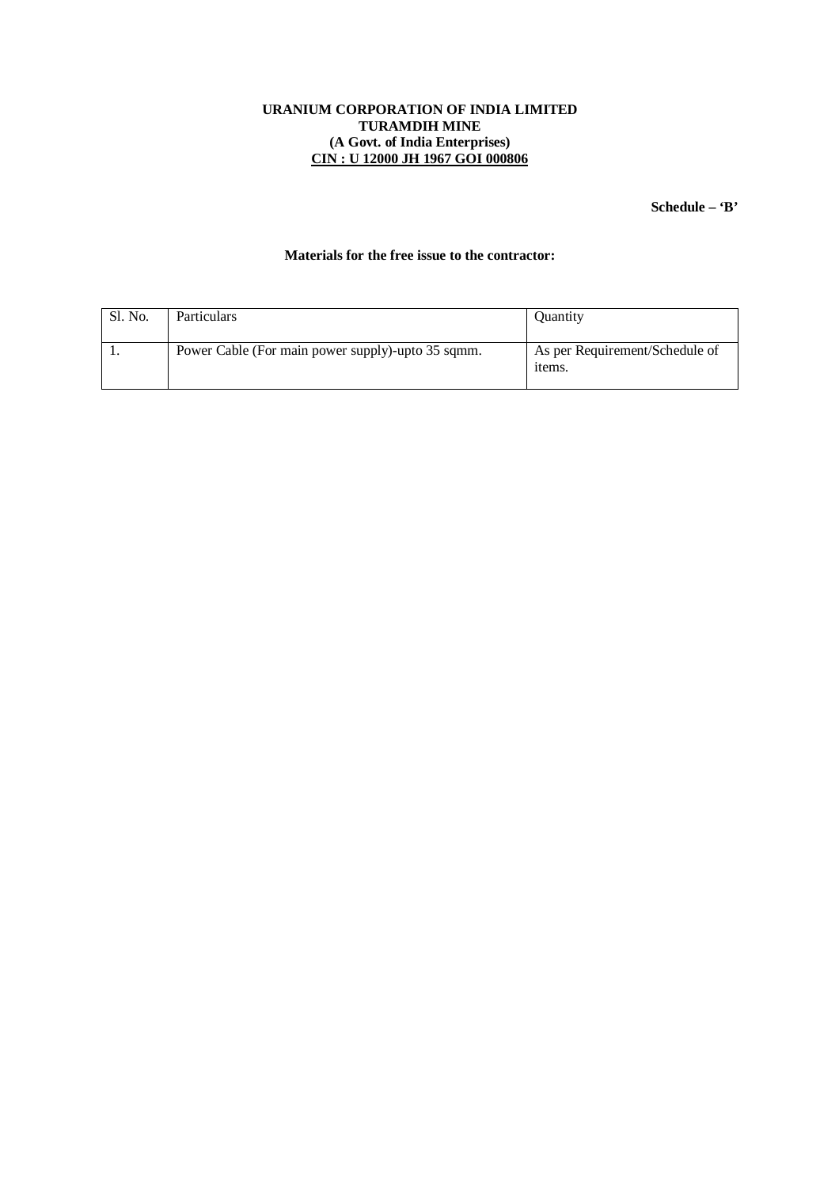**URANIUM CORPORATION OF INDIA LIMITED**
**TURAMDIH MINE**
**(A Govt. of India Enterprises)**
**CIN : U 12000 JH 1967 GOI 000806**

**Schedule – 'B'**

**Materials for the free issue to the contractor:**

| Sl. No. | Particulars | Quantity |
|---|---|---|
| 1. | Power Cable (For main power supply)-upto 35 sqmm. | As per Requirement/Schedule of items. |